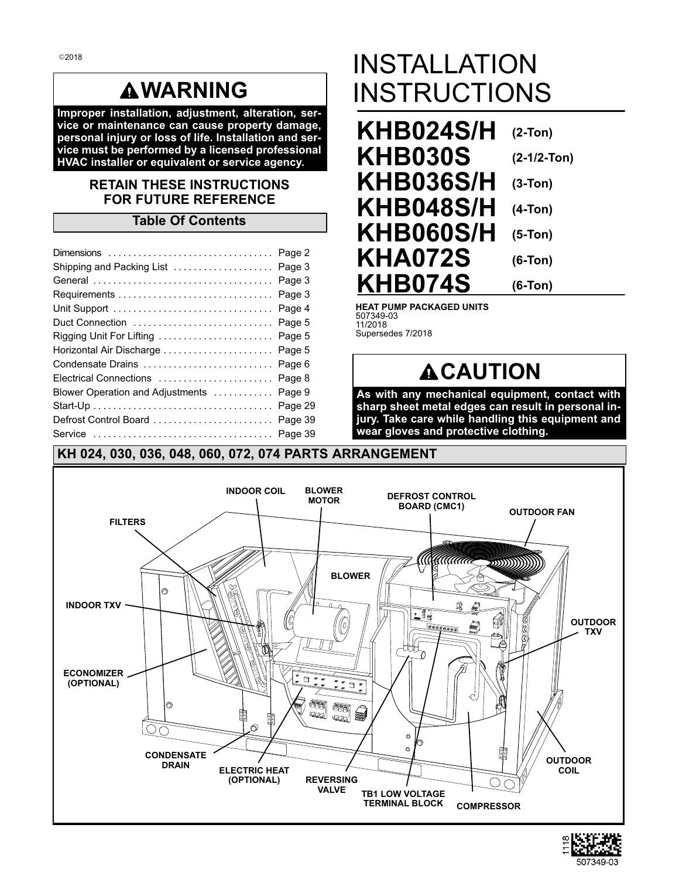©2018

# ⚠WARNING

**Improper installation, adjustment, alteration, service or maintenance can cause property damage, personal injury or loss of life. Installation and service must be performed by a licensed professional HVAC installer or equivalent or service agency.**

**RETAIN THESE INSTRUCTIONS FOR FUTURE REFERENCE**

## Table Of Contents

| | |
|---|---|
| Dimensions | Page 2 |
| Shipping and Packing List | Page 3 |
| General | Page 3 |
| Requirements | Page 3 |
| Unit Support | Page 4 |
| Duct Connection | Page 5 |
| Rigging Unit For Lifting | Page 5 |
| Horizontal Air Discharge | Page 5 |
| Condensate Drains | Page 6 |
| Electrical Connections | Page 8 |
| Blower Operation and Adjustments | Page 9 |
| Start-Up | Page 29 |
| Defrost Control Board | Page 39 |
| Service | Page 39 |

# INSTALLATION INSTRUCTIONS

| | |
|---|---|
| **KHB024S/H** | **(2-Ton)** |
| **KHB030S** | **(2-1/2-Ton)** |
| **KHB036S/H** | **(3-Ton)** |
| **KHB048S/H** | **(4-Ton)** |
| **KHB060S/H** | **(5-Ton)** |
| **KHA072S** | **(6-Ton)** |
| **KHB074S** | **(6-Ton)** |

**HEAT PUMP PACKAGED UNITS**
507349-03
11/2018
Supersedes 7/2018

# ⚠CAUTION

**As with any mechanical equipment, contact with sharp sheet metal edges can result in personal injury. Take care while handling this equipment and wear gloves and protective clothing.**

## KH 024, 030, 036, 048, 060, 072, 074 PARTS ARRANGEMENT

INDOOR COIL, BLOWER MOTOR, DEFROST CONTROL BOARD (CMC1), OUTDOOR FAN, FILTERS, BLOWER, INDOOR TXV, OUTDOOR TXV, ECONOMIZER (OPTIONAL), CONDENSATE DRAIN, ELECTRIC HEAT (OPTIONAL), REVERSING VALVE, TB1 LOW VOLTAGE TERMINAL BLOCK, COMPRESSOR, OUTDOOR COIL

1118
507349-03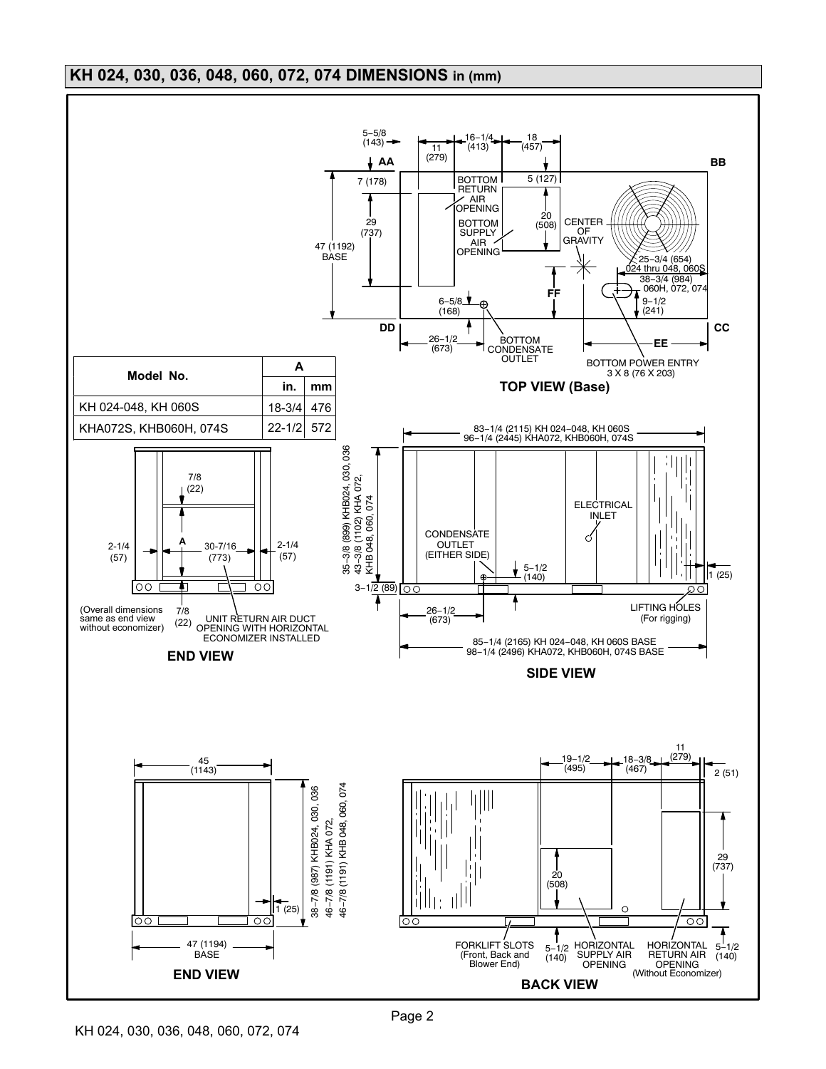## KH 024, 030, 036, 048, 060, 072, 074 DIMENSIONS in (mm)

| Model No. | A | |
|---|---|---|
| | in. | mm |
| KH 024-048, KH 060S | 18-3/4 | 476 |
| KHA072S, KHB060H, 074S | 22-1/2 | 572 |

**TOP VIEW (Base)**

5-5/8 (143); 11 (279); 16-1/4 (413); 18 (457); AA; BB; 7 (178); 5 (127); 29 (737); 20 (508); 47 (1192) BASE; BOTTOM RETURN AIR OPENING; BOTTOM SUPPLY AIR OPENING; CENTER OF GRAVITY; 25-3/4 (654) 024 thru 048, 060S; 38-3/4 (984) 060H, 072, 074; 9-1/2 (241); FF; 6-5/8 (168); DD; CC; 26-1/2 (673); BOTTOM CONDENSATE OUTLET; EE; BOTTOM POWER ENTRY 3 X 8 (76 X 203)

**END VIEW**

7/8 (22); A; 2-1/4 (57); 30-7/16 (773); 2-1/4 (57); 7/8 (22); UNIT RETURN AIR DUCT OPENING WITH HORIZONTAL ECONOMIZER INSTALLED

(Overall dimensions same as end view without economizer)

**SIDE VIEW**

83-1/4 (2115) KH 024-048, KH 060S
96-1/4 (2445) KHA072, KHB060H, 074S

35-3/8 (899) KHB024, 030, 036
43-3/8 (1102) KHA 072, KHB 048, 060, 074

ELECTRICAL INLET; CONDENSATE OUTLET (EITHER SIDE); 5-1/2 (140); 1 (25); 3-1/2 (89); 26-1/2 (673); LIFTING HOLES (For rigging)

85-1/4 (2165) KH 024-048, KH 060S BASE
98-1/4 (2496) KHA072, KHB060H, 074S BASE

**END VIEW**

45 (1143); 1 (25); 47 (1194) BASE

38-7/8 (987) KHB024, 030, 036
46-7/8 (1191) KHA 072,
46-7/8 (1191) KHB 048, 060, 074

**BACK VIEW**

19-1/2 (495); 18-3/8 (467); 11 (279); 2 (51); 29 (737); 20 (508); 5-1/2 (140); 5-1/2 (140)

FORKLIFT SLOTS (Front, Back and Blower End); HORIZONTAL SUPPLY AIR OPENING; HORIZONTAL RETURN AIR OPENING (Without Economizer)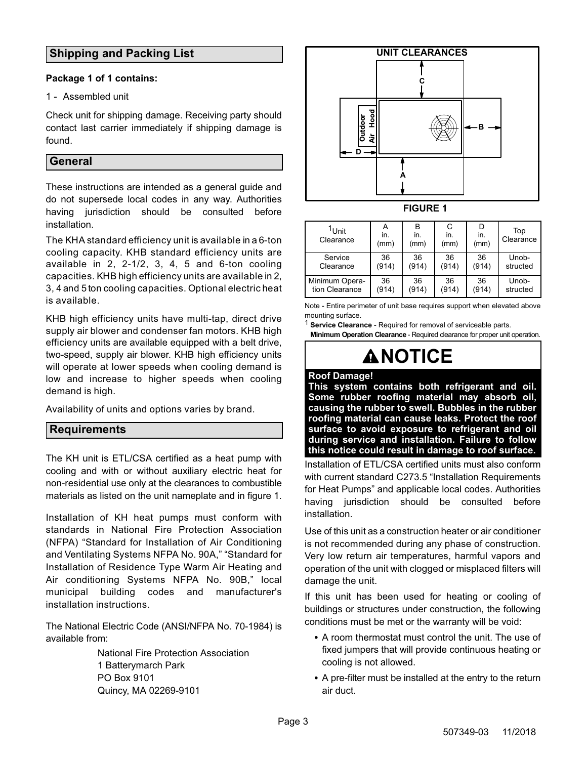## Shipping and Packing List

**Package 1 of 1 contains:**

1 - Assembled unit

Check unit for shipping damage. Receiving party should contact last carrier immediately if shipping damage is found.

## General

These instructions are intended as a general guide and do not supersede local codes in any way. Authorities having jurisdiction should be consulted before installation.

The KHA standard efficiency unit is available in a 6-ton cooling capacity. KHB standard efficiency units are available in 2, 2-1/2, 3, 4, 5 and 6-ton cooling capacities. KHB high efficiency units are available in 2, 3, 4 and 5 ton cooling capacities. Optional electric heat is available.

KHB high efficiency units have multi-tap, direct drive supply air blower and condenser fan motors. KHB high efficiency units are available equipped with a belt drive, two-speed, supply air blower. KHB high efficiency units will operate at lower speeds when cooling demand is low and increase to higher speeds when cooling demand is high.

Availability of units and options varies by brand.

## Requirements

The KH unit is ETL/CSA certified as a heat pump with cooling and with or without auxiliary electric heat for non-residential use only at the clearances to combustible materials as listed on the unit nameplate and in figure 1.

Installation of KH heat pumps must conform with standards in National Fire Protection Association (NFPA) “Standard for Installation of Air Conditioning and Ventilating Systems NFPA No. 90A,” “Standard for Installation of Residence Type Warm Air Heating and Air conditioning Systems NFPA No. 90B,” local municipal building codes and manufacturer's installation instructions.

The National Electric Code (ANSI/NFPA No. 70-1984) is available from:

National Fire Protection Association
1 Batterymarch Park
PO Box 9101
Quincy, MA 02269-9101

**UNIT CLEARANCES**

Outdoor Air Hood

**FIGURE 1**

| [1]Unit Clearance | A in. (mm) | B in. (mm) | C in. (mm) | D in. (mm) | Top Clearance |
|---|---|---|---|---|---|
| Service Clearance | 36 (914) | 36 (914) | 36 (914) | 36 (914) | Unob-structed |
| Minimum Operation Clearance | 36 (914) | 36 (914) | 36 (914) | 36 (914) | Unob-structed |

Note - Entire perimeter of unit base requires support when elevated above mounting surface.

[1] **Service Clearance** - Required for removal of serviceable parts.
**Minimum Operation Clearance** - Required clearance for proper unit operation.

> **⚠NOTICE**
>
> **Roof Damage!**
> **This system contains both refrigerant and oil. Some rubber roofing material may absorb oil, causing the rubber to swell. Bubbles in the rubber roofing material can cause leaks. Protect the roof surface to avoid exposure to refrigerant and oil during service and installation. Failure to follow this notice could result in damage to roof surface.**

Installation of ETL/CSA certified units must also conform with current standard C273.5 “Installation Requirements for Heat Pumps” and applicable local codes. Authorities having jurisdiction should be consulted before installation.

Use of this unit as a construction heater or air conditioner is not recommended during any phase of construction. Very low return air temperatures, harmful vapors and operation of the unit with clogged or misplaced filters will damage the unit.

If this unit has been used for heating or cooling of buildings or structures under construction, the following conditions must be met or the warranty will be void:

- A room thermostat must control the unit. The use of fixed jumpers that will provide continuous heating or cooling is not allowed.
- A pre-filter must be installed at the entry to the return air duct.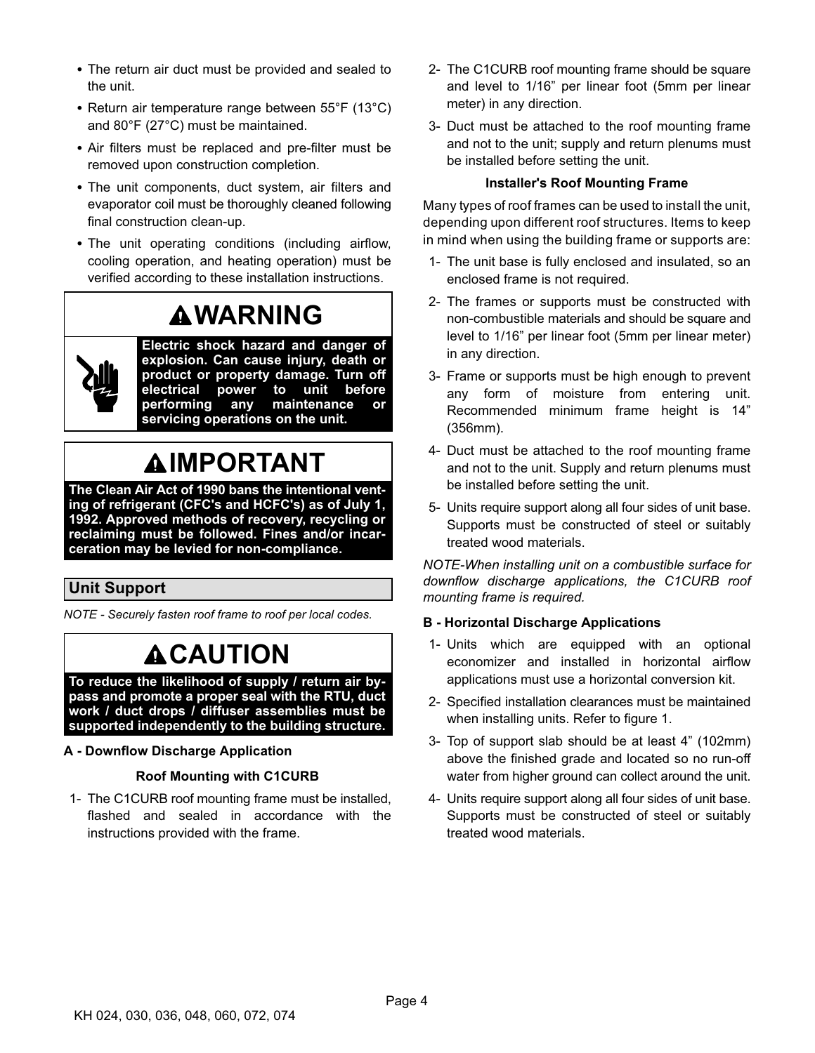- The return air duct must be provided and sealed to the unit.
- Return air temperature range between 55°F (13°C) and 80°F (27°C) must be maintained.
- Air filters must be replaced and pre-filter must be removed upon construction completion.
- The unit components, duct system, air filters and evaporator coil must be thoroughly cleaned following final construction clean-up.
- The unit operating conditions (including airflow, cooling operation, and heating operation) must be verified according to these installation instructions.

**⚠WARNING**

**Electric shock hazard and danger of explosion. Can cause injury, death or product or property damage. Turn off electrical power to unit before performing any maintenance or servicing operations on the unit.**

**⚠IMPORTANT**

**The Clean Air Act of 1990 bans the intentional venting of refrigerant (CFC's and HCFC's) as of July 1, 1992. Approved methods of recovery, recycling or reclaiming must be followed. Fines and/or incarceration may be levied for non-compliance.**

## Unit Support

*NOTE - Securely fasten roof frame to roof per local codes.*

**⚠CAUTION**

**To reduce the likelihood of supply / return air bypass and promote a proper seal with the RTU, duct work / duct drops / diffuser assemblies must be supported independently to the building structure.**

### A - Downflow Discharge Application

#### Roof Mounting with C1CURB

1- The C1CURB roof mounting frame must be installed, flashed and sealed in accordance with the instructions provided with the frame.

2- The C1CURB roof mounting frame should be square and level to 1/16” per linear foot (5mm per linear meter) in any direction.

3- Duct must be attached to the roof mounting frame and not to the unit; supply and return plenums must be installed before setting the unit.

#### Installer's Roof Mounting Frame

Many types of roof frames can be used to install the unit, depending upon different roof structures. Items to keep in mind when using the building frame or supports are:

1- The unit base is fully enclosed and insulated, so an enclosed frame is not required.

2- The frames or supports must be constructed with non-combustible materials and should be square and level to 1/16” per linear foot (5mm per linear meter) in any direction.

3- Frame or supports must be high enough to prevent any form of moisture from entering unit. Recommended minimum frame height is 14” (356mm).

4- Duct must be attached to the roof mounting frame and not to the unit. Supply and return plenums must be installed before setting the unit.

5- Units require support along all four sides of unit base. Supports must be constructed of steel or suitably treated wood materials.

*NOTE-When installing unit on a combustible surface for downflow discharge applications, the C1CURB roof mounting frame is required.*

### B - Horizontal Discharge Applications

1- Units which are equipped with an optional economizer and installed in horizontal airflow applications must use a horizontal conversion kit.

2- Specified installation clearances must be maintained when installing units. Refer to figure 1.

3- Top of support slab should be at least 4” (102mm) above the finished grade and located so no run-off water from higher ground can collect around the unit.

4- Units require support along all four sides of unit base. Supports must be constructed of steel or suitably treated wood materials.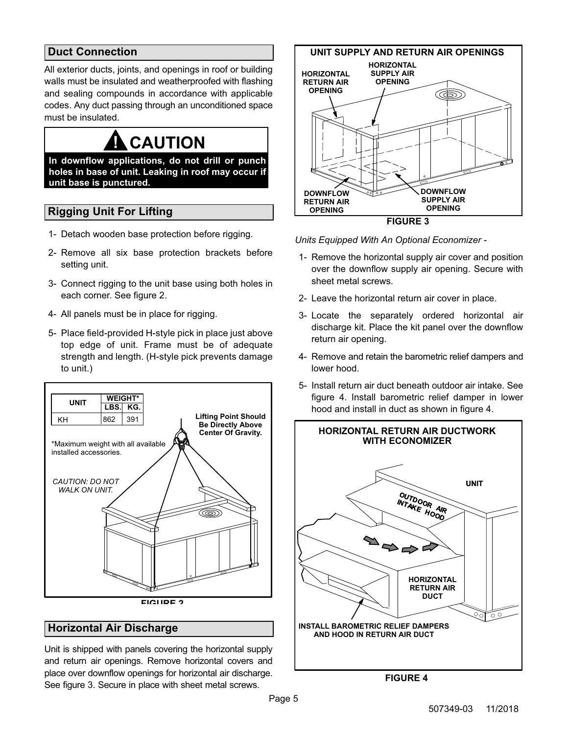## Duct Connection

All exterior ducts, joints, and openings in roof or building walls must be insulated and weatherproofed with flashing and sealing compounds in accordance with applicable codes. Any duct passing through an unconditioned space must be insulated.

**! CAUTION**

**In downflow applications, do not drill or punch holes in base of unit. Leaking in roof may occur if unit base is punctured.**

## Rigging Unit For Lifting

1- Detach wooden base protection before rigging.

2- Remove all six base protection brackets before setting unit.

3- Connect rigging to the unit base using both holes in each corner. See figure 2.

4- All panels must be in place for rigging.

5- Place field-provided H-style pick in place just above top edge of unit. Frame must be of adequate strength and length. (H-style pick prevents damage to unit.)

| UNIT | WEIGHT* | |
|---|---|---|
| | LBS. | KG. |
| KH | 862 | 391 |

*Maximum weight with all available installed accessories.

Lifting Point Should Be Directly Above Center Of Gravity.

*CAUTION: DO NOT WALK ON UNIT.*

FIGURE 2

## Horizontal Air Discharge

Unit is shipped with panels covering the horizontal supply and return air openings. Remove horizontal covers and place over downflow openings for horizontal air discharge. See figure 3. Secure in place with sheet metal screws.

**UNIT SUPPLY AND RETURN AIR OPENINGS**

HORIZONTAL RETURN AIR OPENING

HORIZONTAL SUPPLY AIR OPENING

DOWNFLOW RETURN AIR OPENING

DOWNFLOW SUPPLY AIR OPENING

FIGURE 3

*Units Equipped With An Optional Economizer -*

1- Remove the horizontal supply air cover and position over the downflow supply air opening. Secure with sheet metal screws.

2- Leave the horizontal return air cover in place.

3- Locate the separately ordered horizontal air discharge kit. Place the kit panel over the downflow return air opening.

4- Remove and retain the barometric relief dampers and lower hood.

5- Install return air duct beneath outdoor air intake. See figure 4. Install barometric relief damper in lower hood and install in duct as shown in figure 4.

**HORIZONTAL RETURN AIR DUCTWORK WITH ECONOMIZER**

UNIT

OUTDOOR AIR INTAKE HOOD

HORIZONTAL RETURN AIR DUCT

INSTALL BAROMETRIC RELIEF DAMPERS AND HOOD IN RETURN AIR DUCT

FIGURE 4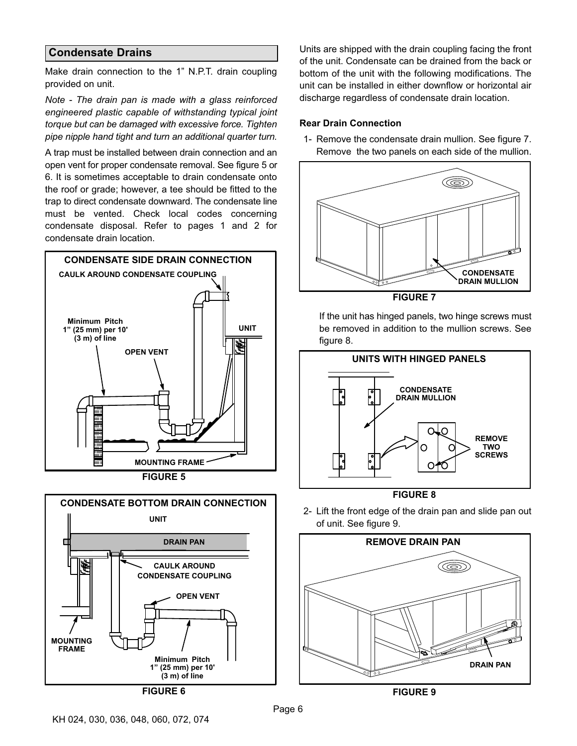## Condensate Drains

Make drain connection to the 1" N.P.T. drain coupling provided on unit.

*Note - The drain pan is made with a glass reinforced engineered plastic capable of withstanding typical joint torque but can be damaged with excessive force. Tighten pipe nipple hand tight and turn an additional quarter turn.*

A trap must be installed between drain connection and an open vent for proper condensate removal. See figure 5 or 6. It is sometimes acceptable to drain condensate onto the roof or grade; however, a tee should be fitted to the trap to direct condensate downward. The condensate line must be vented. Check local codes concerning condensate disposal. Refer to pages 1 and 2 for condensate drain location.

CONDENSATE SIDE DRAIN CONNECTION

CAULK AROUND CONDENSATE COUPLING

Minimum Pitch 1" (25 mm) per 10' (3 m) of line

UNIT

OPEN VENT

MOUNTING FRAME

FIGURE 5

CONDENSATE BOTTOM DRAIN CONNECTION

UNIT

DRAIN PAN

CAULK AROUND CONDENSATE COUPLING

OPEN VENT

MOUNTING FRAME

Minimum Pitch 1" (25 mm) per 10' (3 m) of line

FIGURE 6

Units are shipped with the drain coupling facing the front of the unit. Condensate can be drained from the back or bottom of the unit with the following modifications. The unit can be installed in either downflow or horizontal air discharge regardless of condensate drain location.

**Rear Drain Connection**

1- Remove the condensate drain mullion. See figure 7. Remove the two panels on each side of the mullion.

CONDENSATE DRAIN MULLION

FIGURE 7

If the unit has hinged panels, two hinge screws must be removed in addition to the mullion screws. See figure 8.

UNITS WITH HINGED PANELS

CONDENSATE DRAIN MULLION

REMOVE TWO SCREWS

FIGURE 8

2- Lift the front edge of the drain pan and slide pan out of unit. See figure 9.

REMOVE DRAIN PAN

DRAIN PAN

FIGURE 9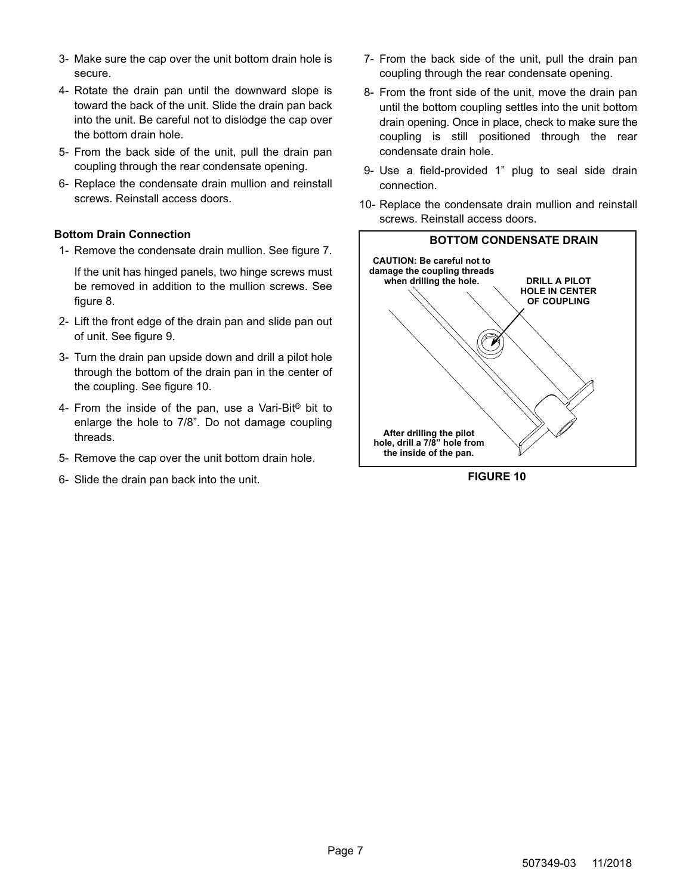3- Make sure the cap over the unit bottom drain hole is secure.

4- Rotate the drain pan until the downward slope is toward the back of the unit. Slide the drain pan back into the unit. Be careful not to dislodge the cap over the bottom drain hole.

5- From the back side of the unit, pull the drain pan coupling through the rear condensate opening.

6- Replace the condensate drain mullion and reinstall screws. Reinstall access doors.

**Bottom Drain Connection**

1- Remove the condensate drain mullion. See figure 7.

If the unit has hinged panels, two hinge screws must be removed in addition to the mullion screws. See figure 8.

2- Lift the front edge of the drain pan and slide pan out of unit. See figure 9.

3- Turn the drain pan upside down and drill a pilot hole through the bottom of the drain pan in the center of the coupling. See figure 10.

4- From the inside of the pan, use a Vari-Bit® bit to enlarge the hole to 7/8”. Do not damage coupling threads.

5- Remove the cap over the unit bottom drain hole.

6- Slide the drain pan back into the unit.

7- From the back side of the unit, pull the drain pan coupling through the rear condensate opening.

8- From the front side of the unit, move the drain pan until the bottom coupling settles into the unit bottom drain opening. Once in place, check to make sure the coupling is still positioned through the rear condensate drain hole.

9- Use a field-provided 1” plug to seal side drain connection.

10- Replace the condensate drain mullion and reinstall screws. Reinstall access doors.

**BOTTOM CONDENSATE DRAIN**

CAUTION: Be careful not to damage the coupling threads when drilling the hole.

DRILL A PILOT HOLE IN CENTER OF COUPLING

After drilling the pilot hole, drill a 7/8” hole from the inside of the pan.

**FIGURE 10**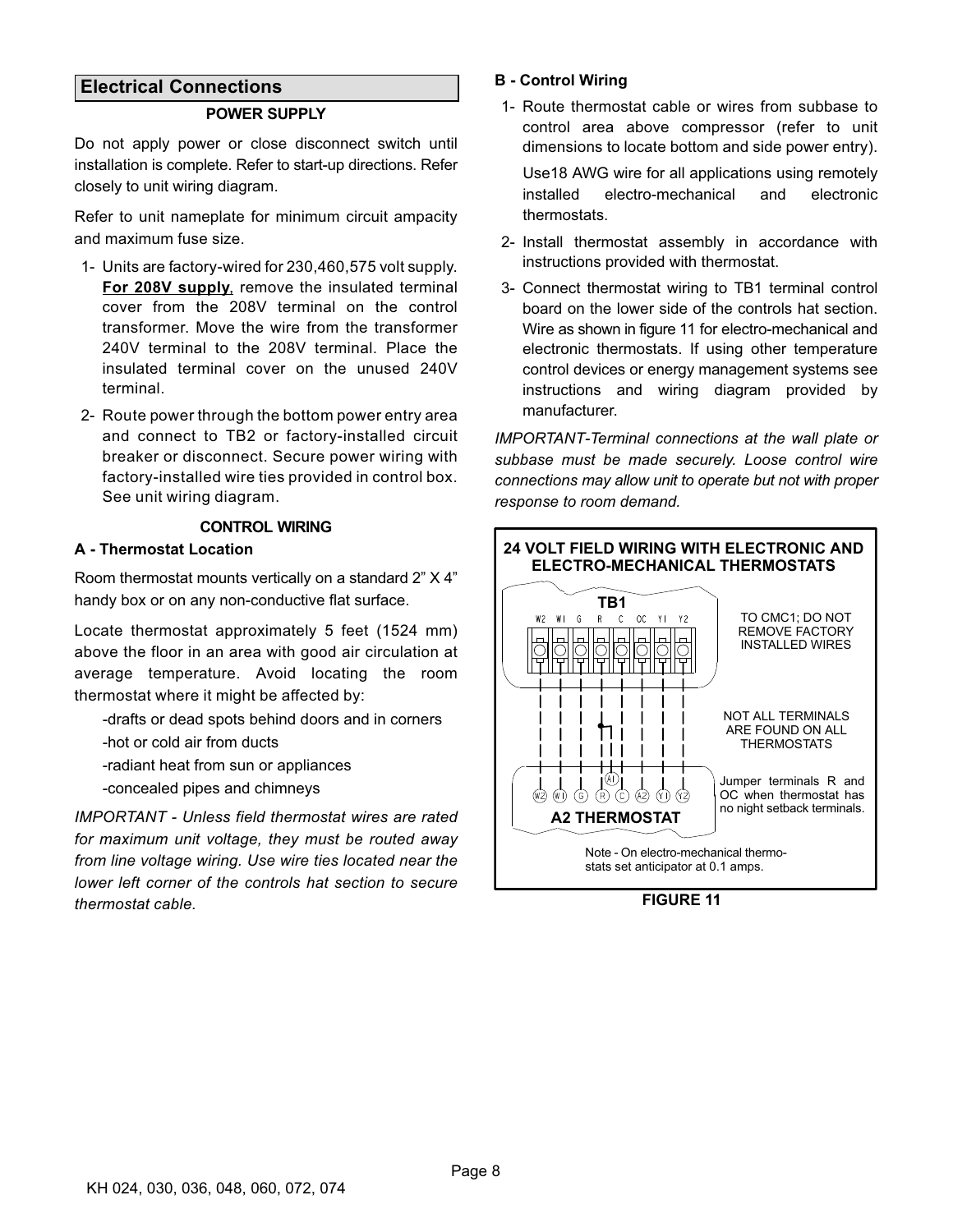## Electrical Connections

### POWER SUPPLY

Do not apply power or close disconnect switch until installation is complete. Refer to start-up directions. Refer closely to unit wiring diagram.

Refer to unit nameplate for minimum circuit ampacity and maximum fuse size.

1- Units are factory-wired for 230,460,575 volt supply. **For 208V supply**, remove the insulated terminal cover from the 208V terminal on the control transformer. Move the wire from the transformer 240V terminal to the 208V terminal. Place the insulated terminal cover on the unused 240V terminal.

2- Route power through the bottom power entry area and connect to TB2 or factory-installed circuit breaker or disconnect. Secure power wiring with factory-installed wire ties provided in control box. See unit wiring diagram.

### CONTROL WIRING

**A - Thermostat Location**

Room thermostat mounts vertically on a standard 2" X 4" handy box or on any non-conductive flat surface.

Locate thermostat approximately 5 feet (1524 mm) above the floor in an area with good air circulation at average temperature. Avoid locating the room thermostat where it might be affected by:

-drafts or dead spots behind doors and in corners

-hot or cold air from ducts

-radiant heat from sun or appliances

-concealed pipes and chimneys

*IMPORTANT - Unless field thermostat wires are rated for maximum unit voltage, they must be routed away from line voltage wiring. Use wire ties located near the lower left corner of the controls hat section to secure thermostat cable.*

**B - Control Wiring**

1- Route thermostat cable or wires from subbase to control area above compressor (refer to unit dimensions to locate bottom and side power entry).

Use18 AWG wire for all applications using remotely installed electro-mechanical and electronic thermostats.

2- Install thermostat assembly in accordance with instructions provided with thermostat.

3- Connect thermostat wiring to TB1 terminal control board on the lower side of the controls hat section. Wire as shown in figure 11 for electro-mechanical and electronic thermostats. If using other temperature control devices or energy management systems see instructions and wiring diagram provided by manufacturer.

*IMPORTANT-Terminal connections at the wall plate or subbase must be made securely. Loose control wire connections may allow unit to operate but not with proper response to room demand.*

**24 VOLT FIELD WIRING WITH ELECTRONIC AND ELECTRO-MECHANICAL THERMOSTATS**

TB1: W2 W1 G R C OC Y1 Y2

TO CMC1; DO NOT REMOVE FACTORY INSTALLED WIRES

NOT ALL TERMINALS ARE FOUND ON ALL THERMOSTATS

A2 THERMOSTAT: W2 W1 G R C A2 Y1 Y2 (A1)

Jumper terminals R and OC when thermostat has no night setback terminals.

Note - On electro-mechanical thermostats set anticipator at 0.1 amps.

**FIGURE 11**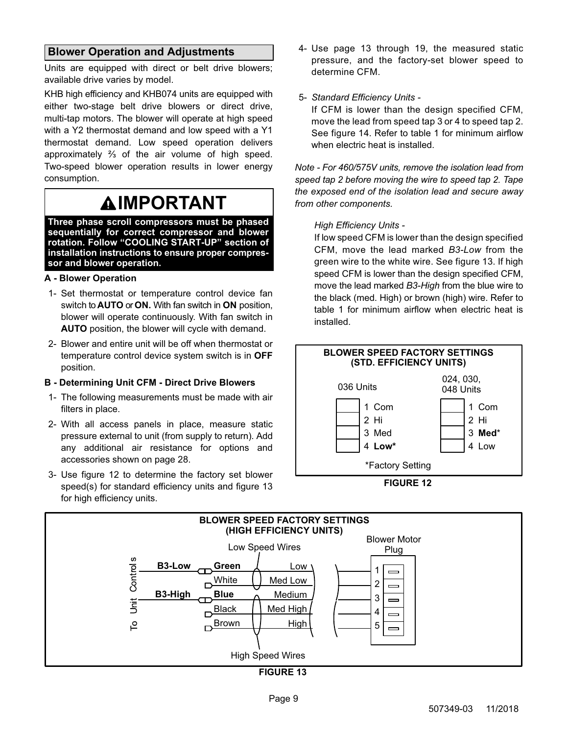## Blower Operation and Adjustments

Units are equipped with direct or belt drive blowers; available drive varies by model.

KHB high efficiency and KHB074 units are equipped with either two-stage belt drive blowers or direct drive, multi-tap motors. The blower will operate at high speed with a Y2 thermostat demand and low speed with a Y1 thermostat demand. Low speed operation delivers approximately ⅔ of the air volume of high speed. Two-speed blower operation results in lower energy consumption.

> **⚠IMPORTANT**
>
> **Three phase scroll compressors must be phased sequentially for correct compressor and blower rotation. Follow "COOLING START-UP" section of installation instructions to ensure proper compressor and blower operation.**

### A - Blower Operation

1- Set thermostat or temperature control device fan switch to **AUTO** or **ON.** With fan switch in **ON** position, blower will operate continuously. With fan switch in **AUTO** position, the blower will cycle with demand.

2- Blower and entire unit will be off when thermostat or temperature control device system switch is in **OFF** position.

### B - Determining Unit CFM - Direct Drive Blowers

1- The following measurements must be made with air filters in place.

2- With all access panels in place, measure static pressure external to unit (from supply to return). Add any additional air resistance for options and accessories shown on page 28.

3- Use figure 12 to determine the factory set blower speed(s) for standard efficiency units and figure 13 for high efficiency units.

4- Use page 13 through 19, the measured static pressure, and the factory-set blower speed to determine CFM.

5- *Standard Efficiency Units -*

If CFM is lower than the design specified CFM, move the lead from speed tap 3 or 4 to speed tap 2. See figure 14. Refer to table 1 for minimum airflow when electric heat is installed.

*Note - For 460/575V units, remove the isolation lead from speed tap 2 before moving the wire to speed tap 2. Tape the exposed end of the isolation lead and secure away from other components.*

*High Efficiency Units -*

If low speed CFM is lower than the design specified CFM, move the lead marked *B3-Low* from the green wire to the white wire. See figure 13. If high speed CFM is lower than the design specified CFM, move the lead marked *B3-High* from the blue wire to the black (med. High) or brown (high) wire. Refer to table 1 for minimum airflow when electric heat is installed.

**BLOWER SPEED FACTORY SETTINGS (STD. EFFICIENCY UNITS)**

| 036 Units | 024, 030, 048 Units |
|---|---|
| 1 Com | 1 Com |
| 2 Hi | 2 Hi |
| 3 Med | 3 **Med*** |
| 4 **Low*** | 4 Low |

*Factory Setting

**FIGURE 12**

**BLOWER SPEED FACTORY SETTINGS (HIGH EFFICIENCY UNITS)**

To Unit Controls

| Lead | Wire | Speed | Blower Motor Plug |
|---|---|---|---|
| **B3-Low** | **Green** | Low | 1 |
| | White | Med Low | 2 |
| **B3-High** | **Blue** | Medium | 3 |
| | Black | Med High | 4 |
| | Brown | High | 5 |

Low Speed Wires: Green, White. High Speed Wires: Blue, Black, Brown.

**FIGURE 13**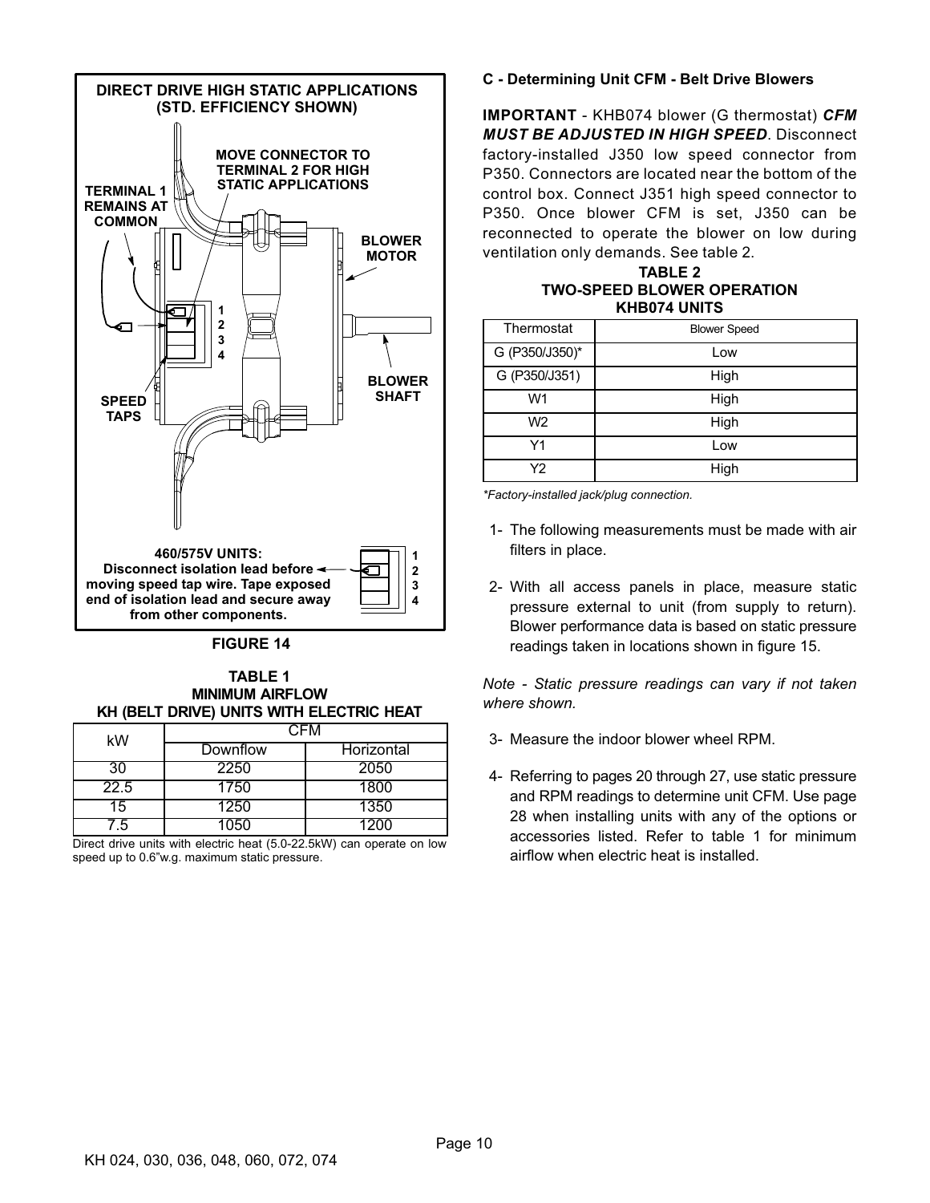**DIRECT DRIVE HIGH STATIC APPLICATIONS (STD. EFFICIENCY SHOWN)**

TERMINAL 1 REMAINS AT COMMON

MOVE CONNECTOR TO TERMINAL 2 FOR HIGH STATIC APPLICATIONS

BLOWER MOTOR

SPEED TAPS

BLOWER SHAFT

460/575V UNITS: Disconnect isolation lead before moving speed tap wire. Tape exposed end of isolation lead and secure away from other components.

FIGURE 14

**TABLE 1**
**MINIMUM AIRFLOW**
**KH (BELT DRIVE) UNITS WITH ELECTRIC HEAT**

| kW | CFM | |
|---|---|---|
| | Downflow | Horizontal |
| 30 | 2250 | 2050 |
| 22.5 | 1750 | 1800 |
| 15 | 1250 | 1350 |
| 7.5 | 1050 | 1200 |

Direct drive units with electric heat (5.0-22.5kW) can operate on low speed up to 0.6"w.g. maximum static pressure.

### C - Determining Unit CFM - Belt Drive Blowers

**IMPORTANT** - KHB074 blower (G thermostat) ***CFM MUST BE ADJUSTED IN HIGH SPEED***. Disconnect factory-installed J350 low speed connector from P350. Connectors are located near the bottom of the control box. Connect J351 high speed connector to P350. Once blower CFM is set, J350 can be reconnected to operate the blower on low during ventilation only demands. See table 2.

**TABLE 2**
**TWO-SPEED BLOWER OPERATION**
**KHB074 UNITS**

| Thermostat | Blower Speed |
|---|---|
| G (P350/J350)* | Low |
| G (P350/J351) | High |
| W1 | High |
| W2 | High |
| Y1 | Low |
| Y2 | High |

*\*Factory-installed jack/plug connection.*

1- The following measurements must be made with air filters in place.

2- With all access panels in place, measure static pressure external to unit (from supply to return). Blower performance data is based on static pressure readings taken in locations shown in figure 15.

*Note - Static pressure readings can vary if not taken where shown.*

3- Measure the indoor blower wheel RPM.

4- Referring to pages 20 through 27, use static pressure and RPM readings to determine unit CFM. Use page 28 when installing units with any of the options or accessories listed. Refer to table 1 for minimum airflow when electric heat is installed.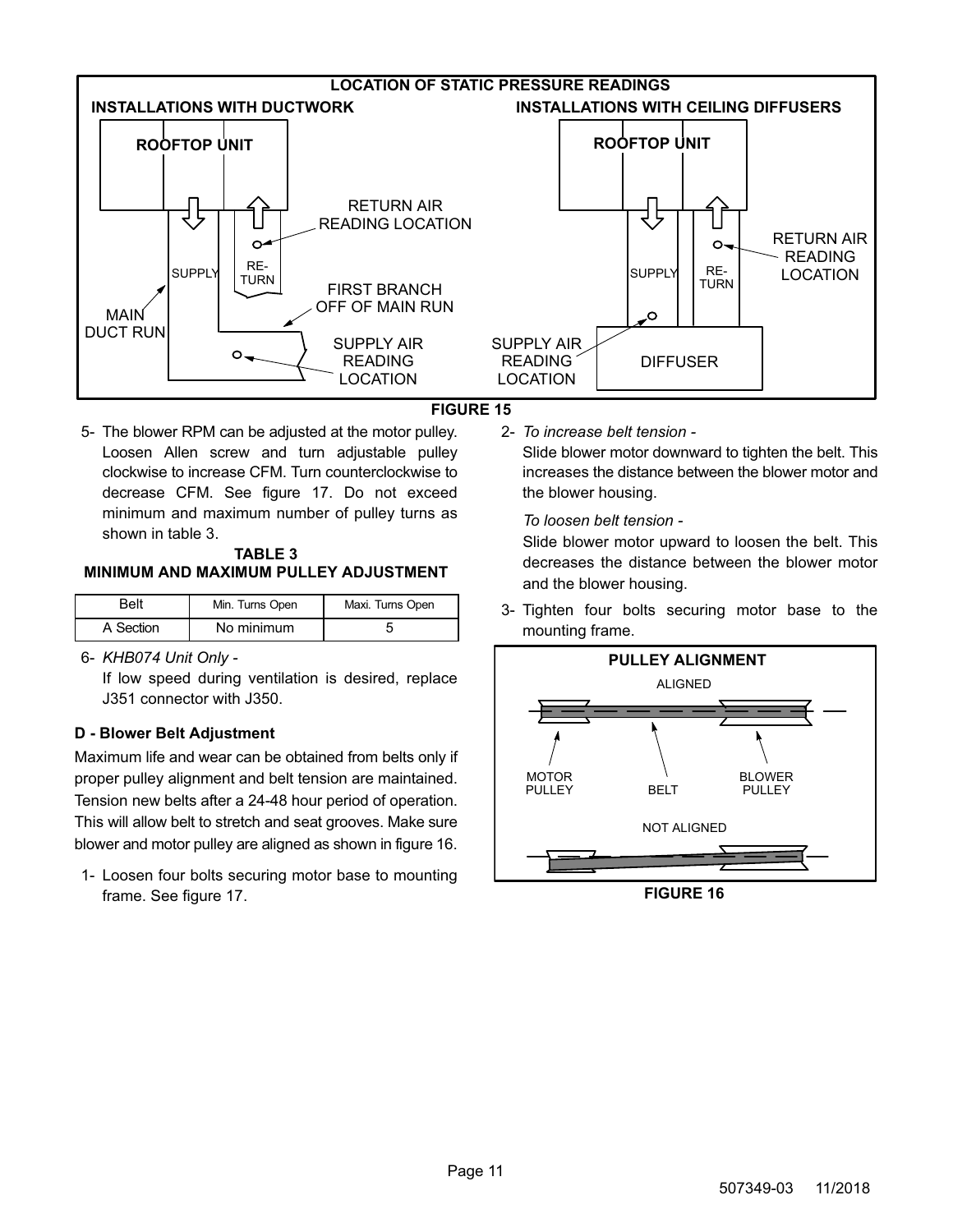**LOCATION OF STATIC PRESSURE READINGS**

INSTALLATIONS WITH DUCTWORK — ROOFTOP UNIT, SUPPLY, RETURN, RETURN AIR READING LOCATION, FIRST BRANCH OFF OF MAIN RUN, MAIN DUCT RUN, SUPPLY AIR READING LOCATION

INSTALLATIONS WITH CEILING DIFFUSERS — ROOFTOP UNIT, SUPPLY, RETURN, RETURN AIR READING LOCATION, SUPPLY AIR READING LOCATION, DIFFUSER

**FIGURE 15**

5- The blower RPM can be adjusted at the motor pulley. Loosen Allen screw and turn adjustable pulley clockwise to increase CFM. Turn counterclockwise to decrease CFM. See figure 17. Do not exceed minimum and maximum number of pulley turns as shown in table 3.

**TABLE 3**
**MINIMUM AND MAXIMUM PULLEY ADJUSTMENT**

| Belt | Min. Turns Open | Maxi. Turns Open |
|---|---|---|
| A Section | No minimum | 5 |

6- *KHB074 Unit Only -*

If low speed during ventilation is desired, replace J351 connector with J350.

### D - Blower Belt Adjustment

Maximum life and wear can be obtained from belts only if proper pulley alignment and belt tension are maintained. Tension new belts after a 24-48 hour period of operation. This will allow belt to stretch and seat grooves. Make sure blower and motor pulley are aligned as shown in figure 16.

1- Loosen four bolts securing motor base to mounting frame. See figure 17.

2- *To increase belt tension -*

Slide blower motor downward to tighten the belt. This increases the distance between the blower motor and the blower housing.

*To loosen belt tension -*

Slide blower motor upward to loosen the belt. This decreases the distance between the blower motor and the blower housing.

3- Tighten four bolts securing motor base to the mounting frame.

**PULLEY ALIGNMENT**

ALIGNED — MOTOR PULLEY, BELT, BLOWER PULLEY

NOT ALIGNED

**FIGURE 16**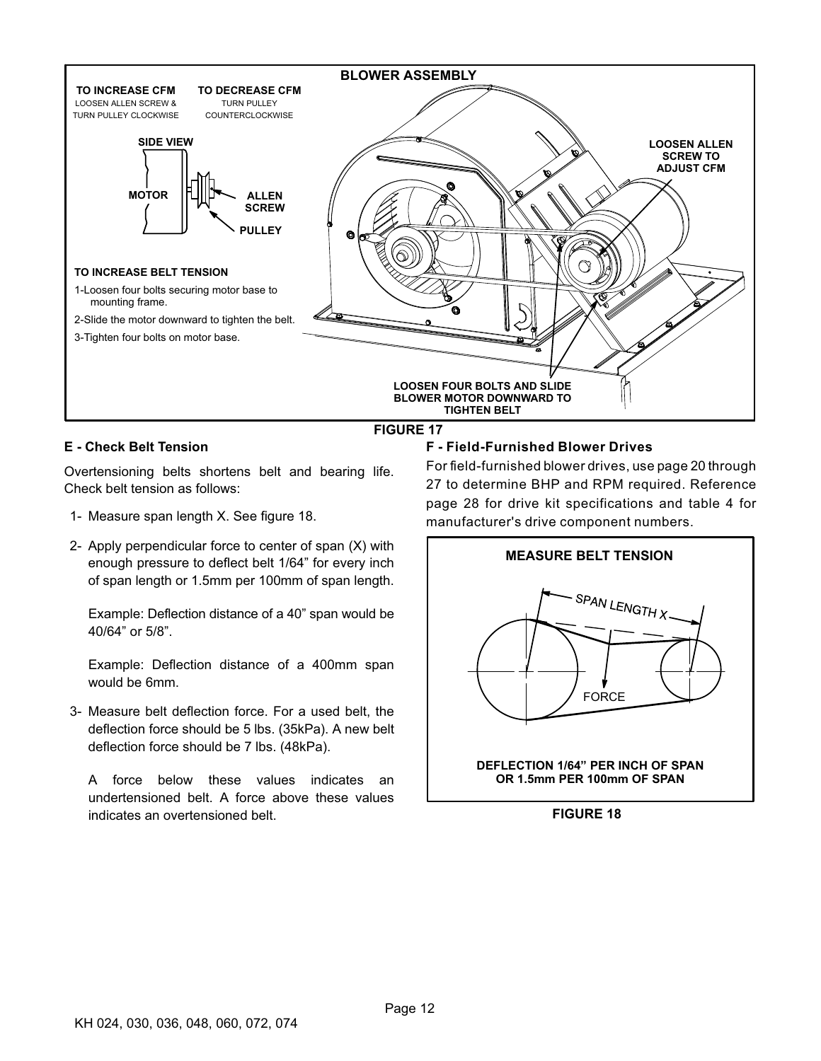**BLOWER ASSEMBLY**

**TO INCREASE CFM**
LOOSEN ALLEN SCREW & TURN PULLEY CLOCKWISE

**TO DECREASE CFM**
TURN PULLEY COUNTERCLOCKWISE

**SIDE VIEW**

MOTOR — ALLEN SCREW — PULLEY

**TO INCREASE BELT TENSION**

1- Loosen four bolts securing motor base to mounting frame.
2- Slide the motor downward to tighten the belt.
3- Tighten four bolts on motor base.

**LOOSEN ALLEN SCREW TO ADJUST CFM**

**LOOSEN FOUR BOLTS AND SLIDE BLOWER MOTOR DOWNWARD TO TIGHTEN BELT**

**FIGURE 17**

## E - Check Belt Tension

Overtensioning belts shortens belt and bearing life. Check belt tension as follows:

1- Measure span length X. See figure 18.

2- Apply perpendicular force to center of span (X) with enough pressure to deflect belt 1/64" for every inch of span length or 1.5mm per 100mm of span length.

   Example: Deflection distance of a 40" span would be 40/64" or 5/8".

   Example: Deflection distance of a 400mm span would be 6mm.

3- Measure belt deflection force. For a used belt, the deflection force should be 5 lbs. (35kPa). A new belt deflection force should be 7 lbs. (48kPa).

   A force below these values indicates an undertensioned belt. A force above these values indicates an overtensioned belt.

## F - Field-Furnished Blower Drives

For field-furnished blower drives, use page 20 through 27 to determine BHP and RPM required. Reference page 28 for drive kit specifications and table 4 for manufacturer's drive component numbers.

**MEASURE BELT TENSION**

SPAN LENGTH X

FORCE

**DEFLECTION 1/64" PER INCH OF SPAN OR 1.5mm PER 100mm OF SPAN**

**FIGURE 18**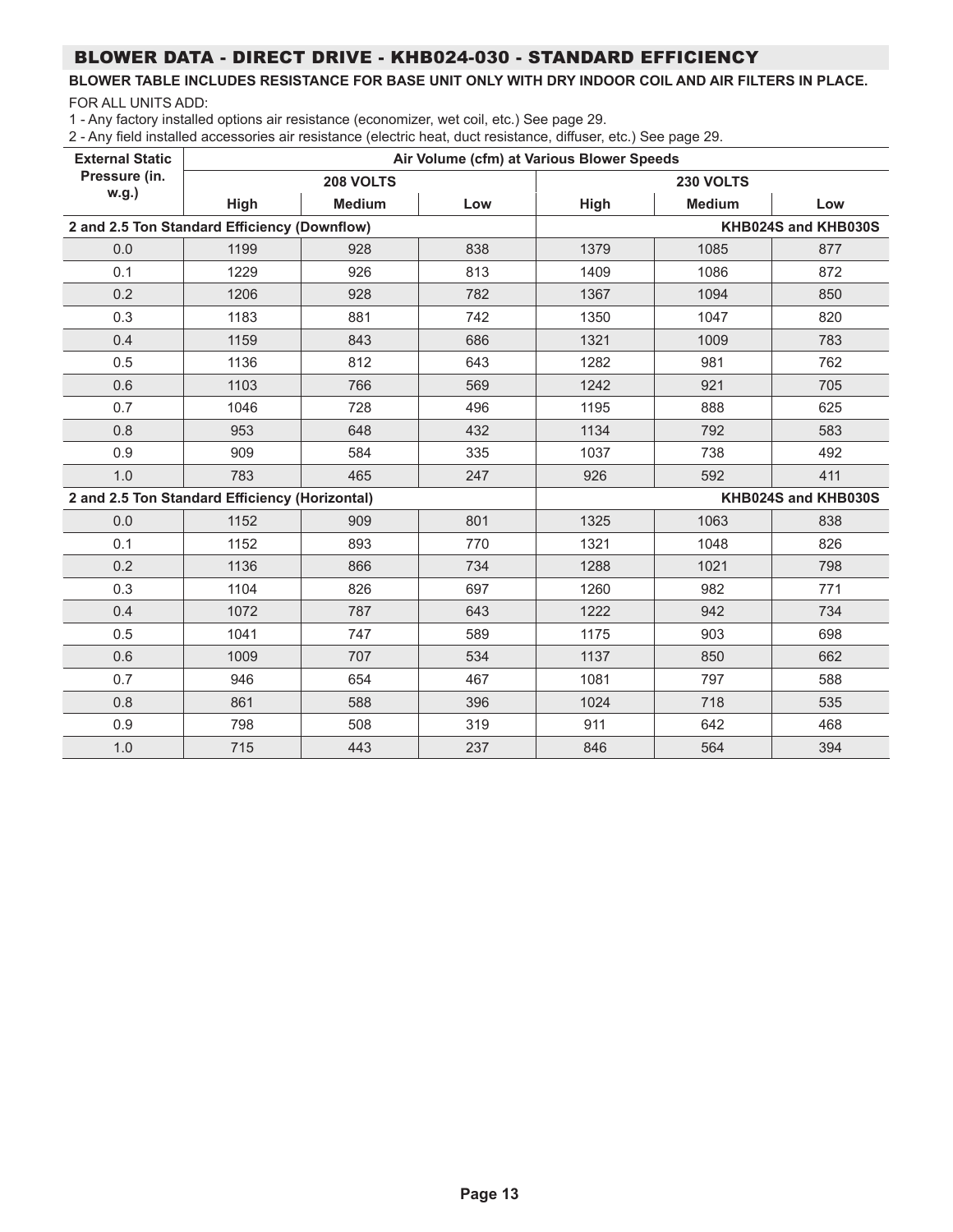## BLOWER DATA - DIRECT DRIVE - KHB024-030 - STANDARD EFFICIENCY

**BLOWER TABLE INCLUDES RESISTANCE FOR BASE UNIT ONLY WITH DRY INDOOR COIL AND AIR FILTERS IN PLACE.**

FOR ALL UNITS ADD:

1 - Any factory installed options air resistance (economizer, wet coil, etc.) See page 29.

2 - Any field installed accessories air resistance (electric heat, duct resistance, diffuser, etc.) See page 29.

| External Static Pressure (in. w.g.) | Air Volume (cfm) at Various Blower Speeds | | | | | |
|---|---|---|---|---|---|---|
| | 208 VOLTS | | | 230 VOLTS | | |
| | High | Medium | Low | High | Medium | Low |
| **2 and 2.5 Ton Standard Efficiency (Downflow)** | | | | | | **KHB024S and KHB030S** |
| 0.0 | 1199 | 928 | 838 | 1379 | 1085 | 877 |
| 0.1 | 1229 | 926 | 813 | 1409 | 1086 | 872 |
| 0.2 | 1206 | 928 | 782 | 1367 | 1094 | 850 |
| 0.3 | 1183 | 881 | 742 | 1350 | 1047 | 820 |
| 0.4 | 1159 | 843 | 686 | 1321 | 1009 | 783 |
| 0.5 | 1136 | 812 | 643 | 1282 | 981 | 762 |
| 0.6 | 1103 | 766 | 569 | 1242 | 921 | 705 |
| 0.7 | 1046 | 728 | 496 | 1195 | 888 | 625 |
| 0.8 | 953 | 648 | 432 | 1134 | 792 | 583 |
| 0.9 | 909 | 584 | 335 | 1037 | 738 | 492 |
| 1.0 | 783 | 465 | 247 | 926 | 592 | 411 |
| **2 and 2.5 Ton Standard Efficiency (Horizontal)** | | | | | | **KHB024S and KHB030S** |
| 0.0 | 1152 | 909 | 801 | 1325 | 1063 | 838 |
| 0.1 | 1152 | 893 | 770 | 1321 | 1048 | 826 |
| 0.2 | 1136 | 866 | 734 | 1288 | 1021 | 798 |
| 0.3 | 1104 | 826 | 697 | 1260 | 982 | 771 |
| 0.4 | 1072 | 787 | 643 | 1222 | 942 | 734 |
| 0.5 | 1041 | 747 | 589 | 1175 | 903 | 698 |
| 0.6 | 1009 | 707 | 534 | 1137 | 850 | 662 |
| 0.7 | 946 | 654 | 467 | 1081 | 797 | 588 |
| 0.8 | 861 | 588 | 396 | 1024 | 718 | 535 |
| 0.9 | 798 | 508 | 319 | 911 | 642 | 468 |
| 1.0 | 715 | 443 | 237 | 846 | 564 | 394 |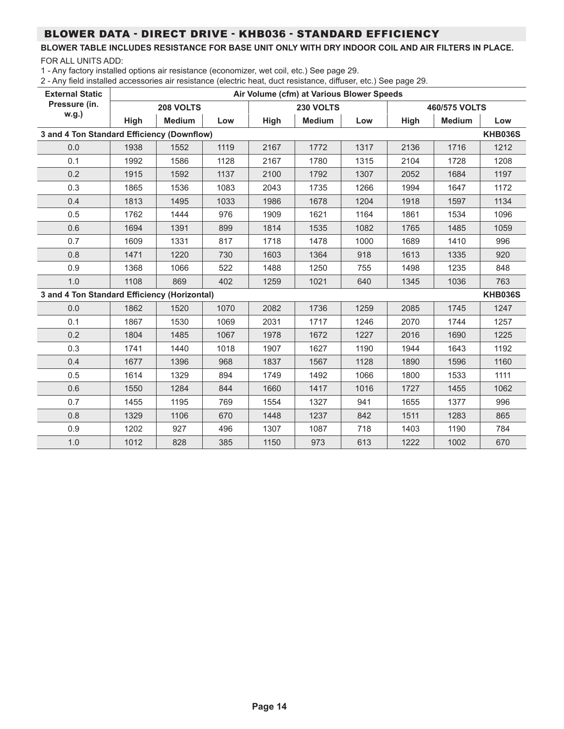## BLOWER DATA - DIRECT DRIVE - KHB036 - STANDARD EFFICIENCY

**BLOWER TABLE INCLUDES RESISTANCE FOR BASE UNIT ONLY WITH DRY INDOOR COIL AND AIR FILTERS IN PLACE.**

FOR ALL UNITS ADD:

1 - Any factory installed options air resistance (economizer, wet coil, etc.) See page 29.

2 - Any field installed accessories air resistance (electric heat, duct resistance, diffuser, etc.) See page 29.

| External Static Pressure (in. w.g.) | Air Volume (cfm) at Various Blower Speeds | | | | | | | | |
|---|---|---|---|---|---|---|---|---|---|
| | 208 VOLTS | | | 230 VOLTS | | | 460/575 VOLTS | | |
| | High | Medium | Low | High | Medium | Low | High | Medium | Low |
| **3 and 4 Ton Standard Efficiency (Downflow)** | | | | | | | | | **KHB036S** |
| 0.0 | 1938 | 1552 | 1119 | 2167 | 1772 | 1317 | 2136 | 1716 | 1212 |
| 0.1 | 1992 | 1586 | 1128 | 2167 | 1780 | 1315 | 2104 | 1728 | 1208 |
| 0.2 | 1915 | 1592 | 1137 | 2100 | 1792 | 1307 | 2052 | 1684 | 1197 |
| 0.3 | 1865 | 1536 | 1083 | 2043 | 1735 | 1266 | 1994 | 1647 | 1172 |
| 0.4 | 1813 | 1495 | 1033 | 1986 | 1678 | 1204 | 1918 | 1597 | 1134 |
| 0.5 | 1762 | 1444 | 976 | 1909 | 1621 | 1164 | 1861 | 1534 | 1096 |
| 0.6 | 1694 | 1391 | 899 | 1814 | 1535 | 1082 | 1765 | 1485 | 1059 |
| 0.7 | 1609 | 1331 | 817 | 1718 | 1478 | 1000 | 1689 | 1410 | 996 |
| 0.8 | 1471 | 1220 | 730 | 1603 | 1364 | 918 | 1613 | 1335 | 920 |
| 0.9 | 1368 | 1066 | 522 | 1488 | 1250 | 755 | 1498 | 1235 | 848 |
| 1.0 | 1108 | 869 | 402 | 1259 | 1021 | 640 | 1345 | 1036 | 763 |
| **3 and 4 Ton Standard Efficiency (Horizontal)** | | | | | | | | | **KHB036S** |
| 0.0 | 1862 | 1520 | 1070 | 2082 | 1736 | 1259 | 2085 | 1745 | 1247 |
| 0.1 | 1867 | 1530 | 1069 | 2031 | 1717 | 1246 | 2070 | 1744 | 1257 |
| 0.2 | 1804 | 1485 | 1067 | 1978 | 1672 | 1227 | 2016 | 1690 | 1225 |
| 0.3 | 1741 | 1440 | 1018 | 1907 | 1627 | 1190 | 1944 | 1643 | 1192 |
| 0.4 | 1677 | 1396 | 968 | 1837 | 1567 | 1128 | 1890 | 1596 | 1160 |
| 0.5 | 1614 | 1329 | 894 | 1749 | 1492 | 1066 | 1800 | 1533 | 1111 |
| 0.6 | 1550 | 1284 | 844 | 1660 | 1417 | 1016 | 1727 | 1455 | 1062 |
| 0.7 | 1455 | 1195 | 769 | 1554 | 1327 | 941 | 1655 | 1377 | 996 |
| 0.8 | 1329 | 1106 | 670 | 1448 | 1237 | 842 | 1511 | 1283 | 865 |
| 0.9 | 1202 | 927 | 496 | 1307 | 1087 | 718 | 1403 | 1190 | 784 |
| 1.0 | 1012 | 828 | 385 | 1150 | 973 | 613 | 1222 | 1002 | 670 |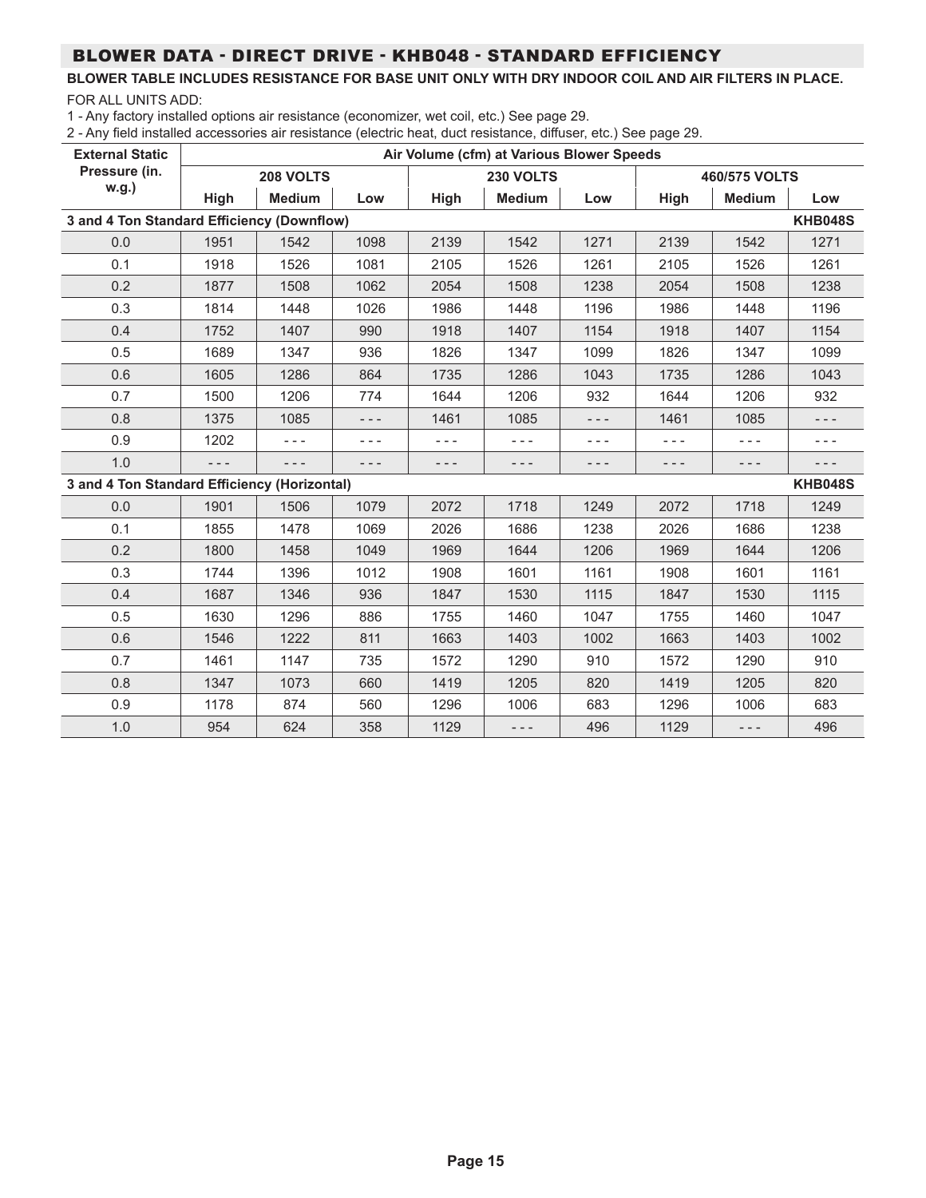## BLOWER DATA - DIRECT DRIVE - KHB048 - STANDARD EFFICIENCY

**BLOWER TABLE INCLUDES RESISTANCE FOR BASE UNIT ONLY WITH DRY INDOOR COIL AND AIR FILTERS IN PLACE.**

FOR ALL UNITS ADD:

1 - Any factory installed options air resistance (economizer, wet coil, etc.) See page 29.

2 - Any field installed accessories air resistance (electric heat, duct resistance, diffuser, etc.) See page 29.

| External Static Pressure (in. w.g.) | Air Volume (cfm) at Various Blower Speeds | | | | | | | | |
|---|---|---|---|---|---|---|---|---|---|
| | 208 VOLTS | | | 230 VOLTS | | | 460/575 VOLTS | | |
| | High | Medium | Low | High | Medium | Low | High | Medium | Low |
| **3 and 4 Ton Standard Efficiency (Downflow)** | | | | | | | | | **KHB048S** |
| 0.0 | 1951 | 1542 | 1098 | 2139 | 1542 | 1271 | 2139 | 1542 | 1271 |
| 0.1 | 1918 | 1526 | 1081 | 2105 | 1526 | 1261 | 2105 | 1526 | 1261 |
| 0.2 | 1877 | 1508 | 1062 | 2054 | 1508 | 1238 | 2054 | 1508 | 1238 |
| 0.3 | 1814 | 1448 | 1026 | 1986 | 1448 | 1196 | 1986 | 1448 | 1196 |
| 0.4 | 1752 | 1407 | 990 | 1918 | 1407 | 1154 | 1918 | 1407 | 1154 |
| 0.5 | 1689 | 1347 | 936 | 1826 | 1347 | 1099 | 1826 | 1347 | 1099 |
| 0.6 | 1605 | 1286 | 864 | 1735 | 1286 | 1043 | 1735 | 1286 | 1043 |
| 0.7 | 1500 | 1206 | 774 | 1644 | 1206 | 932 | 1644 | 1206 | 932 |
| 0.8 | 1375 | 1085 | - - - | 1461 | 1085 | - - - | 1461 | 1085 | - - - |
| 0.9 | 1202 | - - - | - - - | - - - | - - - | - - - | - - - | - - - | - - - |
| 1.0 | - - - | - - - | - - - | - - - | - - - | - - - | - - - | - - - | - - - |
| **3 and 4 Ton Standard Efficiency (Horizontal)** | | | | | | | | | **KHB048S** |
| 0.0 | 1901 | 1506 | 1079 | 2072 | 1718 | 1249 | 2072 | 1718 | 1249 |
| 0.1 | 1855 | 1478 | 1069 | 2026 | 1686 | 1238 | 2026 | 1686 | 1238 |
| 0.2 | 1800 | 1458 | 1049 | 1969 | 1644 | 1206 | 1969 | 1644 | 1206 |
| 0.3 | 1744 | 1396 | 1012 | 1908 | 1601 | 1161 | 1908 | 1601 | 1161 |
| 0.4 | 1687 | 1346 | 936 | 1847 | 1530 | 1115 | 1847 | 1530 | 1115 |
| 0.5 | 1630 | 1296 | 886 | 1755 | 1460 | 1047 | 1755 | 1460 | 1047 |
| 0.6 | 1546 | 1222 | 811 | 1663 | 1403 | 1002 | 1663 | 1403 | 1002 |
| 0.7 | 1461 | 1147 | 735 | 1572 | 1290 | 910 | 1572 | 1290 | 910 |
| 0.8 | 1347 | 1073 | 660 | 1419 | 1205 | 820 | 1419 | 1205 | 820 |
| 0.9 | 1178 | 874 | 560 | 1296 | 1006 | 683 | 1296 | 1006 | 683 |
| 1.0 | 954 | 624 | 358 | 1129 | - - - | 496 | 1129 | - - - | 496 |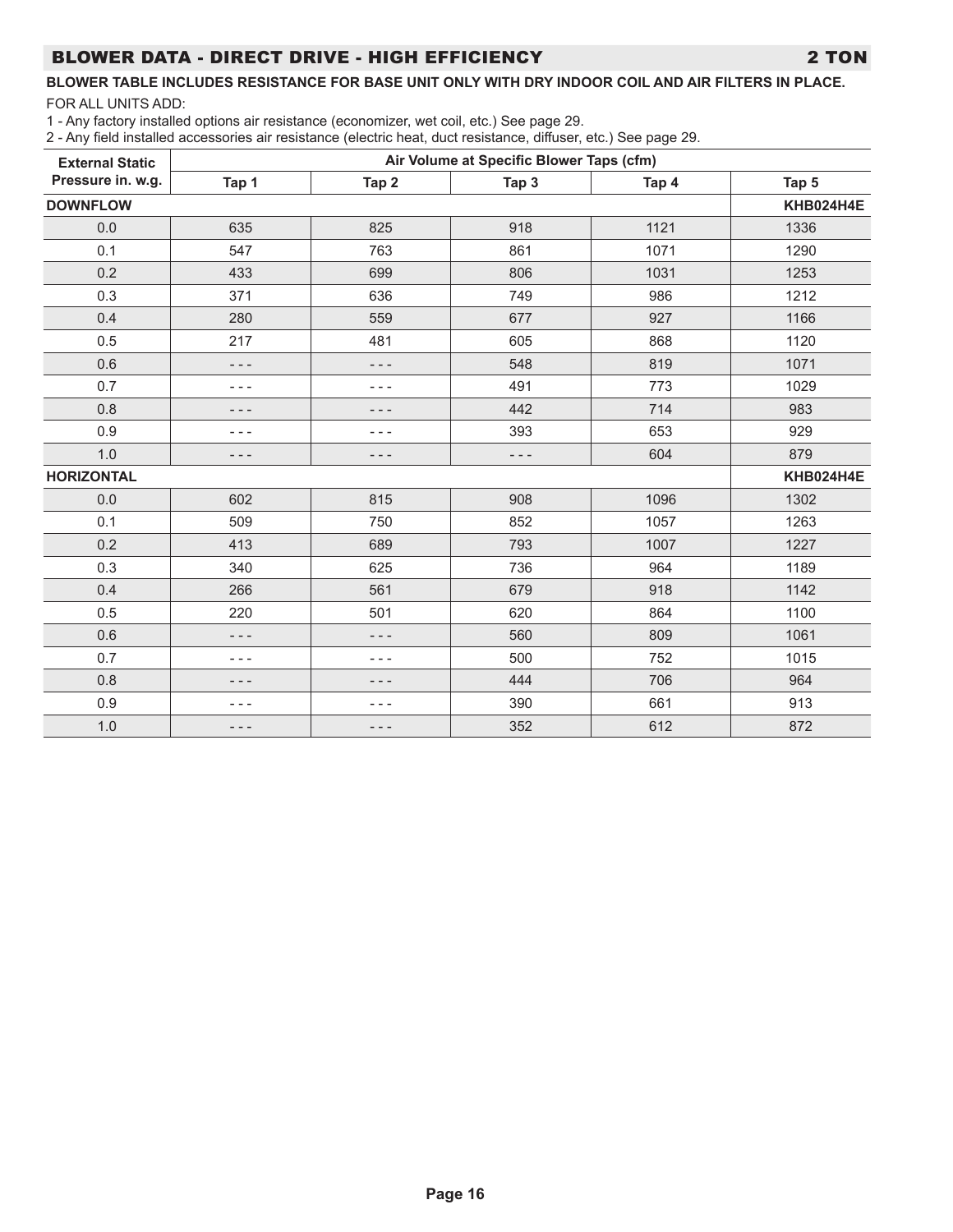## BLOWER DATA - DIRECT DRIVE - HIGH EFFICIENCY 2 TON

**BLOWER TABLE INCLUDES RESISTANCE FOR BASE UNIT ONLY WITH DRY INDOOR COIL AND AIR FILTERS IN PLACE.**

FOR ALL UNITS ADD:

1 - Any factory installed options air resistance (economizer, wet coil, etc.) See page 29.

2 - Any field installed accessories air resistance (electric heat, duct resistance, diffuser, etc.) See page 29.

| External Static Pressure in. w.g. | Air Volume at Specific Blower Taps (cfm) | | | | |
|---|---|---|---|---|---|
| | Tap 1 | Tap 2 | Tap 3 | Tap 4 | Tap 5 |
| **DOWNFLOW** | | | | | **KHB024H4E** |
| 0.0 | 635 | 825 | 918 | 1121 | 1336 |
| 0.1 | 547 | 763 | 861 | 1071 | 1290 |
| 0.2 | 433 | 699 | 806 | 1031 | 1253 |
| 0.3 | 371 | 636 | 749 | 986 | 1212 |
| 0.4 | 280 | 559 | 677 | 927 | 1166 |
| 0.5 | 217 | 481 | 605 | 868 | 1120 |
| 0.6 | - - - | - - - | 548 | 819 | 1071 |
| 0.7 | - - - | - - - | 491 | 773 | 1029 |
| 0.8 | - - - | - - - | 442 | 714 | 983 |
| 0.9 | - - - | - - - | 393 | 653 | 929 |
| 1.0 | - - - | - - - | - - - | 604 | 879 |
| **HORIZONTAL** | | | | | **KHB024H4E** |
| 0.0 | 602 | 815 | 908 | 1096 | 1302 |
| 0.1 | 509 | 750 | 852 | 1057 | 1263 |
| 0.2 | 413 | 689 | 793 | 1007 | 1227 |
| 0.3 | 340 | 625 | 736 | 964 | 1189 |
| 0.4 | 266 | 561 | 679 | 918 | 1142 |
| 0.5 | 220 | 501 | 620 | 864 | 1100 |
| 0.6 | - - - | - - - | 560 | 809 | 1061 |
| 0.7 | - - - | - - - | 500 | 752 | 1015 |
| 0.8 | - - - | - - - | 444 | 706 | 964 |
| 0.9 | - - - | - - - | 390 | 661 | 913 |
| 1.0 | - - - | - - - | 352 | 612 | 872 |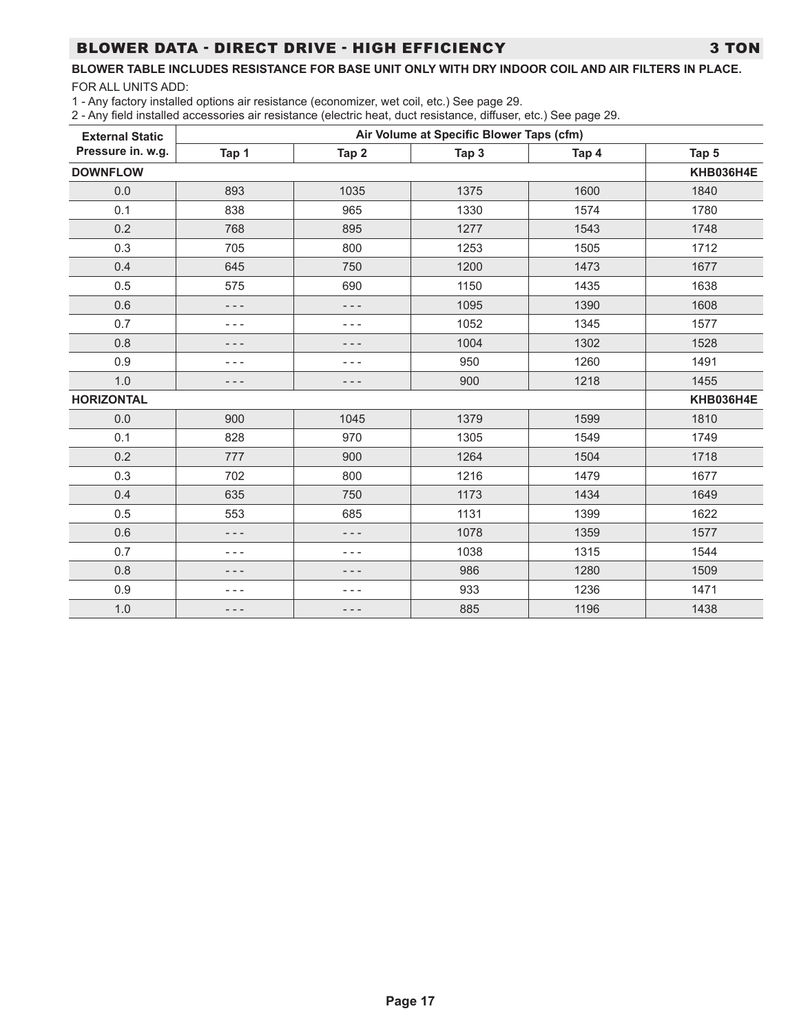## BLOWER DATA - DIRECT DRIVE - HIGH EFFICIENCY — 3 TON

**BLOWER TABLE INCLUDES RESISTANCE FOR BASE UNIT ONLY WITH DRY INDOOR COIL AND AIR FILTERS IN PLACE.**

FOR ALL UNITS ADD:

1 - Any factory installed options air resistance (economizer, wet coil, etc.) See page 29.

2 - Any field installed accessories air resistance (electric heat, duct resistance, diffuser, etc.) See page 29.

| External Static Pressure in. w.g. | Air Volume at Specific Blower Taps (cfm) | | | | |
|---|---|---|---|---|---|
| | Tap 1 | Tap 2 | Tap 3 | Tap 4 | Tap 5 |
| **DOWNFLOW** | | | | | **KHB036H4E** |
| 0.0 | 893 | 1035 | 1375 | 1600 | 1840 |
| 0.1 | 838 | 965 | 1330 | 1574 | 1780 |
| 0.2 | 768 | 895 | 1277 | 1543 | 1748 |
| 0.3 | 705 | 800 | 1253 | 1505 | 1712 |
| 0.4 | 645 | 750 | 1200 | 1473 | 1677 |
| 0.5 | 575 | 690 | 1150 | 1435 | 1638 |
| 0.6 | - - - | - - - | 1095 | 1390 | 1608 |
| 0.7 | - - - | - - - | 1052 | 1345 | 1577 |
| 0.8 | - - - | - - - | 1004 | 1302 | 1528 |
| 0.9 | - - - | - - - | 950 | 1260 | 1491 |
| 1.0 | - - - | - - - | 900 | 1218 | 1455 |
| **HORIZONTAL** | | | | | **KHB036H4E** |
| 0.0 | 900 | 1045 | 1379 | 1599 | 1810 |
| 0.1 | 828 | 970 | 1305 | 1549 | 1749 |
| 0.2 | 777 | 900 | 1264 | 1504 | 1718 |
| 0.3 | 702 | 800 | 1216 | 1479 | 1677 |
| 0.4 | 635 | 750 | 1173 | 1434 | 1649 |
| 0.5 | 553 | 685 | 1131 | 1399 | 1622 |
| 0.6 | - - - | - - - | 1078 | 1359 | 1577 |
| 0.7 | - - - | - - - | 1038 | 1315 | 1544 |
| 0.8 | - - - | - - - | 986 | 1280 | 1509 |
| 0.9 | - - - | - - - | 933 | 1236 | 1471 |
| 1.0 | - - - | - - - | 885 | 1196 | 1438 |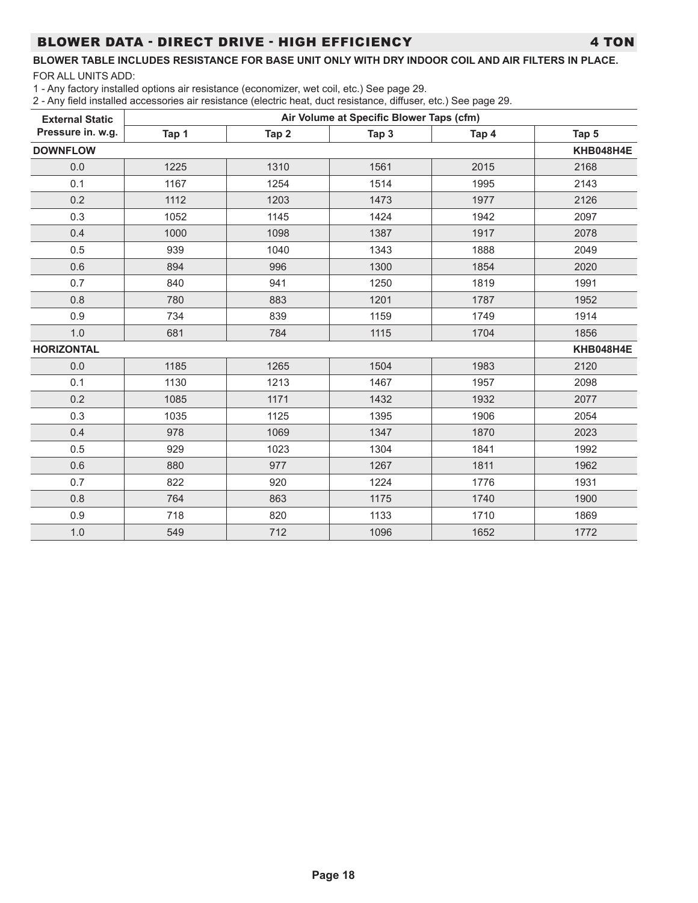## BLOWER DATA - DIRECT DRIVE - HIGH EFFICIENCY 4 TON

**BLOWER TABLE INCLUDES RESISTANCE FOR BASE UNIT ONLY WITH DRY INDOOR COIL AND AIR FILTERS IN PLACE.**

FOR ALL UNITS ADD:

1 - Any factory installed options air resistance (economizer, wet coil, etc.) See page 29.

2 - Any field installed accessories air resistance (electric heat, duct resistance, diffuser, etc.) See page 29.

| External Static Pressure in. w.g. | Air Volume at Specific Blower Taps (cfm) | | | | |
|---|---|---|---|---|---|
| | Tap 1 | Tap 2 | Tap 3 | Tap 4 | Tap 5 |
| **DOWNFLOW** | | | | | **KHB048H4E** |
| 0.0 | 1225 | 1310 | 1561 | 2015 | 2168 |
| 0.1 | 1167 | 1254 | 1514 | 1995 | 2143 |
| 0.2 | 1112 | 1203 | 1473 | 1977 | 2126 |
| 0.3 | 1052 | 1145 | 1424 | 1942 | 2097 |
| 0.4 | 1000 | 1098 | 1387 | 1917 | 2078 |
| 0.5 | 939 | 1040 | 1343 | 1888 | 2049 |
| 0.6 | 894 | 996 | 1300 | 1854 | 2020 |
| 0.7 | 840 | 941 | 1250 | 1819 | 1991 |
| 0.8 | 780 | 883 | 1201 | 1787 | 1952 |
| 0.9 | 734 | 839 | 1159 | 1749 | 1914 |
| 1.0 | 681 | 784 | 1115 | 1704 | 1856 |
| **HORIZONTAL** | | | | | **KHB048H4E** |
| 0.0 | 1185 | 1265 | 1504 | 1983 | 2120 |
| 0.1 | 1130 | 1213 | 1467 | 1957 | 2098 |
| 0.2 | 1085 | 1171 | 1432 | 1932 | 2077 |
| 0.3 | 1035 | 1125 | 1395 | 1906 | 2054 |
| 0.4 | 978 | 1069 | 1347 | 1870 | 2023 |
| 0.5 | 929 | 1023 | 1304 | 1841 | 1992 |
| 0.6 | 880 | 977 | 1267 | 1811 | 1962 |
| 0.7 | 822 | 920 | 1224 | 1776 | 1931 |
| 0.8 | 764 | 863 | 1175 | 1740 | 1900 |
| 0.9 | 718 | 820 | 1133 | 1710 | 1869 |
| 1.0 | 549 | 712 | 1096 | 1652 | 1772 |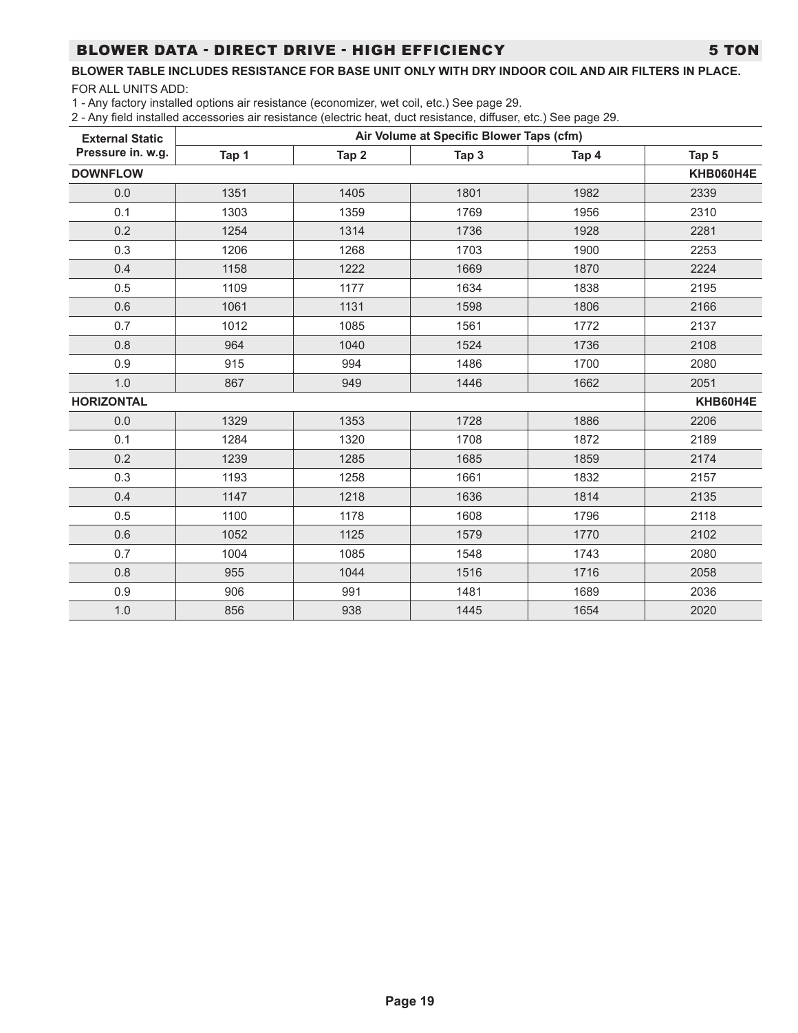## BLOWER DATA - DIRECT DRIVE - HIGH EFFICIENCY 5 TON

**BLOWER TABLE INCLUDES RESISTANCE FOR BASE UNIT ONLY WITH DRY INDOOR COIL AND AIR FILTERS IN PLACE.**

FOR ALL UNITS ADD:

1 - Any factory installed options air resistance (economizer, wet coil, etc.) See page 29.

2 - Any field installed accessories air resistance (electric heat, duct resistance, diffuser, etc.) See page 29.

| External Static Pressure in. w.g. | Air Volume at Specific Blower Taps (cfm) | | | | |
|---|---|---|---|---|---|
| | Tap 1 | Tap 2 | Tap 3 | Tap 4 | Tap 5 |
| **DOWNFLOW** | | | | | **KHB060H4E** |
| 0.0 | 1351 | 1405 | 1801 | 1982 | 2339 |
| 0.1 | 1303 | 1359 | 1769 | 1956 | 2310 |
| 0.2 | 1254 | 1314 | 1736 | 1928 | 2281 |
| 0.3 | 1206 | 1268 | 1703 | 1900 | 2253 |
| 0.4 | 1158 | 1222 | 1669 | 1870 | 2224 |
| 0.5 | 1109 | 1177 | 1634 | 1838 | 2195 |
| 0.6 | 1061 | 1131 | 1598 | 1806 | 2166 |
| 0.7 | 1012 | 1085 | 1561 | 1772 | 2137 |
| 0.8 | 964 | 1040 | 1524 | 1736 | 2108 |
| 0.9 | 915 | 994 | 1486 | 1700 | 2080 |
| 1.0 | 867 | 949 | 1446 | 1662 | 2051 |
| **HORIZONTAL** | | | | | **KHB60H4E** |
| 0.0 | 1329 | 1353 | 1728 | 1886 | 2206 |
| 0.1 | 1284 | 1320 | 1708 | 1872 | 2189 |
| 0.2 | 1239 | 1285 | 1685 | 1859 | 2174 |
| 0.3 | 1193 | 1258 | 1661 | 1832 | 2157 |
| 0.4 | 1147 | 1218 | 1636 | 1814 | 2135 |
| 0.5 | 1100 | 1178 | 1608 | 1796 | 2118 |
| 0.6 | 1052 | 1125 | 1579 | 1770 | 2102 |
| 0.7 | 1004 | 1085 | 1548 | 1743 | 2080 |
| 0.8 | 955 | 1044 | 1516 | 1716 | 2058 |
| 0.9 | 906 | 991 | 1481 | 1689 | 2036 |
| 1.0 | 856 | 938 | 1445 | 1654 | 2020 |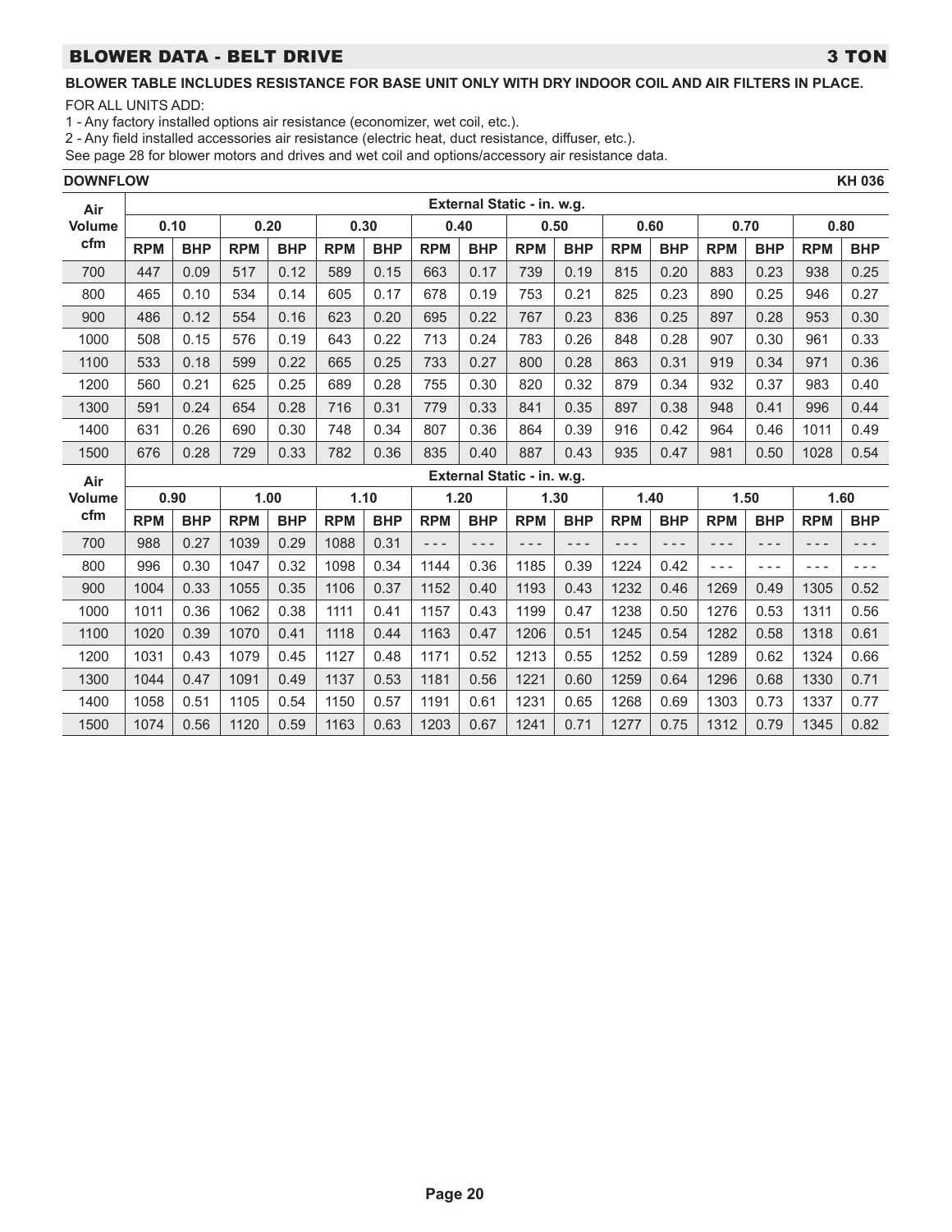## BLOWER DATA - BELT DRIVE — 3 TON

**BLOWER TABLE INCLUDES RESISTANCE FOR BASE UNIT ONLY WITH DRY INDOOR COIL AND AIR FILTERS IN PLACE.**

FOR ALL UNITS ADD:

1 - Any factory installed options air resistance (economizer, wet coil, etc.).

2 - Any field installed accessories air resistance (electric heat, duct resistance, diffuser, etc.).

See page 28 for blower motors and drives and wet coil and options/accessory air resistance data.

**DOWNFLOW** — **KH 036**

| Air Volume cfm | External Static - in. w.g. | | | | | | | | | | | | | | | |
|---|---|---|---|---|---|---|---|---|---|---|---|---|---|---|---|---|
| | 0.10 | | 0.20 | | 0.30 | | 0.40 | | 0.50 | | 0.60 | | 0.70 | | 0.80 | |
| | RPM | BHP | RPM | BHP | RPM | BHP | RPM | BHP | RPM | BHP | RPM | BHP | RPM | BHP | RPM | BHP |
| 700 | 447 | 0.09 | 517 | 0.12 | 589 | 0.15 | 663 | 0.17 | 739 | 0.19 | 815 | 0.20 | 883 | 0.23 | 938 | 0.25 |
| 800 | 465 | 0.10 | 534 | 0.14 | 605 | 0.17 | 678 | 0.19 | 753 | 0.21 | 825 | 0.23 | 890 | 0.25 | 946 | 0.27 |
| 900 | 486 | 0.12 | 554 | 0.16 | 623 | 0.20 | 695 | 0.22 | 767 | 0.23 | 836 | 0.25 | 897 | 0.28 | 953 | 0.30 |
| 1000 | 508 | 0.15 | 576 | 0.19 | 643 | 0.22 | 713 | 0.24 | 783 | 0.26 | 848 | 0.28 | 907 | 0.30 | 961 | 0.33 |
| 1100 | 533 | 0.18 | 599 | 0.22 | 665 | 0.25 | 733 | 0.27 | 800 | 0.28 | 863 | 0.31 | 919 | 0.34 | 971 | 0.36 |
| 1200 | 560 | 0.21 | 625 | 0.25 | 689 | 0.28 | 755 | 0.30 | 820 | 0.32 | 879 | 0.34 | 932 | 0.37 | 983 | 0.40 |
| 1300 | 591 | 0.24 | 654 | 0.28 | 716 | 0.31 | 779 | 0.33 | 841 | 0.35 | 897 | 0.38 | 948 | 0.41 | 996 | 0.44 |
| 1400 | 631 | 0.26 | 690 | 0.30 | 748 | 0.34 | 807 | 0.36 | 864 | 0.39 | 916 | 0.42 | 964 | 0.46 | 1011 | 0.49 |
| 1500 | 676 | 0.28 | 729 | 0.33 | 782 | 0.36 | 835 | 0.40 | 887 | 0.43 | 935 | 0.47 | 981 | 0.50 | 1028 | 0.54 |

| Air Volume cfm | External Static - in. w.g. | | | | | | | | | | | | | | | |
|---|---|---|---|---|---|---|---|---|---|---|---|---|---|---|---|---|
| | 0.90 | | 1.00 | | 1.10 | | 1.20 | | 1.30 | | 1.40 | | 1.50 | | 1.60 | |
| | RPM | BHP | RPM | BHP | RPM | BHP | RPM | BHP | RPM | BHP | RPM | BHP | RPM | BHP | RPM | BHP |
| 700 | 988 | 0.27 | 1039 | 0.29 | 1088 | 0.31 | - - - | - - - | - - - | - - - | - - - | - - - | - - - | - - - | - - - | - - - |
| 800 | 996 | 0.30 | 1047 | 0.32 | 1098 | 0.34 | 1144 | 0.36 | 1185 | 0.39 | 1224 | 0.42 | - - - | - - - | - - - | - - - |
| 900 | 1004 | 0.33 | 1055 | 0.35 | 1106 | 0.37 | 1152 | 0.40 | 1193 | 0.43 | 1232 | 0.46 | 1269 | 0.49 | 1305 | 0.52 |
| 1000 | 1011 | 0.36 | 1062 | 0.38 | 1111 | 0.41 | 1157 | 0.43 | 1199 | 0.47 | 1238 | 0.50 | 1276 | 0.53 | 1311 | 0.56 |
| 1100 | 1020 | 0.39 | 1070 | 0.41 | 1118 | 0.44 | 1163 | 0.47 | 1206 | 0.51 | 1245 | 0.54 | 1282 | 0.58 | 1318 | 0.61 |
| 1200 | 1031 | 0.43 | 1079 | 0.45 | 1127 | 0.48 | 1171 | 0.52 | 1213 | 0.55 | 1252 | 0.59 | 1289 | 0.62 | 1324 | 0.66 |
| 1300 | 1044 | 0.47 | 1091 | 0.49 | 1137 | 0.53 | 1181 | 0.56 | 1221 | 0.60 | 1259 | 0.64 | 1296 | 0.68 | 1330 | 0.71 |
| 1400 | 1058 | 0.51 | 1105 | 0.54 | 1150 | 0.57 | 1191 | 0.61 | 1231 | 0.65 | 1268 | 0.69 | 1303 | 0.73 | 1337 | 0.77 |
| 1500 | 1074 | 0.56 | 1120 | 0.59 | 1163 | 0.63 | 1203 | 0.67 | 1241 | 0.71 | 1277 | 0.75 | 1312 | 0.79 | 1345 | 0.82 |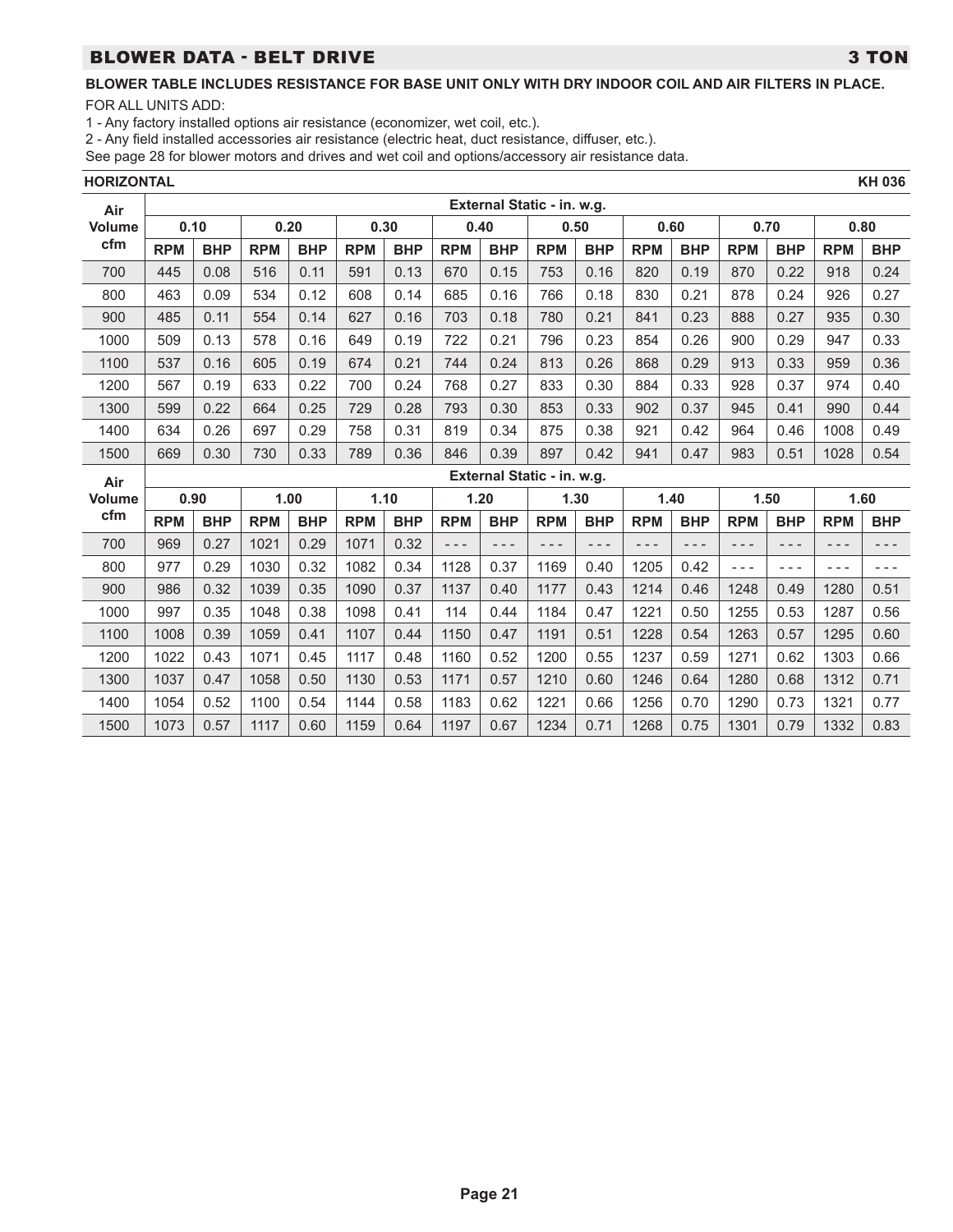## BLOWER DATA - BELT DRIVE 3 TON

**BLOWER TABLE INCLUDES RESISTANCE FOR BASE UNIT ONLY WITH DRY INDOOR COIL AND AIR FILTERS IN PLACE.**

FOR ALL UNITS ADD:

1 - Any factory installed options air resistance (economizer, wet coil, etc.).

2 - Any field installed accessories air resistance (electric heat, duct resistance, diffuser, etc.).

See page 28 for blower motors and drives and wet coil and options/accessory air resistance data.

**HORIZONTAL** **KH 036**

| Air Volume cfm | External Static - in. w.g. | | | | | | | | | | | | | | | |
|---|---|---|---|---|---|---|---|---|---|---|---|---|---|---|---|---|
| | 0.10 | | 0.20 | | 0.30 | | 0.40 | | 0.50 | | 0.60 | | 0.70 | | 0.80 | |
| | RPM | BHP | RPM | BHP | RPM | BHP | RPM | BHP | RPM | BHP | RPM | BHP | RPM | BHP | RPM | BHP |
| 700 | 445 | 0.08 | 516 | 0.11 | 591 | 0.13 | 670 | 0.15 | 753 | 0.16 | 820 | 0.19 | 870 | 0.22 | 918 | 0.24 |
| 800 | 463 | 0.09 | 534 | 0.12 | 608 | 0.14 | 685 | 0.16 | 766 | 0.18 | 830 | 0.21 | 878 | 0.24 | 926 | 0.27 |
| 900 | 485 | 0.11 | 554 | 0.14 | 627 | 0.16 | 703 | 0.18 | 780 | 0.21 | 841 | 0.23 | 888 | 0.27 | 935 | 0.30 |
| 1000 | 509 | 0.13 | 578 | 0.16 | 649 | 0.19 | 722 | 0.21 | 796 | 0.23 | 854 | 0.26 | 900 | 0.29 | 947 | 0.33 |
| 1100 | 537 | 0.16 | 605 | 0.19 | 674 | 0.21 | 744 | 0.24 | 813 | 0.26 | 868 | 0.29 | 913 | 0.33 | 959 | 0.36 |
| 1200 | 567 | 0.19 | 633 | 0.22 | 700 | 0.24 | 768 | 0.27 | 833 | 0.30 | 884 | 0.33 | 928 | 0.37 | 974 | 0.40 |
| 1300 | 599 | 0.22 | 664 | 0.25 | 729 | 0.28 | 793 | 0.30 | 853 | 0.33 | 902 | 0.37 | 945 | 0.41 | 990 | 0.44 |
| 1400 | 634 | 0.26 | 697 | 0.29 | 758 | 0.31 | 819 | 0.34 | 875 | 0.38 | 921 | 0.42 | 964 | 0.46 | 1008 | 0.49 |
| 1500 | 669 | 0.30 | 730 | 0.33 | 789 | 0.36 | 846 | 0.39 | 897 | 0.42 | 941 | 0.47 | 983 | 0.51 | 1028 | 0.54 |

| Air Volume cfm | External Static - in. w.g. | | | | | | | | | | | | | | | |
|---|---|---|---|---|---|---|---|---|---|---|---|---|---|---|---|---|
| | 0.90 | | 1.00 | | 1.10 | | 1.20 | | 1.30 | | 1.40 | | 1.50 | | 1.60 | |
| | RPM | BHP | RPM | BHP | RPM | BHP | RPM | BHP | RPM | BHP | RPM | BHP | RPM | BHP | RPM | BHP |
| 700 | 969 | 0.27 | 1021 | 0.29 | 1071 | 0.32 | - - - | - - - | - - - | - - - | - - - | - - - | - - - | - - - | - - - | - - - |
| 800 | 977 | 0.29 | 1030 | 0.32 | 1082 | 0.34 | 1128 | 0.37 | 1169 | 0.40 | 1205 | 0.42 | - - - | - - - | - - - | - - - |
| 900 | 986 | 0.32 | 1039 | 0.35 | 1090 | 0.37 | 1137 | 0.40 | 1177 | 0.43 | 1214 | 0.46 | 1248 | 0.49 | 1280 | 0.51 |
| 1000 | 997 | 0.35 | 1048 | 0.38 | 1098 | 0.41 | 114 | 0.44 | 1184 | 0.47 | 1221 | 0.50 | 1255 | 0.53 | 1287 | 0.56 |
| 1100 | 1008 | 0.39 | 1059 | 0.41 | 1107 | 0.44 | 1150 | 0.47 | 1191 | 0.51 | 1228 | 0.54 | 1263 | 0.57 | 1295 | 0.60 |
| 1200 | 1022 | 0.43 | 1071 | 0.45 | 1117 | 0.48 | 1160 | 0.52 | 1200 | 0.55 | 1237 | 0.59 | 1271 | 0.62 | 1303 | 0.66 |
| 1300 | 1037 | 0.47 | 1058 | 0.50 | 1130 | 0.53 | 1171 | 0.57 | 1210 | 0.60 | 1246 | 0.64 | 1280 | 0.68 | 1312 | 0.71 |
| 1400 | 1054 | 0.52 | 1100 | 0.54 | 1144 | 0.58 | 1183 | 0.62 | 1221 | 0.66 | 1256 | 0.70 | 1290 | 0.73 | 1321 | 0.77 |
| 1500 | 1073 | 0.57 | 1117 | 0.60 | 1159 | 0.64 | 1197 | 0.67 | 1234 | 0.71 | 1268 | 0.75 | 1301 | 0.79 | 1332 | 0.83 |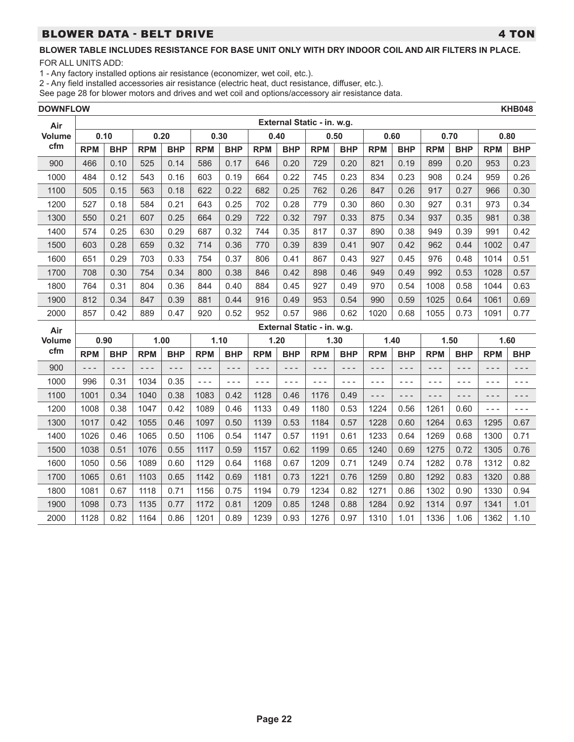## BLOWER DATA - BELT DRIVE 4 TON

**BLOWER TABLE INCLUDES RESISTANCE FOR BASE UNIT ONLY WITH DRY INDOOR COIL AND AIR FILTERS IN PLACE.**

FOR ALL UNITS ADD:

1 - Any factory installed options air resistance (economizer, wet coil, etc.).

2 - Any field installed accessories air resistance (electric heat, duct resistance, diffuser, etc.).

See page 28 for blower motors and drives and wet coil and options/accessory air resistance data.

**DOWNFLOW** **KHB048**

| Air Volume cfm | External Static - in. w.g. | | | | | | | | | | | | | | | |
|---|---|---|---|---|---|---|---|---|---|---|---|---|---|---|---|---|
| | 0.10 | | 0.20 | | 0.30 | | 0.40 | | 0.50 | | 0.60 | | 0.70 | | 0.80 | |
| | RPM | BHP | RPM | BHP | RPM | BHP | RPM | BHP | RPM | BHP | RPM | BHP | RPM | BHP | RPM | BHP |
| 900 | 466 | 0.10 | 525 | 0.14 | 586 | 0.17 | 646 | 0.20 | 729 | 0.20 | 821 | 0.19 | 899 | 0.20 | 953 | 0.23 |
| 1000 | 484 | 0.12 | 543 | 0.16 | 603 | 0.19 | 664 | 0.22 | 745 | 0.23 | 834 | 0.23 | 908 | 0.24 | 959 | 0.26 |
| 1100 | 505 | 0.15 | 563 | 0.18 | 622 | 0.22 | 682 | 0.25 | 762 | 0.26 | 847 | 0.26 | 917 | 0.27 | 966 | 0.30 |
| 1200 | 527 | 0.18 | 584 | 0.21 | 643 | 0.25 | 702 | 0.28 | 779 | 0.30 | 860 | 0.30 | 927 | 0.31 | 973 | 0.34 |
| 1300 | 550 | 0.21 | 607 | 0.25 | 664 | 0.29 | 722 | 0.32 | 797 | 0.33 | 875 | 0.34 | 937 | 0.35 | 981 | 0.38 |
| 1400 | 574 | 0.25 | 630 | 0.29 | 687 | 0.32 | 744 | 0.35 | 817 | 0.37 | 890 | 0.38 | 949 | 0.39 | 991 | 0.42 |
| 1500 | 603 | 0.28 | 659 | 0.32 | 714 | 0.36 | 770 | 0.39 | 839 | 0.41 | 907 | 0.42 | 962 | 0.44 | 1002 | 0.47 |
| 1600 | 651 | 0.29 | 703 | 0.33 | 754 | 0.37 | 806 | 0.41 | 867 | 0.43 | 927 | 0.45 | 976 | 0.48 | 1014 | 0.51 |
| 1700 | 708 | 0.30 | 754 | 0.34 | 800 | 0.38 | 846 | 0.42 | 898 | 0.46 | 949 | 0.49 | 992 | 0.53 | 1028 | 0.57 |
| 1800 | 764 | 0.31 | 804 | 0.36 | 844 | 0.40 | 884 | 0.45 | 927 | 0.49 | 970 | 0.54 | 1008 | 0.58 | 1044 | 0.63 |
| 1900 | 812 | 0.34 | 847 | 0.39 | 881 | 0.44 | 916 | 0.49 | 953 | 0.54 | 990 | 0.59 | 1025 | 0.64 | 1061 | 0.69 |
| 2000 | 857 | 0.42 | 889 | 0.47 | 920 | 0.52 | 952 | 0.57 | 986 | 0.62 | 1020 | 0.68 | 1055 | 0.73 | 1091 | 0.77 |

| Air Volume cfm | External Static - in. w.g. | | | | | | | | | | | | | | | |
|---|---|---|---|---|---|---|---|---|---|---|---|---|---|---|---|---|
| | 0.90 | | 1.00 | | 1.10 | | 1.20 | | 1.30 | | 1.40 | | 1.50 | | 1.60 | |
| | RPM | BHP | RPM | BHP | RPM | BHP | RPM | BHP | RPM | BHP | RPM | BHP | RPM | BHP | RPM | BHP |
| 900 | - - - | - - - | - - - | - - - | - - - | - - - | - - - | - - - | - - - | - - - | - - - | - - - | - - - | - - - | - - - | - - - |
| 1000 | 996 | 0.31 | 1034 | 0.35 | - - - | - - - | - - - | - - - | - - - | - - - | - - - | - - - | - - - | - - - | - - - | - - - |
| 1100 | 1001 | 0.34 | 1040 | 0.38 | 1083 | 0.42 | 1128 | 0.46 | 1176 | 0.49 | - - - | - - - | - - - | - - - | - - - | - - - |
| 1200 | 1008 | 0.38 | 1047 | 0.42 | 1089 | 0.46 | 1133 | 0.49 | 1180 | 0.53 | 1224 | 0.56 | 1261 | 0.60 | - - - | - - - |
| 1300 | 1017 | 0.42 | 1055 | 0.46 | 1097 | 0.50 | 1139 | 0.53 | 1184 | 0.57 | 1228 | 0.60 | 1264 | 0.63 | 1295 | 0.67 |
| 1400 | 1026 | 0.46 | 1065 | 0.50 | 1106 | 0.54 | 1147 | 0.57 | 1191 | 0.61 | 1233 | 0.64 | 1269 | 0.68 | 1300 | 0.71 |
| 1500 | 1038 | 0.51 | 1076 | 0.55 | 1117 | 0.59 | 1157 | 0.62 | 1199 | 0.65 | 1240 | 0.69 | 1275 | 0.72 | 1305 | 0.76 |
| 1600 | 1050 | 0.56 | 1089 | 0.60 | 1129 | 0.64 | 1168 | 0.67 | 1209 | 0.71 | 1249 | 0.74 | 1282 | 0.78 | 1312 | 0.82 |
| 1700 | 1065 | 0.61 | 1103 | 0.65 | 1142 | 0.69 | 1181 | 0.73 | 1221 | 0.76 | 1259 | 0.80 | 1292 | 0.83 | 1320 | 0.88 |
| 1800 | 1081 | 0.67 | 1118 | 0.71 | 1156 | 0.75 | 1194 | 0.79 | 1234 | 0.82 | 1271 | 0.86 | 1302 | 0.90 | 1330 | 0.94 |
| 1900 | 1098 | 0.73 | 1135 | 0.77 | 1172 | 0.81 | 1209 | 0.85 | 1248 | 0.88 | 1284 | 0.92 | 1314 | 0.97 | 1341 | 1.01 |
| 2000 | 1128 | 0.82 | 1164 | 0.86 | 1201 | 0.89 | 1239 | 0.93 | 1276 | 0.97 | 1310 | 1.01 | 1336 | 1.06 | 1362 | 1.10 |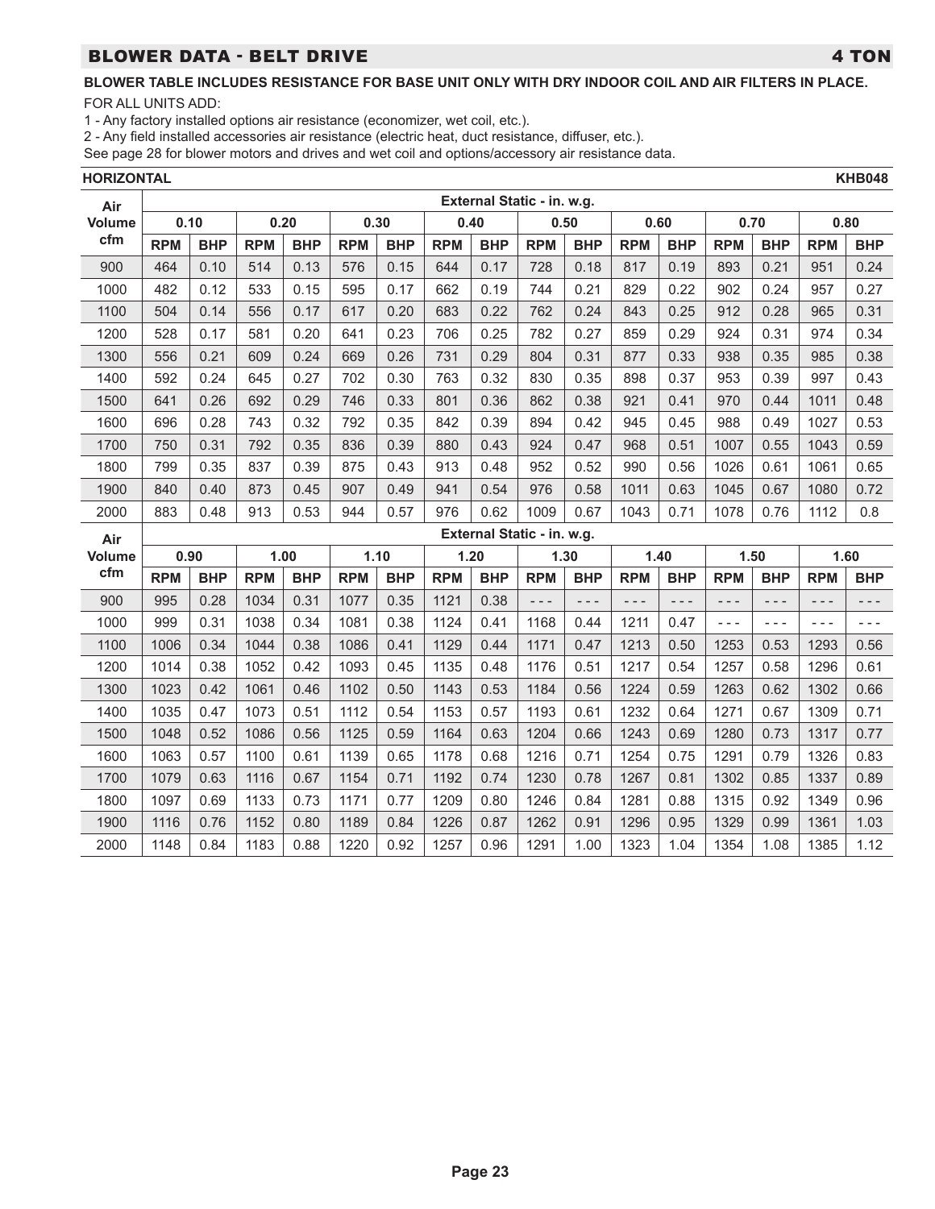## BLOWER DATA - BELT DRIVE — 4 TON

**BLOWER TABLE INCLUDES RESISTANCE FOR BASE UNIT ONLY WITH DRY INDOOR COIL AND AIR FILTERS IN PLACE.**

FOR ALL UNITS ADD:

1 - Any factory installed options air resistance (economizer, wet coil, etc.).

2 - Any field installed accessories air resistance (electric heat, duct resistance, diffuser, etc.).

See page 28 for blower motors and drives and wet coil and options/accessory air resistance data.

**HORIZONTAL** — **KHB048**

| Air Volume cfm | External Static - in. w.g. | | | | | | | | | | | | | | | |
|---|---|---|---|---|---|---|---|---|---|---|---|---|---|---|---|---|
| | 0.10 | | 0.20 | | 0.30 | | 0.40 | | 0.50 | | 0.60 | | 0.70 | | 0.80 | |
| | RPM | BHP | RPM | BHP | RPM | BHP | RPM | BHP | RPM | BHP | RPM | BHP | RPM | BHP | RPM | BHP |
| 900 | 464 | 0.10 | 514 | 0.13 | 576 | 0.15 | 644 | 0.17 | 728 | 0.18 | 817 | 0.19 | 893 | 0.21 | 951 | 0.24 |
| 1000 | 482 | 0.12 | 533 | 0.15 | 595 | 0.17 | 662 | 0.19 | 744 | 0.21 | 829 | 0.22 | 902 | 0.24 | 957 | 0.27 |
| 1100 | 504 | 0.14 | 556 | 0.17 | 617 | 0.20 | 683 | 0.22 | 762 | 0.24 | 843 | 0.25 | 912 | 0.28 | 965 | 0.31 |
| 1200 | 528 | 0.17 | 581 | 0.20 | 641 | 0.23 | 706 | 0.25 | 782 | 0.27 | 859 | 0.29 | 924 | 0.31 | 974 | 0.34 |
| 1300 | 556 | 0.21 | 609 | 0.24 | 669 | 0.26 | 731 | 0.29 | 804 | 0.31 | 877 | 0.33 | 938 | 0.35 | 985 | 0.38 |
| 1400 | 592 | 0.24 | 645 | 0.27 | 702 | 0.30 | 763 | 0.32 | 830 | 0.35 | 898 | 0.37 | 953 | 0.39 | 997 | 0.43 |
| 1500 | 641 | 0.26 | 692 | 0.29 | 746 | 0.33 | 801 | 0.36 | 862 | 0.38 | 921 | 0.41 | 970 | 0.44 | 1011 | 0.48 |
| 1600 | 696 | 0.28 | 743 | 0.32 | 792 | 0.35 | 842 | 0.39 | 894 | 0.42 | 945 | 0.45 | 988 | 0.49 | 1027 | 0.53 |
| 1700 | 750 | 0.31 | 792 | 0.35 | 836 | 0.39 | 880 | 0.43 | 924 | 0.47 | 968 | 0.51 | 1007 | 0.55 | 1043 | 0.59 |
| 1800 | 799 | 0.35 | 837 | 0.39 | 875 | 0.43 | 913 | 0.48 | 952 | 0.52 | 990 | 0.56 | 1026 | 0.61 | 1061 | 0.65 |
| 1900 | 840 | 0.40 | 873 | 0.45 | 907 | 0.49 | 941 | 0.54 | 976 | 0.58 | 1011 | 0.63 | 1045 | 0.67 | 1080 | 0.72 |
| 2000 | 883 | 0.48 | 913 | 0.53 | 944 | 0.57 | 976 | 0.62 | 1009 | 0.67 | 1043 | 0.71 | 1078 | 0.76 | 1112 | 0.8 |

| Air Volume cfm | External Static - in. w.g. | | | | | | | | | | | | | | | |
|---|---|---|---|---|---|---|---|---|---|---|---|---|---|---|---|---|
| | 0.90 | | 1.00 | | 1.10 | | 1.20 | | 1.30 | | 1.40 | | 1.50 | | 1.60 | |
| | RPM | BHP | RPM | BHP | RPM | BHP | RPM | BHP | RPM | BHP | RPM | BHP | RPM | BHP | RPM | BHP |
| 900 | 995 | 0.28 | 1034 | 0.31 | 1077 | 0.35 | 1121 | 0.38 | --- | --- | --- | --- | --- | --- | --- | --- |
| 1000 | 999 | 0.31 | 1038 | 0.34 | 1081 | 0.38 | 1124 | 0.41 | 1168 | 0.44 | 1211 | 0.47 | --- | --- | --- | --- |
| 1100 | 1006 | 0.34 | 1044 | 0.38 | 1086 | 0.41 | 1129 | 0.44 | 1171 | 0.47 | 1213 | 0.50 | 1253 | 0.53 | 1293 | 0.56 |
| 1200 | 1014 | 0.38 | 1052 | 0.42 | 1093 | 0.45 | 1135 | 0.48 | 1176 | 0.51 | 1217 | 0.54 | 1257 | 0.58 | 1296 | 0.61 |
| 1300 | 1023 | 0.42 | 1061 | 0.46 | 1102 | 0.50 | 1143 | 0.53 | 1184 | 0.56 | 1224 | 0.59 | 1263 | 0.62 | 1302 | 0.66 |
| 1400 | 1035 | 0.47 | 1073 | 0.51 | 1112 | 0.54 | 1153 | 0.57 | 1193 | 0.61 | 1232 | 0.64 | 1271 | 0.67 | 1309 | 0.71 |
| 1500 | 1048 | 0.52 | 1086 | 0.56 | 1125 | 0.59 | 1164 | 0.63 | 1204 | 0.66 | 1243 | 0.69 | 1280 | 0.73 | 1317 | 0.77 |
| 1600 | 1063 | 0.57 | 1100 | 0.61 | 1139 | 0.65 | 1178 | 0.68 | 1216 | 0.71 | 1254 | 0.75 | 1291 | 0.79 | 1326 | 0.83 |
| 1700 | 1079 | 0.63 | 1116 | 0.67 | 1154 | 0.71 | 1192 | 0.74 | 1230 | 0.78 | 1267 | 0.81 | 1302 | 0.85 | 1337 | 0.89 |
| 1800 | 1097 | 0.69 | 1133 | 0.73 | 1171 | 0.77 | 1209 | 0.80 | 1246 | 0.84 | 1281 | 0.88 | 1315 | 0.92 | 1349 | 0.96 |
| 1900 | 1116 | 0.76 | 1152 | 0.80 | 1189 | 0.84 | 1226 | 0.87 | 1262 | 0.91 | 1296 | 0.95 | 1329 | 0.99 | 1361 | 1.03 |
| 2000 | 1148 | 0.84 | 1183 | 0.88 | 1220 | 0.92 | 1257 | 0.96 | 1291 | 1.00 | 1323 | 1.04 | 1354 | 1.08 | 1385 | 1.12 |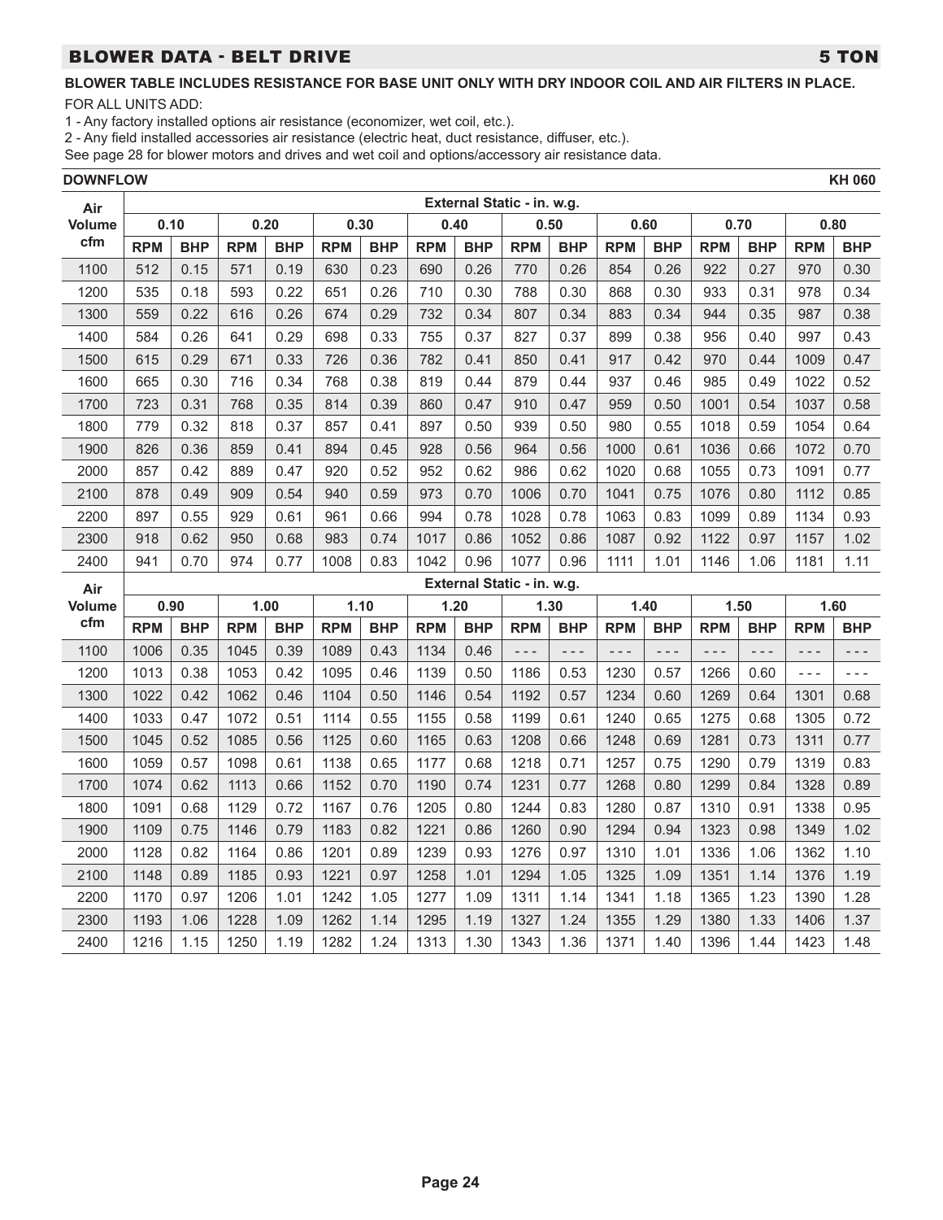## BLOWER DATA - BELT DRIVE 5 TON

**BLOWER TABLE INCLUDES RESISTANCE FOR BASE UNIT ONLY WITH DRY INDOOR COIL AND AIR FILTERS IN PLACE.**

FOR ALL UNITS ADD:

1 - Any factory installed options air resistance (economizer, wet coil, etc.).

2 - Any field installed accessories air resistance (electric heat, duct resistance, diffuser, etc.).

See page 28 for blower motors and drives and wet coil and options/accessory air resistance data.

**DOWNFLOW** **KH 060**

| Air Volume cfm | External Static - in. w.g. | | | | | | | | | | | | | | | |
|---|---|---|---|---|---|---|---|---|---|---|---|---|---|---|---|---|
| | 0.10 | | 0.20 | | 0.30 | | 0.40 | | 0.50 | | 0.60 | | 0.70 | | 0.80 | |
| | RPM | BHP | RPM | BHP | RPM | BHP | RPM | BHP | RPM | BHP | RPM | BHP | RPM | BHP | RPM | BHP |
| 1100 | 512 | 0.15 | 571 | 0.19 | 630 | 0.23 | 690 | 0.26 | 770 | 0.26 | 854 | 0.26 | 922 | 0.27 | 970 | 0.30 |
| 1200 | 535 | 0.18 | 593 | 0.22 | 651 | 0.26 | 710 | 0.30 | 788 | 0.30 | 868 | 0.30 | 933 | 0.31 | 978 | 0.34 |
| 1300 | 559 | 0.22 | 616 | 0.26 | 674 | 0.29 | 732 | 0.34 | 807 | 0.34 | 883 | 0.34 | 944 | 0.35 | 987 | 0.38 |
| 1400 | 584 | 0.26 | 641 | 0.29 | 698 | 0.33 | 755 | 0.37 | 827 | 0.37 | 899 | 0.38 | 956 | 0.40 | 997 | 0.43 |
| 1500 | 615 | 0.29 | 671 | 0.33 | 726 | 0.36 | 782 | 0.41 | 850 | 0.41 | 917 | 0.42 | 970 | 0.44 | 1009 | 0.47 |
| 1600 | 665 | 0.30 | 716 | 0.34 | 768 | 0.38 | 819 | 0.44 | 879 | 0.44 | 937 | 0.46 | 985 | 0.49 | 1022 | 0.52 |
| 1700 | 723 | 0.31 | 768 | 0.35 | 814 | 0.39 | 860 | 0.47 | 910 | 0.47 | 959 | 0.50 | 1001 | 0.54 | 1037 | 0.58 |
| 1800 | 779 | 0.32 | 818 | 0.37 | 857 | 0.41 | 897 | 0.50 | 939 | 0.50 | 980 | 0.55 | 1018 | 0.59 | 1054 | 0.64 |
| 1900 | 826 | 0.36 | 859 | 0.41 | 894 | 0.45 | 928 | 0.56 | 964 | 0.56 | 1000 | 0.61 | 1036 | 0.66 | 1072 | 0.70 |
| 2000 | 857 | 0.42 | 889 | 0.47 | 920 | 0.52 | 952 | 0.62 | 986 | 0.62 | 1020 | 0.68 | 1055 | 0.73 | 1091 | 0.77 |
| 2100 | 878 | 0.49 | 909 | 0.54 | 940 | 0.59 | 973 | 0.70 | 1006 | 0.70 | 1041 | 0.75 | 1076 | 0.80 | 1112 | 0.85 |
| 2200 | 897 | 0.55 | 929 | 0.61 | 961 | 0.66 | 994 | 0.78 | 1028 | 0.78 | 1063 | 0.83 | 1099 | 0.89 | 1134 | 0.93 |
| 2300 | 918 | 0.62 | 950 | 0.68 | 983 | 0.74 | 1017 | 0.86 | 1052 | 0.86 | 1087 | 0.92 | 1122 | 0.97 | 1157 | 1.02 |
| 2400 | 941 | 0.70 | 974 | 0.77 | 1008 | 0.83 | 1042 | 0.96 | 1077 | 0.96 | 1111 | 1.01 | 1146 | 1.06 | 1181 | 1.11 |

| Air Volume cfm | External Static - in. w.g. | | | | | | | | | | | | | | | |
|---|---|---|---|---|---|---|---|---|---|---|---|---|---|---|---|---|
| | 0.90 | | 1.00 | | 1.10 | | 1.20 | | 1.30 | | 1.40 | | 1.50 | | 1.60 | |
| | RPM | BHP | RPM | BHP | RPM | BHP | RPM | BHP | RPM | BHP | RPM | BHP | RPM | BHP | RPM | BHP |
| 1100 | 1006 | 0.35 | 1045 | 0.39 | 1089 | 0.43 | 1134 | 0.46 | - - - | - - - | - - - | - - - | - - - | - - - | - - - | - - - |
| 1200 | 1013 | 0.38 | 1053 | 0.42 | 1095 | 0.46 | 1139 | 0.50 | 1186 | 0.53 | 1230 | 0.57 | 1266 | 0.60 | - - - | - - - |
| 1300 | 1022 | 0.42 | 1062 | 0.46 | 1104 | 0.50 | 1146 | 0.54 | 1192 | 0.57 | 1234 | 0.60 | 1269 | 0.64 | 1301 | 0.68 |
| 1400 | 1033 | 0.47 | 1072 | 0.51 | 1114 | 0.55 | 1155 | 0.58 | 1199 | 0.61 | 1240 | 0.65 | 1275 | 0.68 | 1305 | 0.72 |
| 1500 | 1045 | 0.52 | 1085 | 0.56 | 1125 | 0.60 | 1165 | 0.63 | 1208 | 0.66 | 1248 | 0.69 | 1281 | 0.73 | 1311 | 0.77 |
| 1600 | 1059 | 0.57 | 1098 | 0.61 | 1138 | 0.65 | 1177 | 0.68 | 1218 | 0.71 | 1257 | 0.75 | 1290 | 0.79 | 1319 | 0.83 |
| 1700 | 1074 | 0.62 | 1113 | 0.66 | 1152 | 0.70 | 1190 | 0.74 | 1231 | 0.77 | 1268 | 0.80 | 1299 | 0.84 | 1328 | 0.89 |
| 1800 | 1091 | 0.68 | 1129 | 0.72 | 1167 | 0.76 | 1205 | 0.80 | 1244 | 0.83 | 1280 | 0.87 | 1310 | 0.91 | 1338 | 0.95 |
| 1900 | 1109 | 0.75 | 1146 | 0.79 | 1183 | 0.82 | 1221 | 0.86 | 1260 | 0.90 | 1294 | 0.94 | 1323 | 0.98 | 1349 | 1.02 |
| 2000 | 1128 | 0.82 | 1164 | 0.86 | 1201 | 0.89 | 1239 | 0.93 | 1276 | 0.97 | 1310 | 1.01 | 1336 | 1.06 | 1362 | 1.10 |
| 2100 | 1148 | 0.89 | 1185 | 0.93 | 1221 | 0.97 | 1258 | 1.01 | 1294 | 1.05 | 1325 | 1.09 | 1351 | 1.14 | 1376 | 1.19 |
| 2200 | 1170 | 0.97 | 1206 | 1.01 | 1242 | 1.05 | 1277 | 1.09 | 1311 | 1.14 | 1341 | 1.18 | 1365 | 1.23 | 1390 | 1.28 |
| 2300 | 1193 | 1.06 | 1228 | 1.09 | 1262 | 1.14 | 1295 | 1.19 | 1327 | 1.24 | 1355 | 1.29 | 1380 | 1.33 | 1406 | 1.37 |
| 2400 | 1216 | 1.15 | 1250 | 1.19 | 1282 | 1.24 | 1313 | 1.30 | 1343 | 1.36 | 1371 | 1.40 | 1396 | 1.44 | 1423 | 1.48 |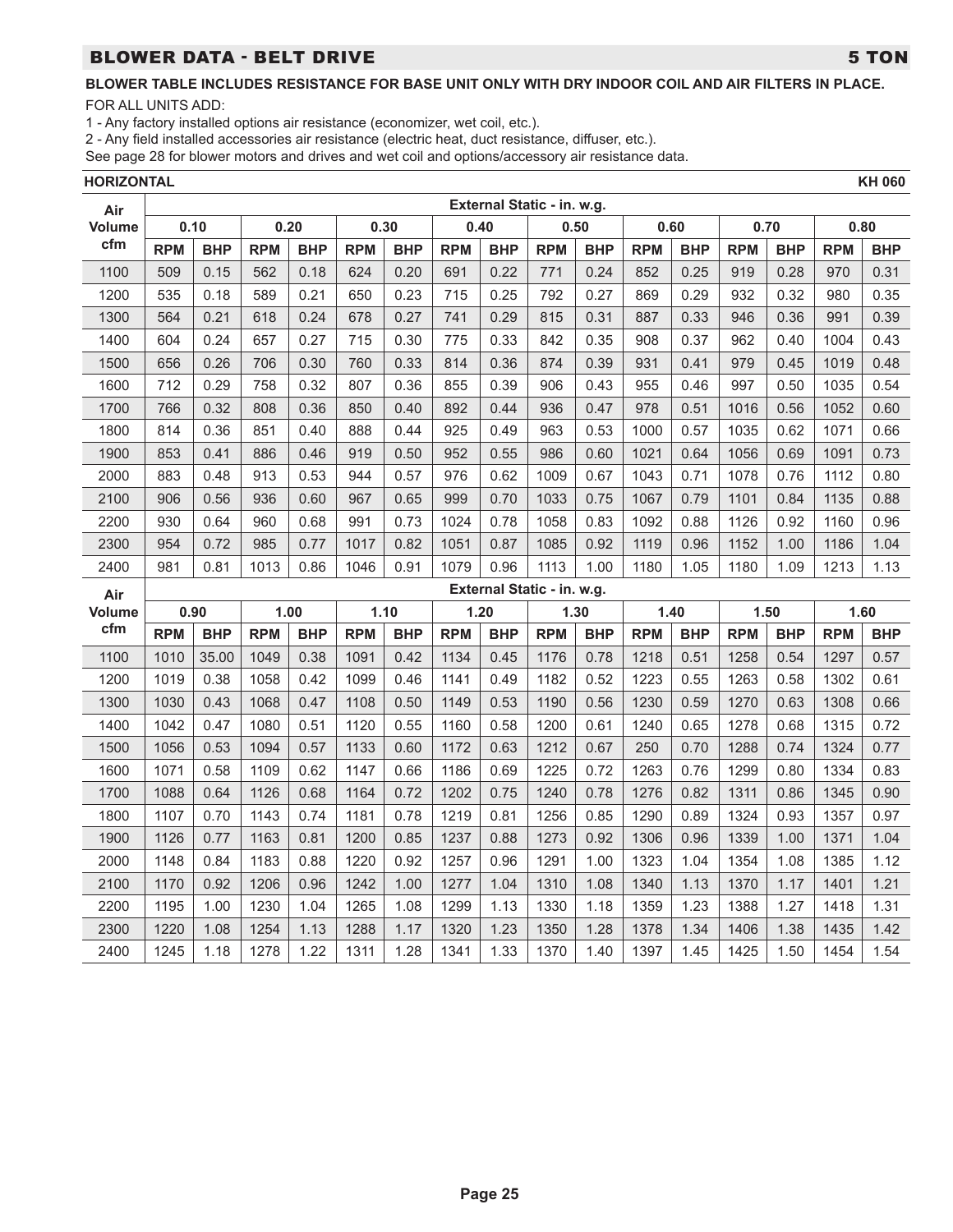## BLOWER DATA - BELT DRIVE 5 TON

**BLOWER TABLE INCLUDES RESISTANCE FOR BASE UNIT ONLY WITH DRY INDOOR COIL AND AIR FILTERS IN PLACE.**

FOR ALL UNITS ADD:

1 - Any factory installed options air resistance (economizer, wet coil, etc.).

2 - Any field installed accessories air resistance (electric heat, duct resistance, diffuser, etc.).

See page 28 for blower motors and drives and wet coil and options/accessory air resistance data.

**HORIZONTAL** **KH 060**

| Air Volume cfm | External Static - in. w.g. | | | | | | | | | | | | | | | |
|---|---|---|---|---|---|---|---|---|---|---|---|---|---|---|---|---|
| | 0.10 | | 0.20 | | 0.30 | | 0.40 | | 0.50 | | 0.60 | | 0.70 | | 0.80 | |
| | RPM | BHP | RPM | BHP | RPM | BHP | RPM | BHP | RPM | BHP | RPM | BHP | RPM | BHP | RPM | BHP |
| 1100 | 509 | 0.15 | 562 | 0.18 | 624 | 0.20 | 691 | 0.22 | 771 | 0.24 | 852 | 0.25 | 919 | 0.28 | 970 | 0.31 |
| 1200 | 535 | 0.18 | 589 | 0.21 | 650 | 0.23 | 715 | 0.25 | 792 | 0.27 | 869 | 0.29 | 932 | 0.32 | 980 | 0.35 |
| 1300 | 564 | 0.21 | 618 | 0.24 | 678 | 0.27 | 741 | 0.29 | 815 | 0.31 | 887 | 0.33 | 946 | 0.36 | 991 | 0.39 |
| 1400 | 604 | 0.24 | 657 | 0.27 | 715 | 0.30 | 775 | 0.33 | 842 | 0.35 | 908 | 0.37 | 962 | 0.40 | 1004 | 0.43 |
| 1500 | 656 | 0.26 | 706 | 0.30 | 760 | 0.33 | 814 | 0.36 | 874 | 0.39 | 931 | 0.41 | 979 | 0.45 | 1019 | 0.48 |
| 1600 | 712 | 0.29 | 758 | 0.32 | 807 | 0.36 | 855 | 0.39 | 906 | 0.43 | 955 | 0.46 | 997 | 0.50 | 1035 | 0.54 |
| 1700 | 766 | 0.32 | 808 | 0.36 | 850 | 0.40 | 892 | 0.44 | 936 | 0.47 | 978 | 0.51 | 1016 | 0.56 | 1052 | 0.60 |
| 1800 | 814 | 0.36 | 851 | 0.40 | 888 | 0.44 | 925 | 0.49 | 963 | 0.53 | 1000 | 0.57 | 1035 | 0.62 | 1071 | 0.66 |
| 1900 | 853 | 0.41 | 886 | 0.46 | 919 | 0.50 | 952 | 0.55 | 986 | 0.60 | 1021 | 0.64 | 1056 | 0.69 | 1091 | 0.73 |
| 2000 | 883 | 0.48 | 913 | 0.53 | 944 | 0.57 | 976 | 0.62 | 1009 | 0.67 | 1043 | 0.71 | 1078 | 0.76 | 1112 | 0.80 |
| 2100 | 906 | 0.56 | 936 | 0.60 | 967 | 0.65 | 999 | 0.70 | 1033 | 0.75 | 1067 | 0.79 | 1101 | 0.84 | 1135 | 0.88 |
| 2200 | 930 | 0.64 | 960 | 0.68 | 991 | 0.73 | 1024 | 0.78 | 1058 | 0.83 | 1092 | 0.88 | 1126 | 0.92 | 1160 | 0.96 |
| 2300 | 954 | 0.72 | 985 | 0.77 | 1017 | 0.82 | 1051 | 0.87 | 1085 | 0.92 | 1119 | 0.96 | 1152 | 1.00 | 1186 | 1.04 |
| 2400 | 981 | 0.81 | 1013 | 0.86 | 1046 | 0.91 | 1079 | 0.96 | 1113 | 1.00 | 1180 | 1.05 | 1180 | 1.09 | 1213 | 1.13 |

| Air Volume cfm | External Static - in. w.g. | | | | | | | | | | | | | | | |
|---|---|---|---|---|---|---|---|---|---|---|---|---|---|---|---|---|
| | 0.90 | | 1.00 | | 1.10 | | 1.20 | | 1.30 | | 1.40 | | 1.50 | | 1.60 | |
| | RPM | BHP | RPM | BHP | RPM | BHP | RPM | BHP | RPM | BHP | RPM | BHP | RPM | BHP | RPM | BHP |
| 1100 | 1010 | 35.00 | 1049 | 0.38 | 1091 | 0.42 | 1134 | 0.45 | 1176 | 0.78 | 1218 | 0.51 | 1258 | 0.54 | 1297 | 0.57 |
| 1200 | 1019 | 0.38 | 1058 | 0.42 | 1099 | 0.46 | 1141 | 0.49 | 1182 | 0.52 | 1223 | 0.55 | 1263 | 0.58 | 1302 | 0.61 |
| 1300 | 1030 | 0.43 | 1068 | 0.47 | 1108 | 0.50 | 1149 | 0.53 | 1190 | 0.56 | 1230 | 0.59 | 1270 | 0.63 | 1308 | 0.66 |
| 1400 | 1042 | 0.47 | 1080 | 0.51 | 1120 | 0.55 | 1160 | 0.58 | 1200 | 0.61 | 1240 | 0.65 | 1278 | 0.68 | 1315 | 0.72 |
| 1500 | 1056 | 0.53 | 1094 | 0.57 | 1133 | 0.60 | 1172 | 0.63 | 1212 | 0.67 | 250 | 0.70 | 1288 | 0.74 | 1324 | 0.77 |
| 1600 | 1071 | 0.58 | 1109 | 0.62 | 1147 | 0.66 | 1186 | 0.69 | 1225 | 0.72 | 1263 | 0.76 | 1299 | 0.80 | 1334 | 0.83 |
| 1700 | 1088 | 0.64 | 1126 | 0.68 | 1164 | 0.72 | 1202 | 0.75 | 1240 | 0.78 | 1276 | 0.82 | 1311 | 0.86 | 1345 | 0.90 |
| 1800 | 1107 | 0.70 | 1143 | 0.74 | 1181 | 0.78 | 1219 | 0.81 | 1256 | 0.85 | 1290 | 0.89 | 1324 | 0.93 | 1357 | 0.97 |
| 1900 | 1126 | 0.77 | 1163 | 0.81 | 1200 | 0.85 | 1237 | 0.88 | 1273 | 0.92 | 1306 | 0.96 | 1339 | 1.00 | 1371 | 1.04 |
| 2000 | 1148 | 0.84 | 1183 | 0.88 | 1220 | 0.92 | 1257 | 0.96 | 1291 | 1.00 | 1323 | 1.04 | 1354 | 1.08 | 1385 | 1.12 |
| 2100 | 1170 | 0.92 | 1206 | 0.96 | 1242 | 1.00 | 1277 | 1.04 | 1310 | 1.08 | 1340 | 1.13 | 1370 | 1.17 | 1401 | 1.21 |
| 2200 | 1195 | 1.00 | 1230 | 1.04 | 1265 | 1.08 | 1299 | 1.13 | 1330 | 1.18 | 1359 | 1.23 | 1388 | 1.27 | 1418 | 1.31 |
| 2300 | 1220 | 1.08 | 1254 | 1.13 | 1288 | 1.17 | 1320 | 1.23 | 1350 | 1.28 | 1378 | 1.34 | 1406 | 1.38 | 1435 | 1.42 |
| 2400 | 1245 | 1.18 | 1278 | 1.22 | 1311 | 1.28 | 1341 | 1.33 | 1370 | 1.40 | 1397 | 1.45 | 1425 | 1.50 | 1454 | 1.54 |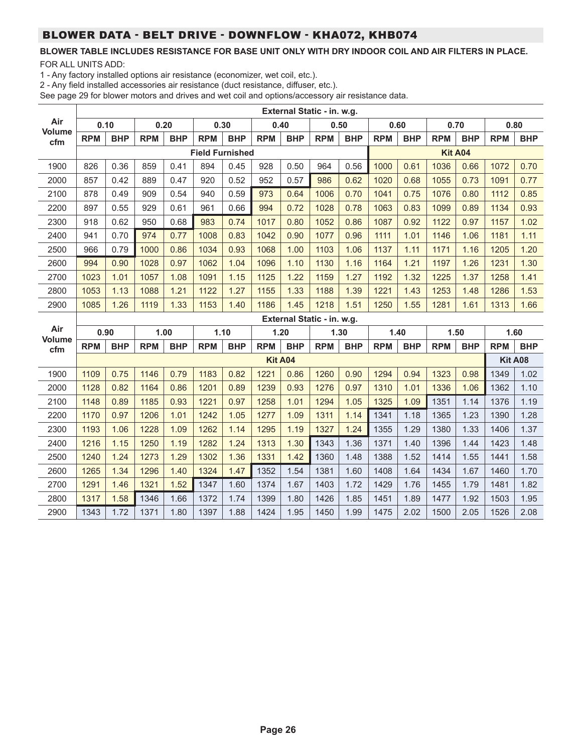## BLOWER DATA - BELT DRIVE - DOWNFLOW - KHA072, KHB074

**BLOWER TABLE INCLUDES RESISTANCE FOR BASE UNIT ONLY WITH DRY INDOOR COIL AND AIR FILTERS IN PLACE.**

FOR ALL UNITS ADD:

1 - Any factory installed options air resistance (economizer, wet coil, etc.).

2 - Any field installed accessories air resistance (duct resistance, diffuser, etc.).

See page 29 for blower motors and drives and wet coil and options/accessory air resistance data.

| Air Volume cfm | External Static - in. w.g. | | | | | | | | | | | | | | | |
|---|---|---|---|---|---|---|---|---|---|---|---|---|---|---|---|---|
| | 0.10 | | 0.20 | | 0.30 | | 0.40 | | 0.50 | | 0.60 | | 0.70 | | 0.80 | |
| | RPM | BHP | RPM | BHP | RPM | BHP | RPM | BHP | RPM | BHP | RPM | BHP | RPM | BHP | RPM | BHP |
| | Field Furnished | | | | | | | | | | Kit A04 | | | | | |
| 1900 | 826 | 0.36 | 859 | 0.41 | 894 | 0.45 | 928 | 0.50 | 964 | 0.56 | 1000 | 0.61 | 1036 | 0.66 | 1072 | 0.70 |
| 2000 | 857 | 0.42 | 889 | 0.47 | 920 | 0.52 | 952 | 0.57 | 986 | 0.62 | 1020 | 0.68 | 1055 | 0.73 | 1091 | 0.77 |
| 2100 | 878 | 0.49 | 909 | 0.54 | 940 | 0.59 | 973 | 0.64 | 1006 | 0.70 | 1041 | 0.75 | 1076 | 0.80 | 1112 | 0.85 |
| 2200 | 897 | 0.55 | 929 | 0.61 | 961 | 0.66 | 994 | 0.72 | 1028 | 0.78 | 1063 | 0.83 | 1099 | 0.89 | 1134 | 0.93 |
| 2300 | 918 | 0.62 | 950 | 0.68 | 983 | 0.74 | 1017 | 0.80 | 1052 | 0.86 | 1087 | 0.92 | 1122 | 0.97 | 1157 | 1.02 |
| 2400 | 941 | 0.70 | 974 | 0.77 | 1008 | 0.83 | 1042 | 0.90 | 1077 | 0.96 | 1111 | 1.01 | 1146 | 1.06 | 1181 | 1.11 |
| 2500 | 966 | 0.79 | 1000 | 0.86 | 1034 | 0.93 | 1068 | 1.00 | 1103 | 1.06 | 1137 | 1.11 | 1171 | 1.16 | 1205 | 1.20 |
| 2600 | 994 | 0.90 | 1028 | 0.97 | 1062 | 1.04 | 1096 | 1.10 | 1130 | 1.16 | 1164 | 1.21 | 1197 | 1.26 | 1231 | 1.30 |
| 2700 | 1023 | 1.01 | 1057 | 1.08 | 1091 | 1.15 | 1125 | 1.22 | 1159 | 1.27 | 1192 | 1.32 | 1225 | 1.37 | 1258 | 1.41 |
| 2800 | 1053 | 1.13 | 1088 | 1.21 | 1122 | 1.27 | 1155 | 1.33 | 1188 | 1.39 | 1221 | 1.43 | 1253 | 1.48 | 1286 | 1.53 |
| 2900 | 1085 | 1.26 | 1119 | 1.33 | 1153 | 1.40 | 1186 | 1.45 | 1218 | 1.51 | 1250 | 1.55 | 1281 | 1.61 | 1313 | 1.66 |

| Air Volume cfm | External Static - in. w.g. | | | | | | | | | | | | | | | |
|---|---|---|---|---|---|---|---|---|---|---|---|---|---|---|---|---|
| | 0.90 | | 1.00 | | 1.10 | | 1.20 | | 1.30 | | 1.40 | | 1.50 | | 1.60 | |
| | RPM | BHP | RPM | BHP | RPM | BHP | RPM | BHP | RPM | BHP | RPM | BHP | RPM | BHP | RPM | BHP |
| | Kit A04 | | | | | | | | | | | | | | Kit A08 | |
| 1900 | 1109 | 0.75 | 1146 | 0.79 | 1183 | 0.82 | 1221 | 0.86 | 1260 | 0.90 | 1294 | 0.94 | 1323 | 0.98 | 1349 | 1.02 |
| 2000 | 1128 | 0.82 | 1164 | 0.86 | 1201 | 0.89 | 1239 | 0.93 | 1276 | 0.97 | 1310 | 1.01 | 1336 | 1.06 | 1362 | 1.10 |
| 2100 | 1148 | 0.89 | 1185 | 0.93 | 1221 | 0.97 | 1258 | 1.01 | 1294 | 1.05 | 1325 | 1.09 | 1351 | 1.14 | 1376 | 1.19 |
| 2200 | 1170 | 0.97 | 1206 | 1.01 | 1242 | 1.05 | 1277 | 1.09 | 1311 | 1.14 | 1341 | 1.18 | 1365 | 1.23 | 1390 | 1.28 |
| 2300 | 1193 | 1.06 | 1228 | 1.09 | 1262 | 1.14 | 1295 | 1.19 | 1327 | 1.24 | 1355 | 1.29 | 1380 | 1.33 | 1406 | 1.37 |
| 2400 | 1216 | 1.15 | 1250 | 1.19 | 1282 | 1.24 | 1313 | 1.30 | 1343 | 1.36 | 1371 | 1.40 | 1396 | 1.44 | 1423 | 1.48 |
| 2500 | 1240 | 1.24 | 1273 | 1.29 | 1302 | 1.36 | 1331 | 1.42 | 1360 | 1.48 | 1388 | 1.52 | 1414 | 1.55 | 1441 | 1.58 |
| 2600 | 1265 | 1.34 | 1296 | 1.40 | 1324 | 1.47 | 1352 | 1.54 | 1381 | 1.60 | 1408 | 1.64 | 1434 | 1.67 | 1460 | 1.70 |
| 2700 | 1291 | 1.46 | 1321 | 1.52 | 1347 | 1.60 | 1374 | 1.67 | 1403 | 1.72 | 1429 | 1.76 | 1455 | 1.79 | 1481 | 1.82 |
| 2800 | 1317 | 1.58 | 1346 | 1.66 | 1372 | 1.74 | 1399 | 1.80 | 1426 | 1.85 | 1451 | 1.89 | 1477 | 1.92 | 1503 | 1.95 |
| 2900 | 1343 | 1.72 | 1371 | 1.80 | 1397 | 1.88 | 1424 | 1.95 | 1450 | 1.99 | 1475 | 2.02 | 1500 | 2.05 | 1526 | 2.08 |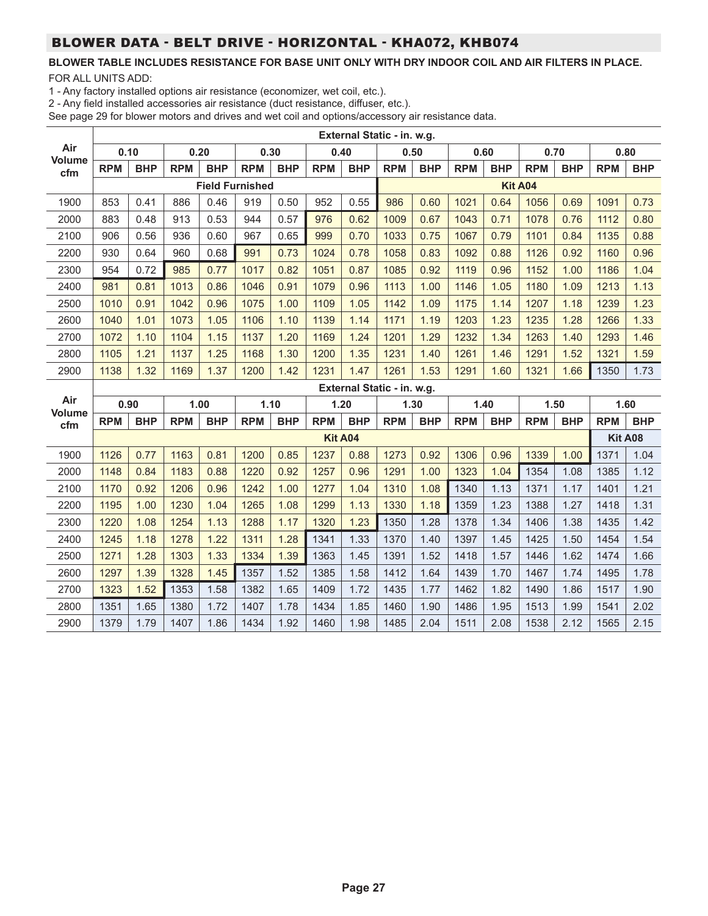## BLOWER DATA - BELT DRIVE - HORIZONTAL - KHA072, KHB074

**BLOWER TABLE INCLUDES RESISTANCE FOR BASE UNIT ONLY WITH DRY INDOOR COIL AND AIR FILTERS IN PLACE.**

FOR ALL UNITS ADD:

1 - Any factory installed options air resistance (economizer, wet coil, etc.).

2 - Any field installed accessories air resistance (duct resistance, diffuser, etc.).

See page 29 for blower motors and drives and wet coil and options/accessory air resistance data.

| Air Volume cfm | External Static - in. w.g. | | | | | | | | | | | | | | | |
|---|---|---|---|---|---|---|---|---|---|---|---|---|---|---|---|---|
| | 0.10 | | 0.20 | | 0.30 | | 0.40 | | 0.50 | | 0.60 | | 0.70 | | 0.80 | |
| | RPM | BHP | RPM | BHP | RPM | BHP | RPM | BHP | RPM | BHP | RPM | BHP | RPM | BHP | RPM | BHP |
| | Field Furnished | | | | | | | | Kit A04 | | | | | | | |
| 1900 | 853 | 0.41 | 886 | 0.46 | 919 | 0.50 | 952 | 0.55 | 986 | 0.60 | 1021 | 0.64 | 1056 | 0.69 | 1091 | 0.73 |
| 2000 | 883 | 0.48 | 913 | 0.53 | 944 | 0.57 | 976 | 0.62 | 1009 | 0.67 | 1043 | 0.71 | 1078 | 0.76 | 1112 | 0.80 |
| 2100 | 906 | 0.56 | 936 | 0.60 | 967 | 0.65 | 999 | 0.70 | 1033 | 0.75 | 1067 | 0.79 | 1101 | 0.84 | 1135 | 0.88 |
| 2200 | 930 | 0.64 | 960 | 0.68 | 991 | 0.73 | 1024 | 0.78 | 1058 | 0.83 | 1092 | 0.88 | 1126 | 0.92 | 1160 | 0.96 |
| 2300 | 954 | 0.72 | 985 | 0.77 | 1017 | 0.82 | 1051 | 0.87 | 1085 | 0.92 | 1119 | 0.96 | 1152 | 1.00 | 1186 | 1.04 |
| 2400 | 981 | 0.81 | 1013 | 0.86 | 1046 | 0.91 | 1079 | 0.96 | 1113 | 1.00 | 1146 | 1.05 | 1180 | 1.09 | 1213 | 1.13 |
| 2500 | 1010 | 0.91 | 1042 | 0.96 | 1075 | 1.00 | 1109 | 1.05 | 1142 | 1.09 | 1175 | 1.14 | 1207 | 1.18 | 1239 | 1.23 |
| 2600 | 1040 | 1.01 | 1073 | 1.05 | 1106 | 1.10 | 1139 | 1.14 | 1171 | 1.19 | 1203 | 1.23 | 1235 | 1.28 | 1266 | 1.33 |
| 2700 | 1072 | 1.10 | 1104 | 1.15 | 1137 | 1.20 | 1169 | 1.24 | 1201 | 1.29 | 1232 | 1.34 | 1263 | 1.40 | 1293 | 1.46 |
| 2800 | 1105 | 1.21 | 1137 | 1.25 | 1168 | 1.30 | 1200 | 1.35 | 1231 | 1.40 | 1261 | 1.46 | 1291 | 1.52 | 1321 | 1.59 |
| 2900 | 1138 | 1.32 | 1169 | 1.37 | 1200 | 1.42 | 1231 | 1.47 | 1261 | 1.53 | 1291 | 1.60 | 1321 | 1.66 | 1350 | 1.73 |

| Air Volume cfm | External Static - in. w.g. | | | | | | | | | | | | | | | |
|---|---|---|---|---|---|---|---|---|---|---|---|---|---|---|---|---|
| | 0.90 | | 1.00 | | 1.10 | | 1.20 | | 1.30 | | 1.40 | | 1.50 | | 1.60 | |
| | RPM | BHP | RPM | BHP | RPM | BHP | RPM | BHP | RPM | BHP | RPM | BHP | RPM | BHP | RPM | BHP |
| | Kit A04 | | | | | | | | | | | | | | Kit A08 | |
| 1900 | 1126 | 0.77 | 1163 | 0.81 | 1200 | 0.85 | 1237 | 0.88 | 1273 | 0.92 | 1306 | 0.96 | 1339 | 1.00 | 1371 | 1.04 |
| 2000 | 1148 | 0.84 | 1183 | 0.88 | 1220 | 0.92 | 1257 | 0.96 | 1291 | 1.00 | 1323 | 1.04 | 1354 | 1.08 | 1385 | 1.12 |
| 2100 | 1170 | 0.92 | 1206 | 0.96 | 1242 | 1.00 | 1277 | 1.04 | 1310 | 1.08 | 1340 | 1.13 | 1371 | 1.17 | 1401 | 1.21 |
| 2200 | 1195 | 1.00 | 1230 | 1.04 | 1265 | 1.08 | 1299 | 1.13 | 1330 | 1.18 | 1359 | 1.23 | 1388 | 1.27 | 1418 | 1.31 |
| 2300 | 1220 | 1.08 | 1254 | 1.13 | 1288 | 1.17 | 1320 | 1.23 | 1350 | 1.28 | 1378 | 1.34 | 1406 | 1.38 | 1435 | 1.42 |
| 2400 | 1245 | 1.18 | 1278 | 1.22 | 1311 | 1.28 | 1341 | 1.33 | 1370 | 1.40 | 1397 | 1.45 | 1425 | 1.50 | 1454 | 1.54 |
| 2500 | 1271 | 1.28 | 1303 | 1.33 | 1334 | 1.39 | 1363 | 1.45 | 1391 | 1.52 | 1418 | 1.57 | 1446 | 1.62 | 1474 | 1.66 |
| 2600 | 1297 | 1.39 | 1328 | 1.45 | 1357 | 1.52 | 1385 | 1.58 | 1412 | 1.64 | 1439 | 1.70 | 1467 | 1.74 | 1495 | 1.78 |
| 2700 | 1323 | 1.52 | 1353 | 1.58 | 1382 | 1.65 | 1409 | 1.72 | 1435 | 1.77 | 1462 | 1.82 | 1490 | 1.86 | 1517 | 1.90 |
| 2800 | 1351 | 1.65 | 1380 | 1.72 | 1407 | 1.78 | 1434 | 1.85 | 1460 | 1.90 | 1486 | 1.95 | 1513 | 1.99 | 1541 | 2.02 |
| 2900 | 1379 | 1.79 | 1407 | 1.86 | 1434 | 1.92 | 1460 | 1.98 | 1485 | 2.04 | 1511 | 2.08 | 1538 | 2.12 | 1565 | 2.15 |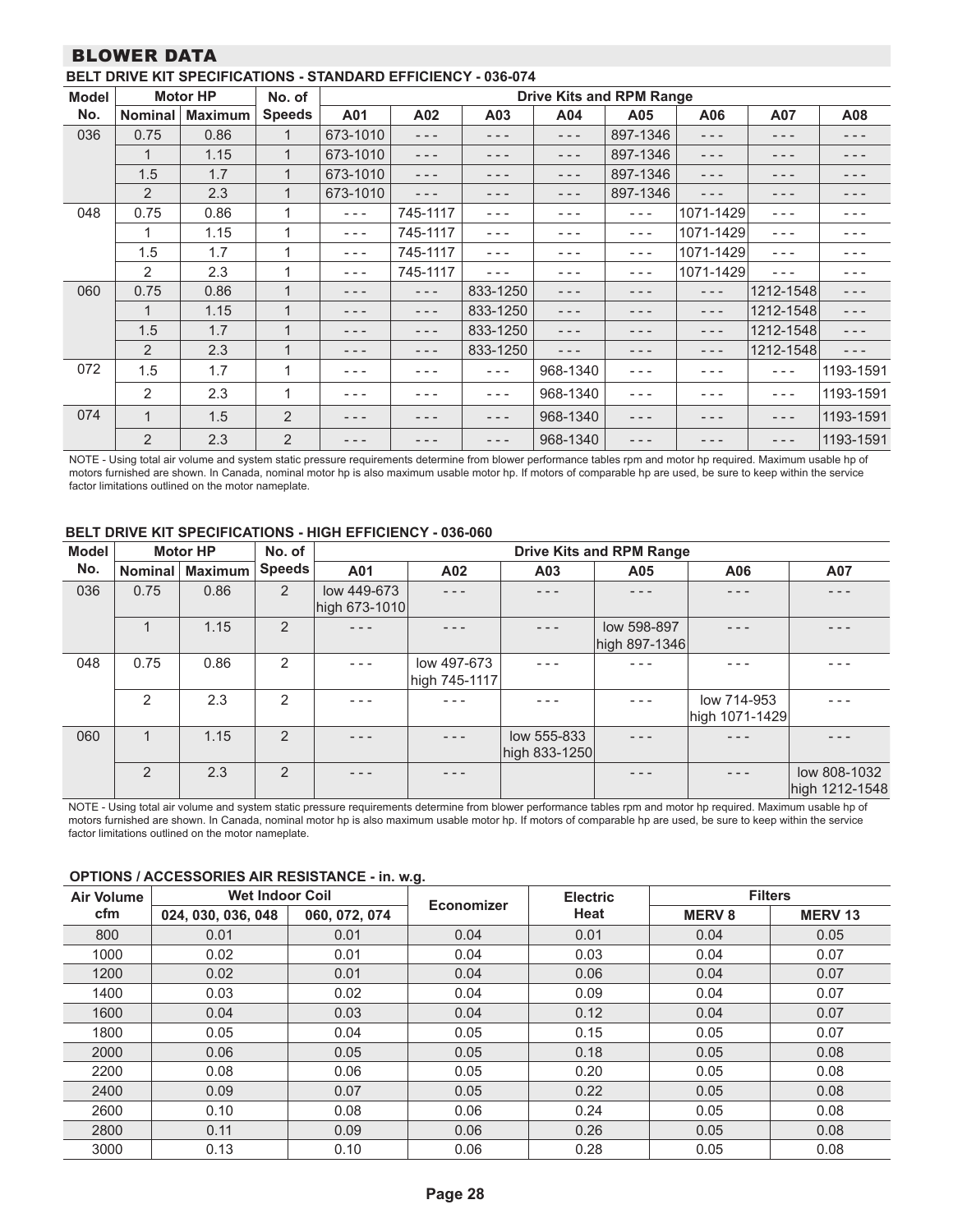## BLOWER DATA

### BELT DRIVE KIT SPECIFICATIONS - STANDARD EFFICIENCY - 036-074

| Model No. | Motor HP | | No. of Speeds | Drive Kits and RPM Range | | | | | | | |
|---|---|---|---|---|---|---|---|---|---|---|---|
| | Nominal | Maximum | | A01 | A02 | A03 | A04 | A05 | A06 | A07 | A08 |
| 036 | 0.75 | 0.86 | 1 | 673-1010 | - - - | - - - | - - - | 897-1346 | - - - | - - - | - - - |
| | 1 | 1.15 | 1 | 673-1010 | - - - | - - - | - - - | 897-1346 | - - - | - - - | - - - |
| | 1.5 | 1.7 | 1 | 673-1010 | - - - | - - - | - - - | 897-1346 | - - - | - - - | - - - |
| | 2 | 2.3 | 1 | 673-1010 | - - - | - - - | - - - | 897-1346 | - - - | - - - | - - - |
| 048 | 0.75 | 0.86 | 1 | - - - | 745-1117 | - - - | - - - | - - - | 1071-1429 | - - - | - - - |
| | 1 | 1.15 | 1 | - - - | 745-1117 | - - - | - - - | - - - | 1071-1429 | - - - | - - - |
| | 1.5 | 1.7 | 1 | - - - | 745-1117 | - - - | - - - | - - - | 1071-1429 | - - - | - - - |
| | 2 | 2.3 | 1 | - - - | 745-1117 | - - - | - - - | - - - | 1071-1429 | - - - | - - - |
| 060 | 0.75 | 0.86 | 1 | - - - | - - - | 833-1250 | - - - | - - - | - - - | 1212-1548 | - - - |
| | 1 | 1.15 | 1 | - - - | - - - | 833-1250 | - - - | - - - | - - - | 1212-1548 | - - - |
| | 1.5 | 1.7 | 1 | - - - | - - - | 833-1250 | - - - | - - - | - - - | 1212-1548 | - - - |
| | 2 | 2.3 | 1 | - - - | - - - | 833-1250 | - - - | - - - | - - - | 1212-1548 | - - - |
| 072 | 1.5 | 1.7 | 1 | - - - | - - - | - - - | 968-1340 | - - - | - - - | - - - | 1193-1591 |
| | 2 | 2.3 | 1 | - - - | - - - | - - - | 968-1340 | - - - | - - - | - - - | 1193-1591 |
| 074 | 1 | 1.5 | 2 | - - - | - - - | - - - | 968-1340 | - - - | - - - | - - - | 1193-1591 |
| | 2 | 2.3 | 2 | - - - | - - - | - - - | 968-1340 | - - - | - - - | - - - | 1193-1591 |

NOTE - Using total air volume and system static pressure requirements determine from blower performance tables rpm and motor hp required. Maximum usable hp of motors furnished are shown. In Canada, nominal motor hp is also maximum usable motor hp. If motors of comparable hp are used, be sure to keep within the service factor limitations outlined on the motor nameplate.

### BELT DRIVE KIT SPECIFICATIONS - HIGH EFFICIENCY - 036-060

| Model No. | Motor HP | | No. of Speeds | Drive Kits and RPM Range | | | | | |
|---|---|---|---|---|---|---|---|---|---|
| | Nominal | Maximum | | A01 | A02 | A03 | A05 | A06 | A07 |
| 036 | 0.75 | 0.86 | 2 | low 449-673 high 673-1010 | - - - | - - - | - - - | - - - | - - - |
| | 1 | 1.15 | 2 | - - - | - - - | - - - | low 598-897 high 897-1346 | - - - | - - - |
| 048 | 0.75 | 0.86 | 2 | - - - | low 497-673 high 745-1117 | - - - | - - - | - - - | - - - |
| | 2 | 2.3 | 2 | - - - | - - - | - - - | - - - | low 714-953 high 1071-1429 | - - - |
| 060 | 1 | 1.15 | 2 | - - - | - - - | low 555-833 high 833-1250 | - - - | - - - | - - - |
| | 2 | 2.3 | 2 | - - - | - - - | | - - - | - - - | low 808-1032 high 1212-1548 |

NOTE - Using total air volume and system static pressure requirements determine from blower performance tables rpm and motor hp required. Maximum usable hp of motors furnished are shown. In Canada, nominal motor hp is also maximum usable motor hp. If motors of comparable hp are used, be sure to keep within the service factor limitations outlined on the motor nameplate.

### OPTIONS / ACCESSORIES AIR RESISTANCE - in. w.g.

| Air Volume cfm | Wet Indoor Coil | | Economizer | Electric Heat | Filters | |
|---|---|---|---|---|---|---|
| | 024, 030, 036, 048 | 060, 072, 074 | | | MERV 8 | MERV 13 |
| 800 | 0.01 | 0.01 | 0.04 | 0.01 | 0.04 | 0.05 |
| 1000 | 0.02 | 0.01 | 0.04 | 0.03 | 0.04 | 0.07 |
| 1200 | 0.02 | 0.01 | 0.04 | 0.06 | 0.04 | 0.07 |
| 1400 | 0.03 | 0.02 | 0.04 | 0.09 | 0.04 | 0.07 |
| 1600 | 0.04 | 0.03 | 0.04 | 0.12 | 0.04 | 0.07 |
| 1800 | 0.05 | 0.04 | 0.05 | 0.15 | 0.05 | 0.07 |
| 2000 | 0.06 | 0.05 | 0.05 | 0.18 | 0.05 | 0.08 |
| 2200 | 0.08 | 0.06 | 0.05 | 0.20 | 0.05 | 0.08 |
| 2400 | 0.09 | 0.07 | 0.05 | 0.22 | 0.05 | 0.08 |
| 2600 | 0.10 | 0.08 | 0.06 | 0.24 | 0.05 | 0.08 |
| 2800 | 0.11 | 0.09 | 0.06 | 0.26 | 0.05 | 0.08 |
| 3000 | 0.13 | 0.10 | 0.06 | 0.28 | 0.05 | 0.08 |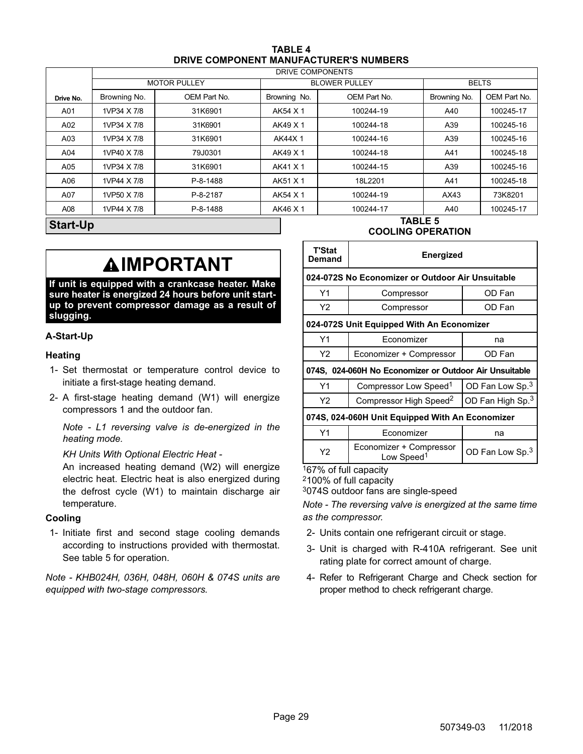**TABLE 4**
**DRIVE COMPONENT MANUFACTURER'S NUMBERS**

| | DRIVE COMPONENTS | | | | | |
|---|---|---|---|---|---|---|
| | MOTOR PULLEY | | BLOWER PULLEY | | BELTS | |
| **Drive No.** | Browning No. | OEM Part No. | Browning No. | OEM Part No. | Browning No. | OEM Part No. |
| A01 | 1VP34 X 7/8 | 31K6901 | AK54 X 1 | 100244-19 | A40 | 100245-17 |
| A02 | 1VP34 X 7/8 | 31K6901 | AK49 X 1 | 100244-18 | A39 | 100245-16 |
| A03 | 1VP34 X 7/8 | 31K6901 | AK44X 1 | 100244-16 | A39 | 100245-16 |
| A04 | 1VP40 X 7/8 | 79J0301 | AK49 X 1 | 100244-18 | A41 | 100245-18 |
| A05 | 1VP34 X 7/8 | 31K6901 | AK41 X 1 | 100244-15 | A39 | 100245-16 |
| A06 | 1VP44 X 7/8 | P-8-1488 | AK51 X 1 | 18L2201 | A41 | 100245-18 |
| A07 | 1VP50 X 7/8 | P-8-2187 | AK54 X 1 | 100244-19 | AX43 | 73K8201 |
| A08 | 1VP44 X 7/8 | P-8-1488 | AK46 X 1 | 100244-17 | A40 | 100245-17 |

## Start-Up

**⚠IMPORTANT**

**If unit is equipped with a crankcase heater. Make sure heater is energized 24 hours before unit start-up to prevent compressor damage as a result of slugging.**

### A-Start-Up

#### Heating

1- Set thermostat or temperature control device to initiate a first-stage heating demand.

2- A first-stage heating demand (W1) will energize compressors 1 and the outdoor fan.

*Note - L1 reversing valve is de-energized in the heating mode.*

*KH Units With Optional Electric Heat -*

An increased heating demand (W2) will energize electric heat. Electric heat is also energized during the defrost cycle (W1) to maintain discharge air temperature.

#### Cooling

1- Initiate first and second stage cooling demands according to instructions provided with thermostat. See table 5 for operation.

*Note - KHB024H, 036H, 048H, 060H & 074S units are equipped with two-stage compressors.*

**TABLE 5**
**COOLING OPERATION**

| T'Stat Demand | Energized | |
|---|---|---|
| **024-072S No Economizer or Outdoor Air Unsuitable** | | |
| Y1 | Compressor | OD Fan |
| Y2 | Compressor | OD Fan |
| **024-072S Unit Equipped With An Economizer** | | |
| Y1 | Economizer | na |
| Y2 | Economizer + Compressor | OD Fan |
| **074S, 024-060H No Economizer or Outdoor Air Unsuitable** | | |
| Y1 | Compressor Low Speed[1] | OD Fan Low Sp.[3] |
| Y2 | Compressor High Speed[2] | OD Fan High Sp.[3] |
| **074S, 024-060H Unit Equipped With An Economizer** | | |
| Y1 | Economizer | na |
| Y2 | Economizer + Compressor Low Speed[1] | OD Fan Low Sp.[3] |

[1]67% of full capacity
[2]100% of full capacity
[3]074S outdoor fans are single-speed

*Note - The reversing valve is energized at the same time as the compressor.*

2- Units contain one refrigerant circuit or stage.

3- Unit is charged with R-410A refrigerant. See unit rating plate for correct amount of charge.

4- Refer to Refrigerant Charge and Check section for proper method to check refrigerant charge.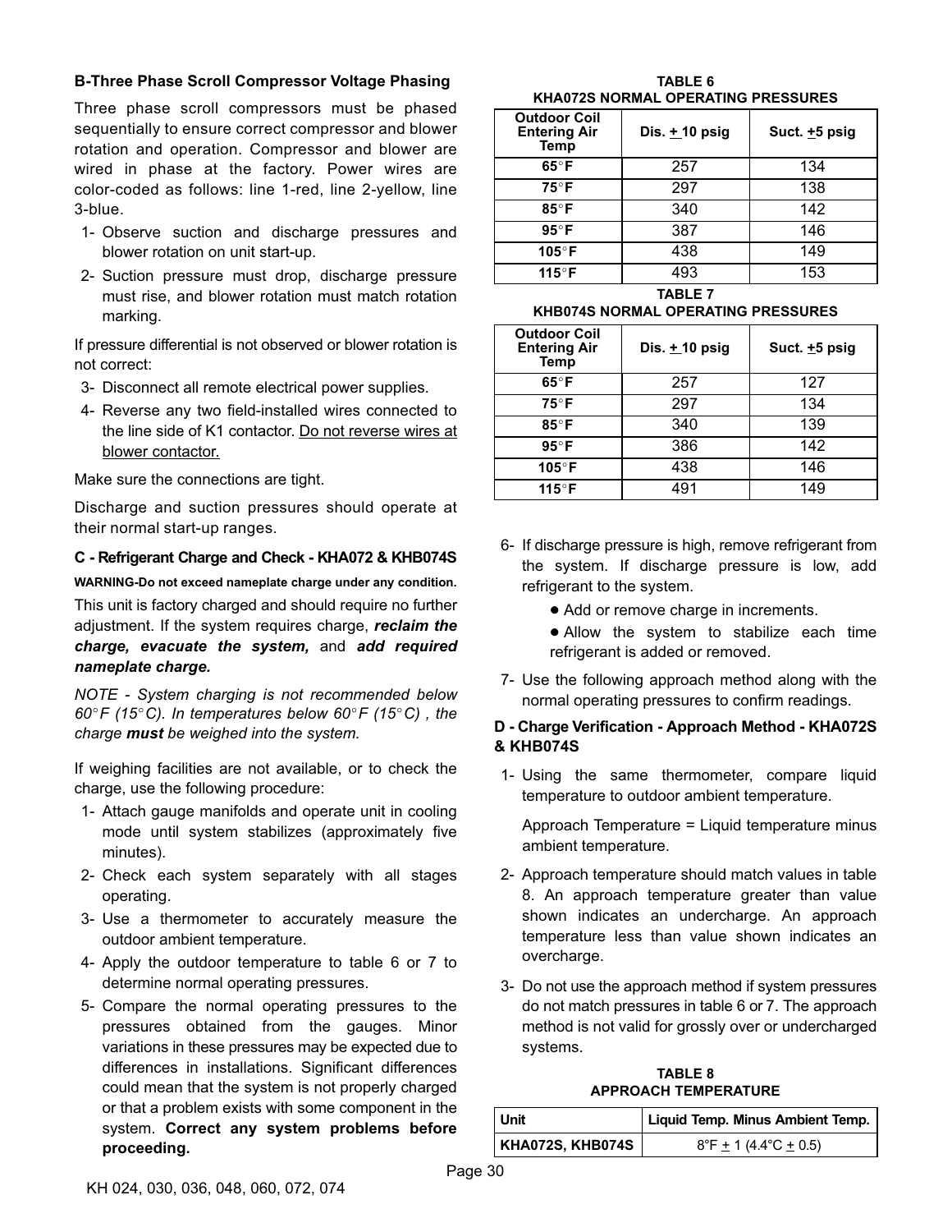### B-Three Phase Scroll Compressor Voltage Phasing

Three phase scroll compressors must be phased sequentially to ensure correct compressor and blower rotation and operation. Compressor and blower are wired in phase at the factory. Power wires are color-coded as follows: line 1-red, line 2-yellow, line 3-blue.

1- Observe suction and discharge pressures and blower rotation on unit start-up.
2- Suction pressure must drop, discharge pressure must rise, and blower rotation must match rotation marking.

If pressure differential is not observed or blower rotation is not correct:

3- Disconnect all remote electrical power supplies.
4- Reverse any two field-installed wires connected to the line side of K1 contactor. Do not reverse wires at blower contactor.

Make sure the connections are tight.

Discharge and suction pressures should operate at their normal start-up ranges.

### C - Refrigerant Charge and Check - KHA072 & KHB074S

**WARNING-Do not exceed nameplate charge under any condition.**

This unit is factory charged and should require no further adjustment. If the system requires charge, ***reclaim the charge, evacuate the system,*** and ***add required nameplate charge.***

*NOTE - System charging is not recommended below 60°F (15°C). In temperatures below 60°F (15°C) , the charge **must** be weighed into the system.*

If weighing facilities are not available, or to check the charge, use the following procedure:

1- Attach gauge manifolds and operate unit in cooling mode until system stabilizes (approximately five minutes).
2- Check each system separately with all stages operating.
3- Use a thermometer to accurately measure the outdoor ambient temperature.
4- Apply the outdoor temperature to table 6 or 7 to determine normal operating pressures.
5- Compare the normal operating pressures to the pressures obtained from the gauges. Minor variations in these pressures may be expected due to differences in installations. Significant differences could mean that the system is not properly charged or that a problem exists with some component in the system. **Correct any system problems before proceeding.**

**TABLE 6**
**KHA072S NORMAL OPERATING PRESSURES**

| Outdoor Coil Entering Air Temp | Dis. ± 10 psig | Suct. ±5 psig |
|---|---|---|
| 65°F | 257 | 134 |
| 75°F | 297 | 138 |
| 85°F | 340 | 142 |
| 95°F | 387 | 146 |
| 105°F | 438 | 149 |
| 115°F | 493 | 153 |

**TABLE 7**
**KHB074S NORMAL OPERATING PRESSURES**

| Outdoor Coil Entering Air Temp | Dis. ± 10 psig | Suct. ±5 psig |
|---|---|---|
| 65°F | 257 | 127 |
| 75°F | 297 | 134 |
| 85°F | 340 | 139 |
| 95°F | 386 | 142 |
| 105°F | 438 | 146 |
| 115°F | 491 | 149 |

6- If discharge pressure is high, remove refrigerant from the system. If discharge pressure is low, add refrigerant to the system.
   - Add or remove charge in increments.
   - Allow the system to stabilize each time refrigerant is added or removed.
7- Use the following approach method along with the normal operating pressures to confirm readings.

### D - Charge Verification - Approach Method - KHA072S & KHB074S

1- Using the same thermometer, compare liquid temperature to outdoor ambient temperature.

   Approach Temperature = Liquid temperature minus ambient temperature.

2- Approach temperature should match values in table 8. An approach temperature greater than value shown indicates an undercharge. An approach temperature less than value shown indicates an overcharge.
3- Do not use the approach method if system pressures do not match pressures in table 6 or 7. The approach method is not valid for grossly over or undercharged systems.

**TABLE 8**
**APPROACH TEMPERATURE**

| Unit | Liquid Temp. Minus Ambient Temp. |
|---|---|
| KHA072S, KHB074S | 8°F ± 1 (4.4°C ± 0.5) |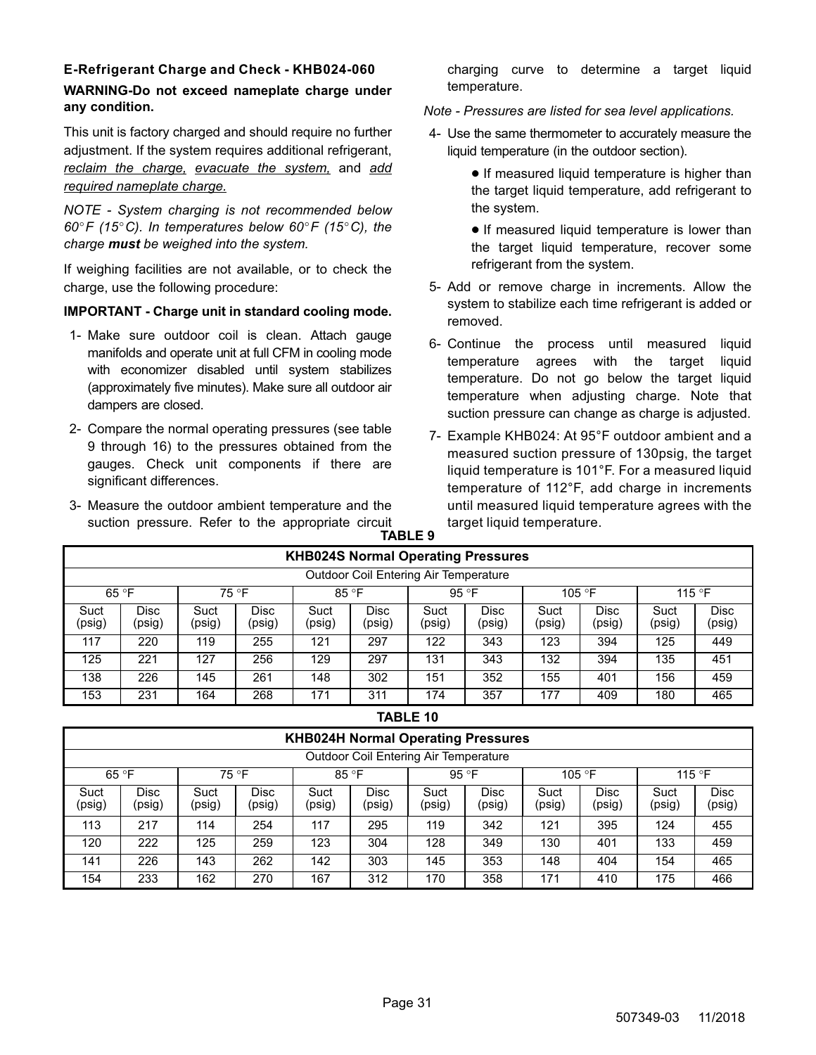### E-Refrigerant Charge and Check - KHB024-060

**WARNING-Do not exceed nameplate charge under any condition.**

This unit is factory charged and should require no further adjustment. If the system requires additional refrigerant, _reclaim the charge_, _evacuate the system_, and _add required nameplate charge._

*NOTE - System charging is not recommended below 60°F (15°C). In temperatures below 60°F (15°C), the charge **must** be weighed into the system.*

If weighing facilities are not available, or to check the charge, use the following procedure:

**IMPORTANT - Charge unit in standard cooling mode.**

1- Make sure outdoor coil is clean. Attach gauge manifolds and operate unit at full CFM in cooling mode with economizer disabled until system stabilizes (approximately five minutes). Make sure all outdoor air dampers are closed.

2- Compare the normal operating pressures (see table 9 through 16) to the pressures obtained from the gauges. Check unit components if there are significant differences.

3- Measure the outdoor ambient temperature and the suction pressure. Refer to the appropriate circuit charging curve to determine a target liquid temperature.

*Note - Pressures are listed for sea level applications.*

4- Use the same thermometer to accurately measure the liquid temperature (in the outdoor section).

- If measured liquid temperature is higher than the target liquid temperature, add refrigerant to the system.
- If measured liquid temperature is lower than the target liquid temperature, recover some refrigerant from the system.

5- Add or remove charge in increments. Allow the system to stabilize each time refrigerant is added or removed.

6- Continue the process until measured liquid temperature agrees with the target liquid temperature. Do not go below the target liquid temperature when adjusting charge. Note that suction pressure can change as charge is adjusted.

7- Example KHB024: At 95°F outdoor ambient and a measured suction pressure of 130psig, the target liquid temperature is 101°F. For a measured liquid temperature of 112°F, add charge in increments until measured liquid temperature agrees with the target liquid temperature.

**TABLE 9**

| KHB024S Normal Operating Pressures | | | | | | | | | | | |
|---|---|---|---|---|---|---|---|---|---|---|---|
| Outdoor Coil Entering Air Temperature | | | | | | | | | | | |
| 65 °F | | 75 °F | | 85 °F | | 95 °F | | 105 °F | | 115 °F | |
| Suct (psig) | Disc (psig) | Suct (psig) | Disc (psig) | Suct (psig) | Disc (psig) | Suct (psig) | Disc (psig) | Suct (psig) | Disc (psig) | Suct (psig) | Disc (psig) |
| 117 | 220 | 119 | 255 | 121 | 297 | 122 | 343 | 123 | 394 | 125 | 449 |
| 125 | 221 | 127 | 256 | 129 | 297 | 131 | 343 | 132 | 394 | 135 | 451 |
| 138 | 226 | 145 | 261 | 148 | 302 | 151 | 352 | 155 | 401 | 156 | 459 |
| 153 | 231 | 164 | 268 | 171 | 311 | 174 | 357 | 177 | 409 | 180 | 465 |

**TABLE 10**

| KHB024H Normal Operating Pressures | | | | | | | | | | | |
|---|---|---|---|---|---|---|---|---|---|---|---|
| Outdoor Coil Entering Air Temperature | | | | | | | | | | | |
| 65 °F | | 75 °F | | 85 °F | | 95 °F | | 105 °F | | 115 °F | |
| Suct (psig) | Disc (psig) | Suct (psig) | Disc (psig) | Suct (psig) | Disc (psig) | Suct (psig) | Disc (psig) | Suct (psig) | Disc (psig) | Suct (psig) | Disc (psig) |
| 113 | 217 | 114 | 254 | 117 | 295 | 119 | 342 | 121 | 395 | 124 | 455 |
| 120 | 222 | 125 | 259 | 123 | 304 | 128 | 349 | 130 | 401 | 133 | 459 |
| 141 | 226 | 143 | 262 | 142 | 303 | 145 | 353 | 148 | 404 | 154 | 465 |
| 154 | 233 | 162 | 270 | 167 | 312 | 170 | 358 | 171 | 410 | 175 | 466 |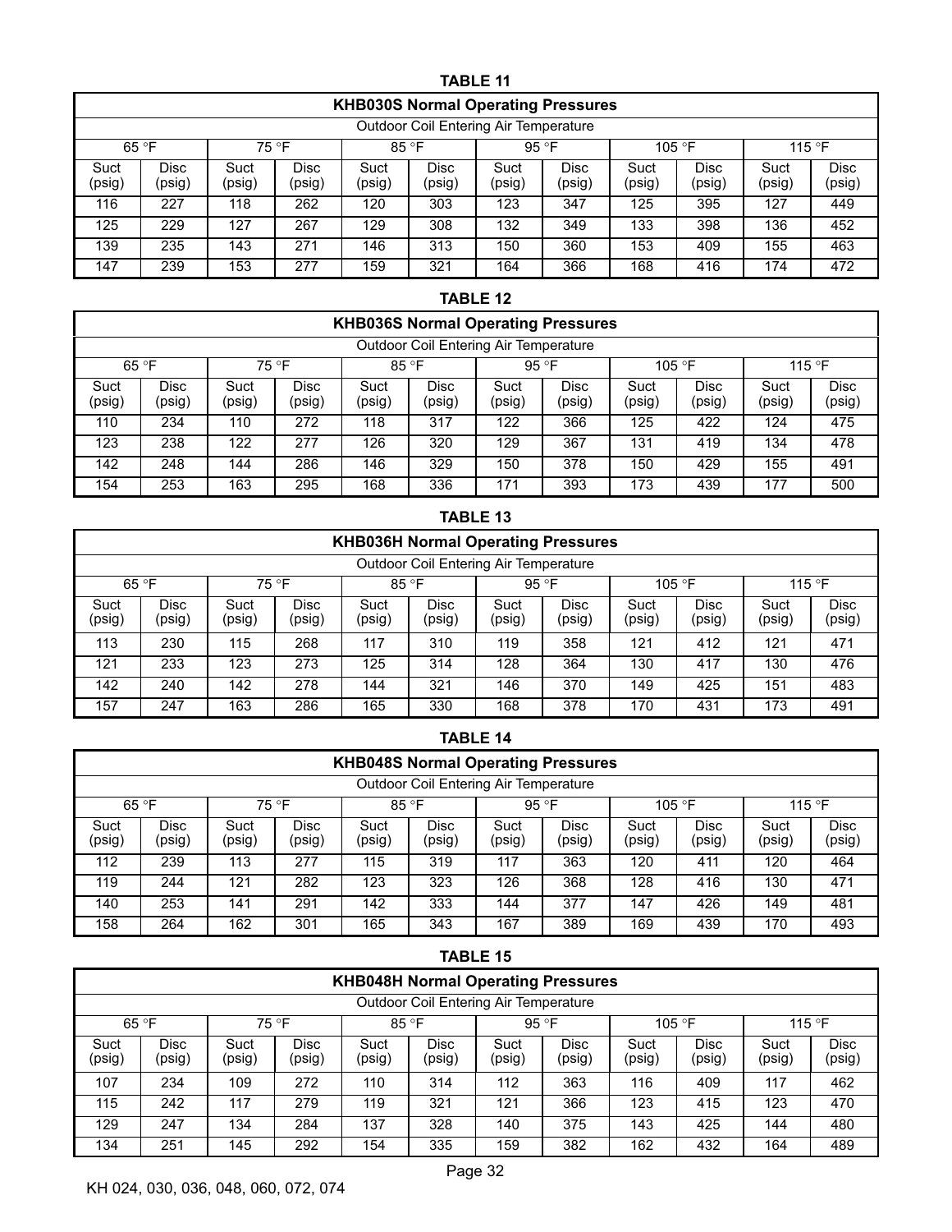**TABLE 11**

| KHB030S Normal Operating Pressures | | | | | | | | | | | |
|---|---|---|---|---|---|---|---|---|---|---|---|
| Outdoor Coil Entering Air Temperature | | | | | | | | | | | |
| 65 °F | | 75 °F | | 85 °F | | 95 °F | | 105 °F | | 115 °F | |
| Suct (psig) | Disc (psig) | Suct (psig) | Disc (psig) | Suct (psig) | Disc (psig) | Suct (psig) | Disc (psig) | Suct (psig) | Disc (psig) | Suct (psig) | Disc (psig) |
| 116 | 227 | 118 | 262 | 120 | 303 | 123 | 347 | 125 | 395 | 127 | 449 |
| 125 | 229 | 127 | 267 | 129 | 308 | 132 | 349 | 133 | 398 | 136 | 452 |
| 139 | 235 | 143 | 271 | 146 | 313 | 150 | 360 | 153 | 409 | 155 | 463 |
| 147 | 239 | 153 | 277 | 159 | 321 | 164 | 366 | 168 | 416 | 174 | 472 |

**TABLE 12**

| KHB036S Normal Operating Pressures | | | | | | | | | | | |
|---|---|---|---|---|---|---|---|---|---|---|---|
| Outdoor Coil Entering Air Temperature | | | | | | | | | | | |
| 65 °F | | 75 °F | | 85 °F | | 95 °F | | 105 °F | | 115 °F | |
| Suct (psig) | Disc (psig) | Suct (psig) | Disc (psig) | Suct (psig) | Disc (psig) | Suct (psig) | Disc (psig) | Suct (psig) | Disc (psig) | Suct (psig) | Disc (psig) |
| 110 | 234 | 110 | 272 | 118 | 317 | 122 | 366 | 125 | 422 | 124 | 475 |
| 123 | 238 | 122 | 277 | 126 | 320 | 129 | 367 | 131 | 419 | 134 | 478 |
| 142 | 248 | 144 | 286 | 146 | 329 | 150 | 378 | 150 | 429 | 155 | 491 |
| 154 | 253 | 163 | 295 | 168 | 336 | 171 | 393 | 173 | 439 | 177 | 500 |

**TABLE 13**

| KHB036H Normal Operating Pressures | | | | | | | | | | | |
|---|---|---|---|---|---|---|---|---|---|---|---|
| Outdoor Coil Entering Air Temperature | | | | | | | | | | | |
| 65 °F | | 75 °F | | 85 °F | | 95 °F | | 105 °F | | 115 °F | |
| Suct (psig) | Disc (psig) | Suct (psig) | Disc (psig) | Suct (psig) | Disc (psig) | Suct (psig) | Disc (psig) | Suct (psig) | Disc (psig) | Suct (psig) | Disc (psig) |
| 113 | 230 | 115 | 268 | 117 | 310 | 119 | 358 | 121 | 412 | 121 | 471 |
| 121 | 233 | 123 | 273 | 125 | 314 | 128 | 364 | 130 | 417 | 130 | 476 |
| 142 | 240 | 142 | 278 | 144 | 321 | 146 | 370 | 149 | 425 | 151 | 483 |
| 157 | 247 | 163 | 286 | 165 | 330 | 168 | 378 | 170 | 431 | 173 | 491 |

**TABLE 14**

| KHB048S Normal Operating Pressures | | | | | | | | | | | |
|---|---|---|---|---|---|---|---|---|---|---|---|
| Outdoor Coil Entering Air Temperature | | | | | | | | | | | |
| 65 °F | | 75 °F | | 85 °F | | 95 °F | | 105 °F | | 115 °F | |
| Suct (psig) | Disc (psig) | Suct (psig) | Disc (psig) | Suct (psig) | Disc (psig) | Suct (psig) | Disc (psig) | Suct (psig) | Disc (psig) | Suct (psig) | Disc (psig) |
| 112 | 239 | 113 | 277 | 115 | 319 | 117 | 363 | 120 | 411 | 120 | 464 |
| 119 | 244 | 121 | 282 | 123 | 323 | 126 | 368 | 128 | 416 | 130 | 471 |
| 140 | 253 | 141 | 291 | 142 | 333 | 144 | 377 | 147 | 426 | 149 | 481 |
| 158 | 264 | 162 | 301 | 165 | 343 | 167 | 389 | 169 | 439 | 170 | 493 |

**TABLE 15**

| KHB048H Normal Operating Pressures | | | | | | | | | | | |
|---|---|---|---|---|---|---|---|---|---|---|---|
| Outdoor Coil Entering Air Temperature | | | | | | | | | | | |
| 65 °F | | 75 °F | | 85 °F | | 95 °F | | 105 °F | | 115 °F | |
| Suct (psig) | Disc (psig) | Suct (psig) | Disc (psig) | Suct (psig) | Disc (psig) | Suct (psig) | Disc (psig) | Suct (psig) | Disc (psig) | Suct (psig) | Disc (psig) |
| 107 | 234 | 109 | 272 | 110 | 314 | 112 | 363 | 116 | 409 | 117 | 462 |
| 115 | 242 | 117 | 279 | 119 | 321 | 121 | 366 | 123 | 415 | 123 | 470 |
| 129 | 247 | 134 | 284 | 137 | 328 | 140 | 375 | 143 | 425 | 144 | 480 |
| 134 | 251 | 145 | 292 | 154 | 335 | 159 | 382 | 162 | 432 | 164 | 489 |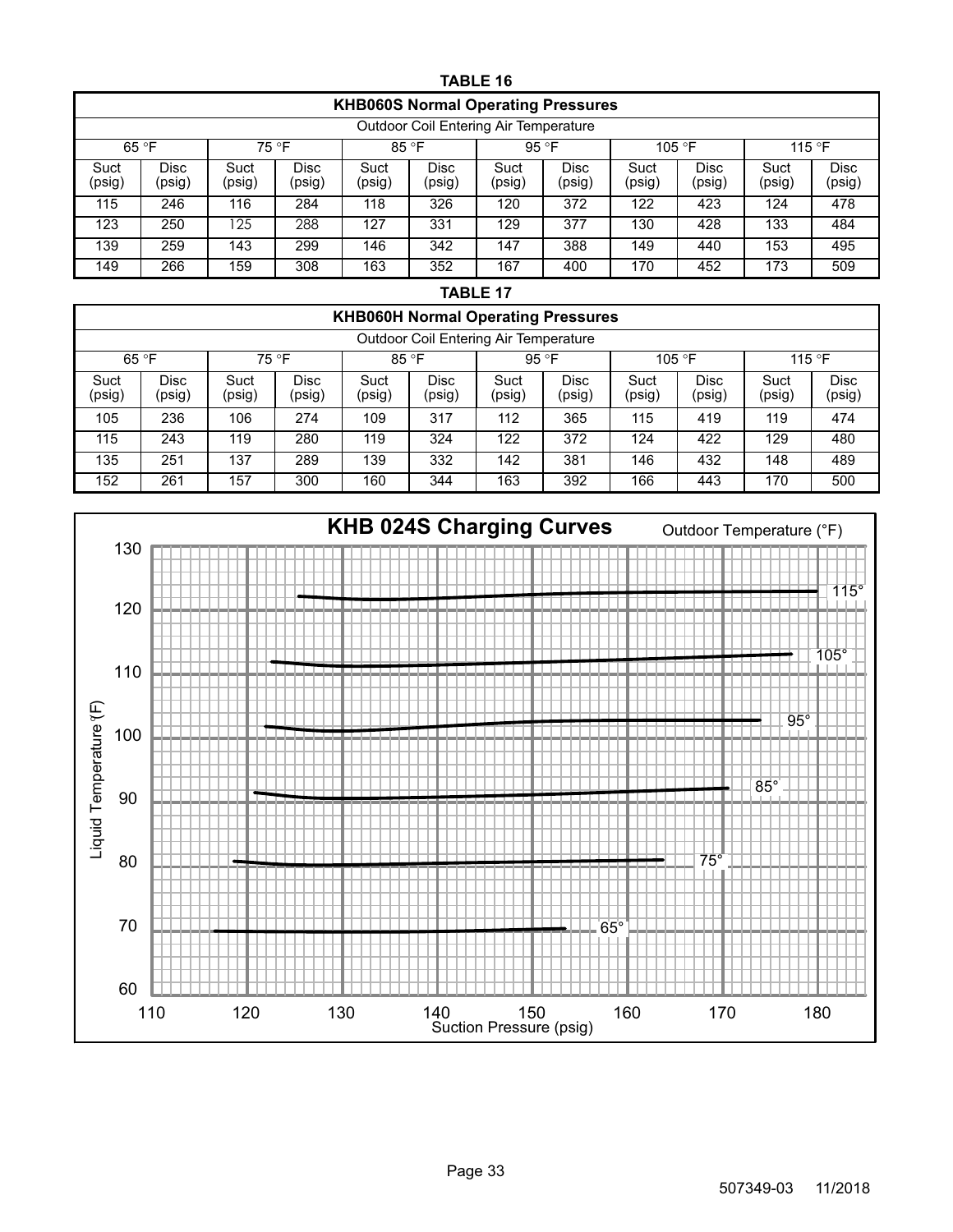**TABLE 16**

| KHB060S Normal Operating Pressures | | | | | | | | | | | |
|---|---|---|---|---|---|---|---|---|---|---|---|
| Outdoor Coil Entering Air Temperature | | | | | | | | | | | |
| 65 °F | | 75 °F | | 85 °F | | 95 °F | | 105 °F | | 115 °F | |
| Suct (psig) | Disc (psig) | Suct (psig) | Disc (psig) | Suct (psig) | Disc (psig) | Suct (psig) | Disc (psig) | Suct (psig) | Disc (psig) | Suct (psig) | Disc (psig) |
| 115 | 246 | 116 | 284 | 118 | 326 | 120 | 372 | 122 | 423 | 124 | 478 |
| 123 | 250 | 125 | 288 | 127 | 331 | 129 | 377 | 130 | 428 | 133 | 484 |
| 139 | 259 | 143 | 299 | 146 | 342 | 147 | 388 | 149 | 440 | 153 | 495 |
| 149 | 266 | 159 | 308 | 163 | 352 | 167 | 400 | 170 | 452 | 173 | 509 |

**TABLE 17**

| KHB060H Normal Operating Pressures | | | | | | | | | | | |
|---|---|---|---|---|---|---|---|---|---|---|---|
| Outdoor Coil Entering Air Temperature | | | | | | | | | | | |
| 65 °F | | 75 °F | | 85 °F | | 95 °F | | 105 °F | | 115 °F | |
| Suct (psig) | Disc (psig) | Suct (psig) | Disc (psig) | Suct (psig) | Disc (psig) | Suct (psig) | Disc (psig) | Suct (psig) | Disc (psig) | Suct (psig) | Disc (psig) |
| 105 | 236 | 106 | 274 | 109 | 317 | 112 | 365 | 115 | 419 | 119 | 474 |
| 115 | 243 | 119 | 280 | 119 | 324 | 122 | 372 | 124 | 422 | 129 | 480 |
| 135 | 251 | 137 | 289 | 139 | 332 | 142 | 381 | 146 | 432 | 148 | 489 |
| 152 | 261 | 157 | 300 | 160 | 344 | 163 | 392 | 166 | 443 | 170 | 500 |

**KHB 024S Charging Curves**

Outdoor Temperature (°F)

Liquid Temperature (°F) vs. Suction Pressure (psig)

Curves: 65°, 75°, 85°, 95°, 105°, 115°

507349-03 11/2018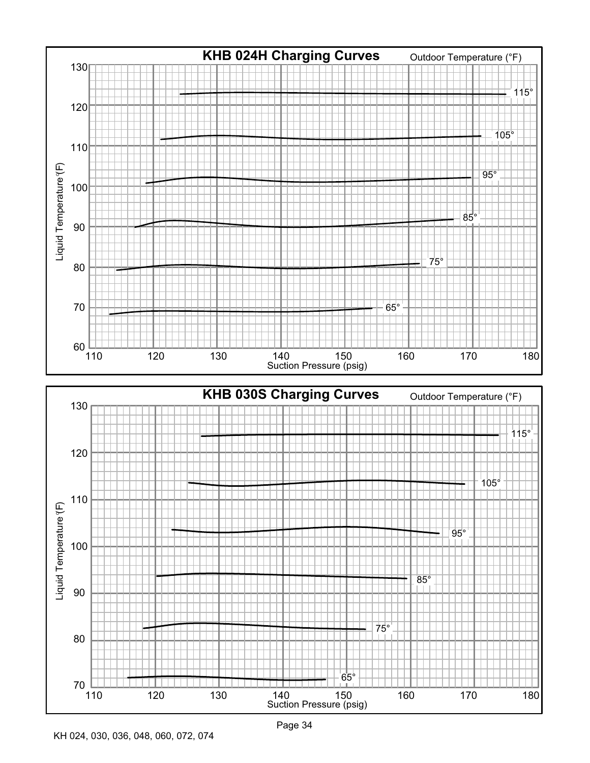## KHB 024H Charging Curves

Outdoor Temperature (°F)

Liquid Temperature (°F)

Suction Pressure (psig)

Curves: 115°, 105°, 95°, 85°, 75°, 65°

Y-axis: 60, 70, 80, 90, 100, 110, 120, 130

X-axis: 110, 120, 130, 140, 150, 160, 170, 180

## KHB 030S Charging Curves

Outdoor Temperature (°F)

Liquid Temperature (°F)

Suction Pressure (psig)

Curves: 115°, 105°, 95°, 85°, 75°, 65°

Y-axis: 70, 80, 90, 100, 110, 120, 130

X-axis: 110, 120, 130, 140, 150, 160, 170, 180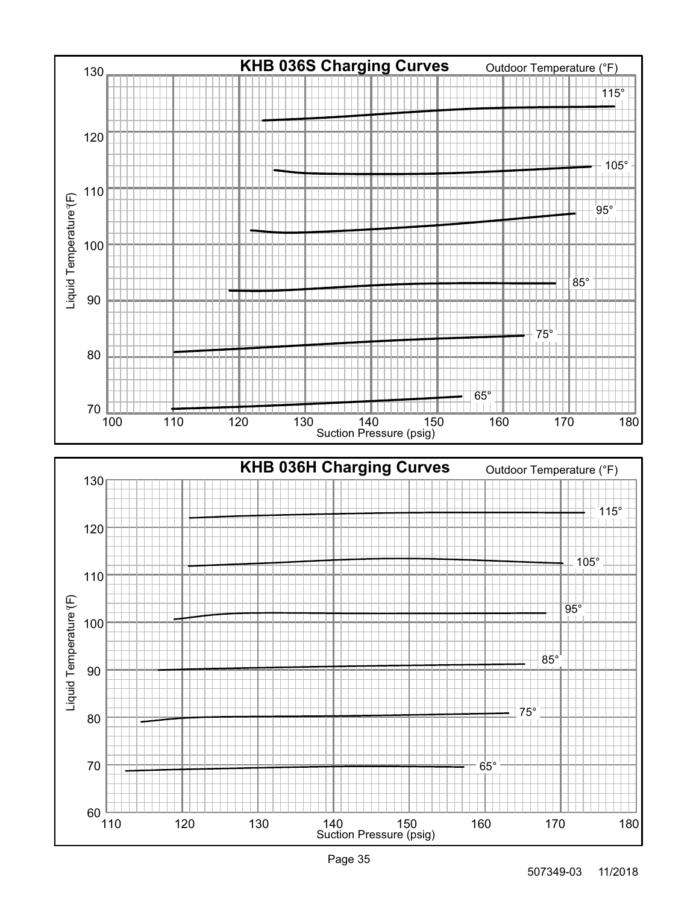## KHB 036S Charging Curves

Outdoor Temperature (°F): 115°, 105°, 95°, 85°, 75°, 65°

Liquid Temperature (°F): 70, 80, 90, 100, 110, 120, 130

Suction Pressure (psig): 100, 110, 120, 130, 140, 150, 160, 170, 180

## KHB 036H Charging Curves

Outdoor Temperature (°F): 115°, 105°, 95°, 85°, 75°, 65°

Liquid Temperature (°F): 60, 70, 80, 90, 100, 110, 120, 130

Suction Pressure (psig): 110, 120, 130, 140, 150, 160, 170, 180

507349-03 11/2018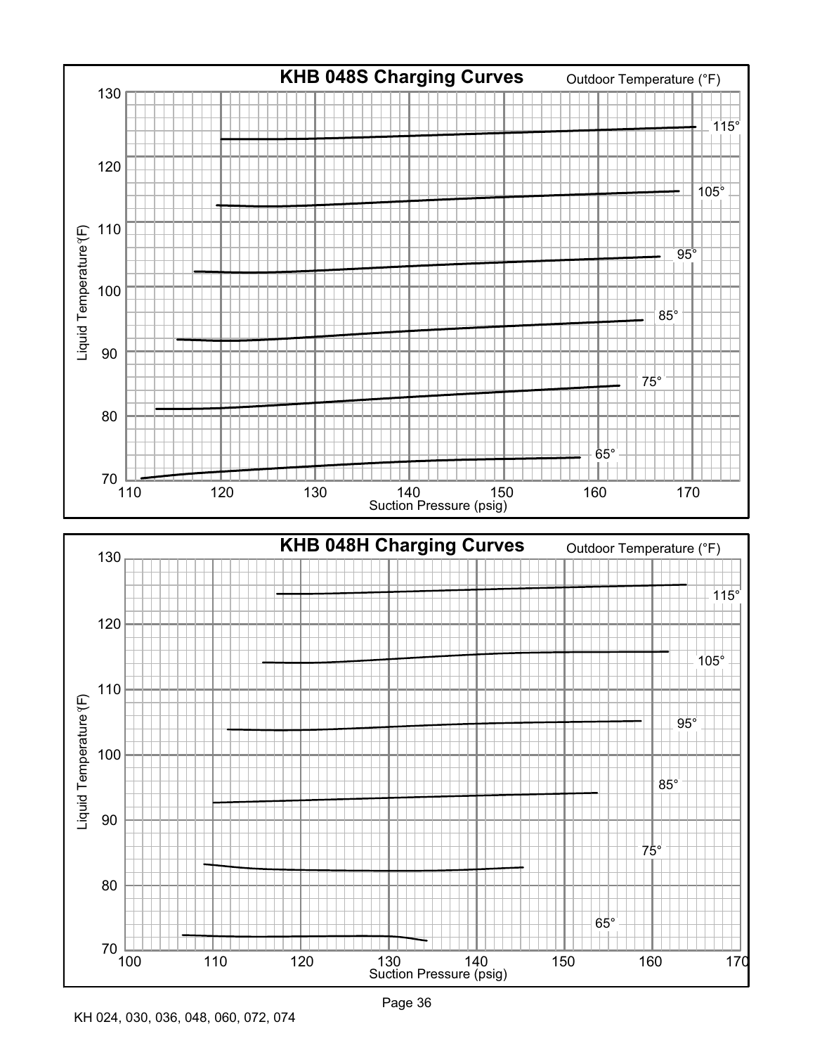**KHB 048S Charging Curves**

Outdoor Temperature (°F)

Liquid Temperature (°F): 70, 80, 90, 100, 110, 120, 130

Suction Pressure (psig): 110, 120, 130, 140, 150, 160, 170

Curves: 115°, 105°, 95°, 85°, 75°, 65°

**KHB 048H Charging Curves**

Outdoor Temperature (°F)

Liquid Temperature (°F): 70, 80, 90, 100, 110, 120, 130

Suction Pressure (psig): 100, 110, 120, 130, 140, 150, 160, 170

Curves: 115°, 105°, 95°, 85°, 75°, 65°

KH 024, 030, 036, 048, 060, 072, 074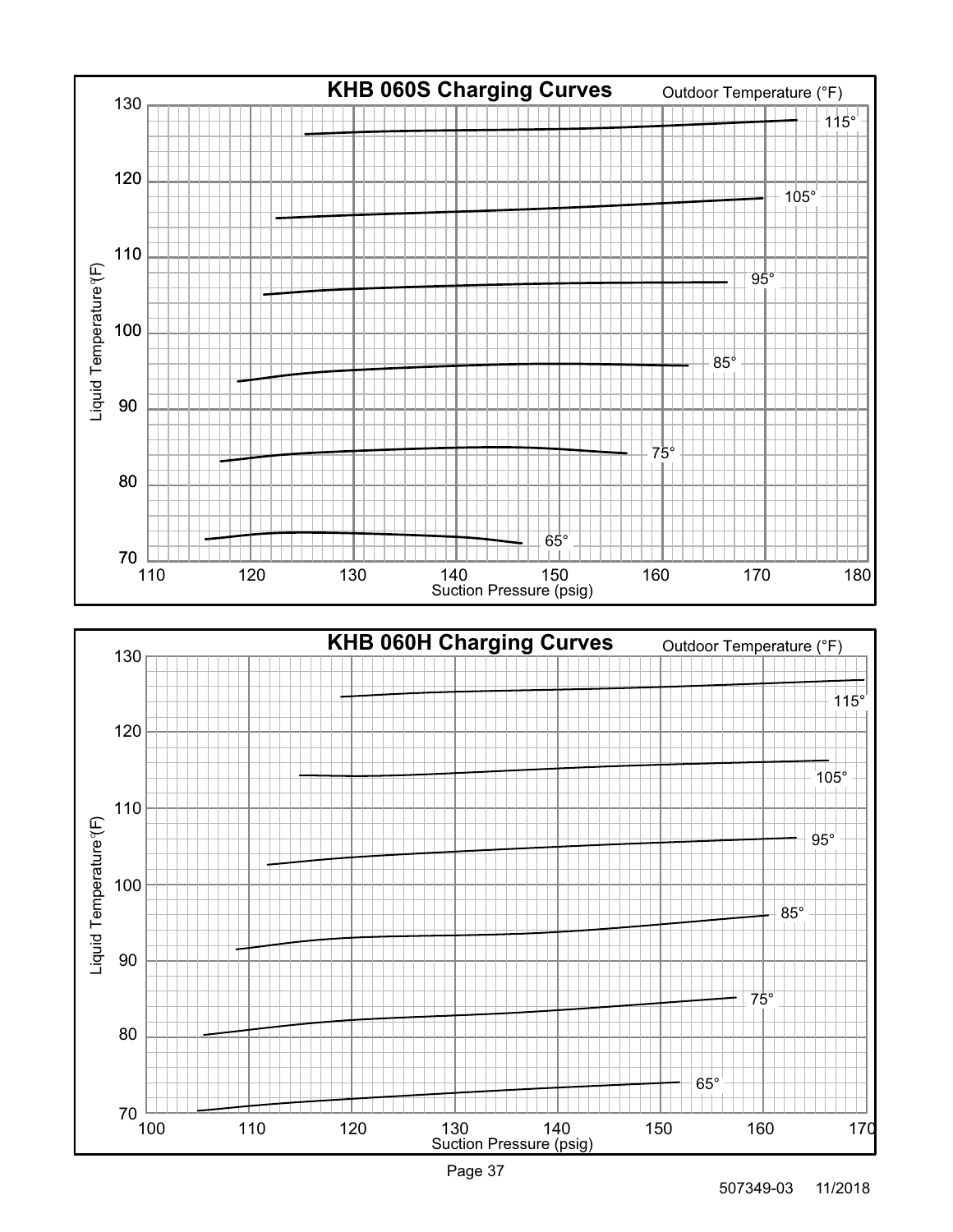## KHB 060S Charging Curves

Outdoor Temperature (°F)

Liquid Temperature (°F): 70, 80, 90, 100, 110, 120, 130

Suction Pressure (psig): 110, 120, 130, 140, 150, 160, 170, 180

Curves: 115°, 105°, 95°, 85°, 75°, 65°

## KHB 060H Charging Curves

Outdoor Temperature (°F)

Liquid Temperature (°F): 70, 80, 90, 100, 110, 120, 130

Suction Pressure (psig): 100, 110, 120, 130, 140, 150, 160, 170

Curves: 115°, 105°, 95°, 85°, 75°, 65°

507349-03 11/2018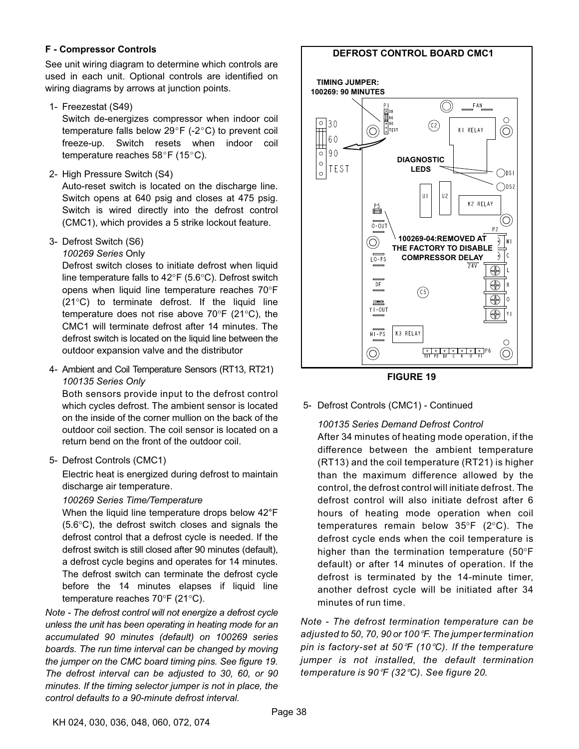### F - Compressor Controls

See unit wiring diagram to determine which controls are used in each unit. Optional controls are identified on wiring diagrams by arrows at junction points.

1- Freezestat (S49)

   Switch de-energizes compressor when indoor coil temperature falls below 29°F (-2°C) to prevent coil freeze-up. Switch resets when indoor coil temperature reaches 58°F (15°C).

2- High Pressure Switch (S4)

   Auto-reset switch is located on the discharge line. Switch opens at 640 psig and closes at 475 psig. Switch is wired directly into the defrost control (CMC1), which provides a 5 strike lockout feature.

3- Defrost Switch (S6)

   *100269 Series* Only

   Defrost switch closes to initiate defrost when liquid line temperature falls to 42°F (5.6°C). Defrost switch opens when liquid line temperature reaches 70°F (21°C) to terminate defrost. If the liquid line temperature does not rise above 70°F (21°C), the CMC1 will terminate defrost after 14 minutes. The defrost switch is located on the liquid line between the outdoor expansion valve and the distributor

4- Ambient and Coil Temperature Sensors (RT13, RT21)

   *100135 Series Only*

   Both sensors provide input to the defrost control which cycles defrost. The ambient sensor is located on the inside of the corner mullion on the back of the outdoor coil section. The coil sensor is located on a return bend on the front of the outdoor coil.

5- Defrost Controls (CMC1)

   Electric heat is energized during defrost to maintain discharge air temperature.

   *100269 Series Time/Temperature*

   When the liquid line temperature drops below 42°F (5.6°C), the defrost switch closes and signals the defrost control that a defrost cycle is needed. If the defrost switch is still closed after 90 minutes (default), a defrost cycle begins and operates for 14 minutes. The defrost switch can terminate the defrost cycle before the 14 minutes elapses if liquid line temperature reaches 70°F (21°C).

*Note - The defrost control will not energize a defrost cycle unless the unit has been operating in heating mode for an accumulated 90 minutes (default) on 100269 series boards. The run time interval can be changed by moving the jumper on the CMC board timing pins. See figure 19. The defrost interval can be adjusted to 30, 60, or 90 minutes. If the timing selector jumper is not in place, the control defaults to a 90-minute defrost interval.*

**DEFROST CONTROL BOARD CMC1**

TIMING JUMPER: 100269: 90 MINUTES

DIAGNOSTIC LEDS

100269-04:REMOVED AT THE FACTORY TO DISABLE COMPRESSOR DELAY

**FIGURE 19**

5- Defrost Controls (CMC1) - Continued

   *100135 Series Demand Defrost Control*

   After 34 minutes of heating mode operation, if the difference between the ambient temperature (RT13) and the coil temperature (RT21) is higher than the maximum difference allowed by the control, the defrost control will initiate defrost. The defrost control will also initiate defrost after 6 hours of heating mode operation when coil temperatures remain below 35°F (2°C). The defrost cycle ends when the coil temperature is higher than the termination temperature (50°F default) or after 14 minutes of operation. If the defrost is terminated by the 14-minute timer, another defrost cycle will be initiated after 34 minutes of run time.

*Note - The defrost termination temperature can be adjusted to 50, 70, 90 or 100°F. The jumper termination pin is factory-set at 50°F (10°C). If the temperature jumper is not installed, the default termination temperature is 90°F (32°C). See figure 20.*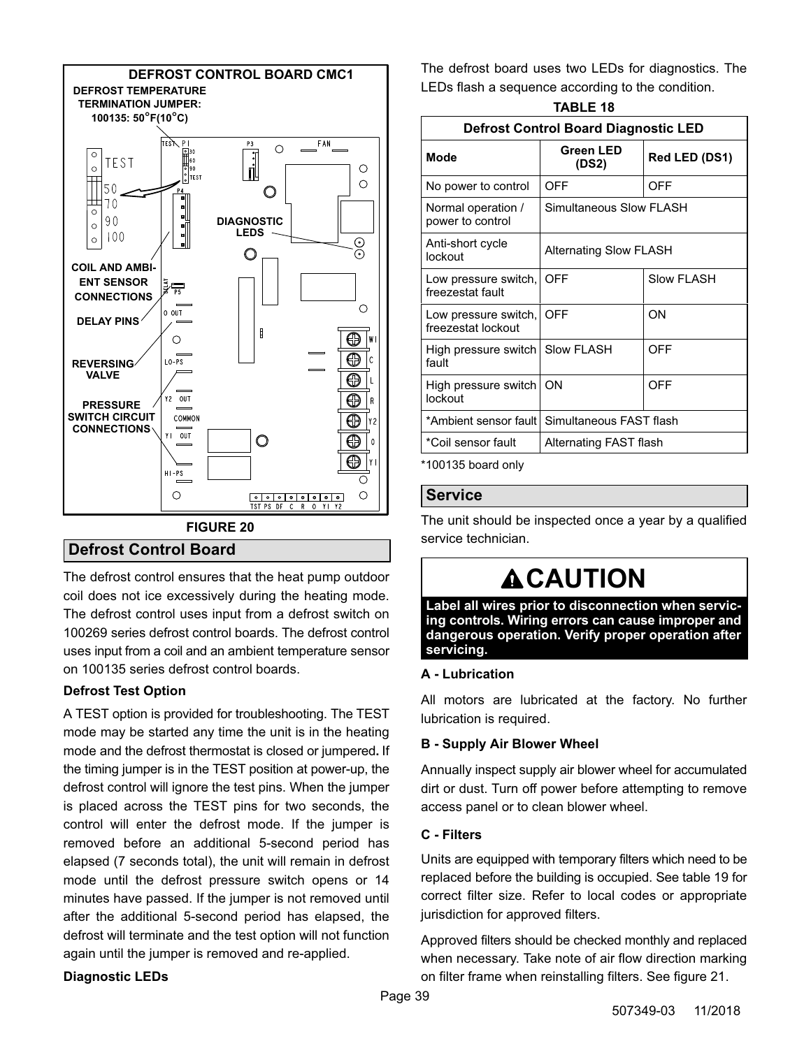**DEFROST CONTROL BOARD CMC1**

DEFROST TEMPERATURE TERMINATION JUMPER: 100135: 50°F(10°C)

DIAGNOSTIC LEDS

COIL AND AMBIENT SENSOR CONNECTIONS

DELAY PINS

REVERSING VALVE

PRESSURE SWITCH CIRCUIT CONNECTIONS

FIGURE 20

## Defrost Control Board

The defrost control ensures that the heat pump outdoor coil does not ice excessively during the heating mode. The defrost control uses input from a defrost switch on 100269 series defrost control boards. The defrost control uses input from a coil and an ambient temperature sensor on 100135 series defrost control boards.

**Defrost Test Option**

A TEST option is provided for troubleshooting. The TEST mode may be started any time the unit is in the heating mode and the defrost thermostat is closed or jumpered**.** If the timing jumper is in the TEST position at power-up, the defrost control will ignore the test pins. When the jumper is placed across the TEST pins for two seconds, the control will enter the defrost mode. If the jumper is removed before an additional 5-second period has elapsed (7 seconds total), the unit will remain in defrost mode until the defrost pressure switch opens or 14 minutes have passed. If the jumper is not removed until after the additional 5-second period has elapsed, the defrost will terminate and the test option will not function again until the jumper is removed and re-applied.

**Diagnostic LEDs**

The defrost board uses two LEDs for diagnostics. The LEDs flash a sequence according to the condition.

**TABLE 18**

| Defrost Control Board Diagnostic LED | | |
|---|---|---|
| **Mode** | **Green LED (DS2)** | **Red LED (DS1)** |
| No power to control | OFF | OFF |
| Normal operation / power to control | Simultaneous Slow FLASH | |
| Anti-short cycle lockout | Alternating Slow FLASH | |
| Low pressure switch, freezestat fault | OFF | Slow FLASH |
| Low pressure switch, freezestat lockout | OFF | ON |
| High pressure switch fault | Slow FLASH | OFF |
| High pressure switch lockout | ON | OFF |
| *Ambient sensor fault | Simultaneous FAST flash | |
| *Coil sensor fault | Alternating FAST flash | |

*100135 board only

## Service

The unit should be inspected once a year by a qualified service technician.

**⚠CAUTION**

**Label all wires prior to disconnection when servicing controls. Wiring errors can cause improper and dangerous operation. Verify proper operation after servicing.**

**A - Lubrication**

All motors are lubricated at the factory. No further lubrication is required.

**B - Supply Air Blower Wheel**

Annually inspect supply air blower wheel for accumulated dirt or dust. Turn off power before attempting to remove access panel or to clean blower wheel.

**C - Filters**

Units are equipped with temporary filters which need to be replaced before the building is occupied. See table 19 for correct filter size. Refer to local codes or appropriate jurisdiction for approved filters.

Approved filters should be checked monthly and replaced when necessary. Take note of air flow direction marking on filter frame when reinstalling filters. See figure 21.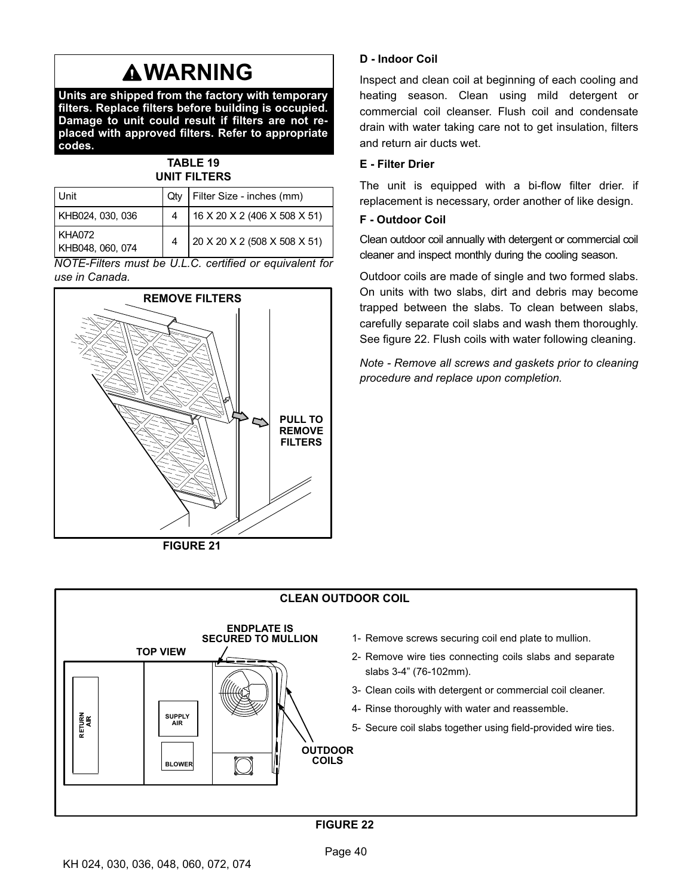# ⚠WARNING

**Units are shipped from the factory with temporary filters. Replace filters before building is occupied. Damage to unit could result if filters are not replaced with approved filters. Refer to appropriate codes.**

**TABLE 19**
**UNIT FILTERS**

| Unit | Qty | Filter Size - inches (mm) |
|---|---|---|
| KHB024, 030, 036 | 4 | 16 X 20 X 2 (406 X 508 X 51) |
| KHA072 KHB048, 060, 074 | 4 | 20 X 20 X 2 (508 X 508 X 51) |

*NOTE-Filters must be U.L.C. certified or equivalent for use in Canada.*

REMOVE FILTERS

PULL TO REMOVE FILTERS

**FIGURE 21**

**D - Indoor Coil**

Inspect and clean coil at beginning of each cooling and heating season. Clean using mild detergent or commercial coil cleanser. Flush coil and condensate drain with water taking care not to get insulation, filters and return air ducts wet.

**E - Filter Drier**

The unit is equipped with a bi-flow filter drier. if replacement is necessary, order another of like design.

**F - Outdoor Coil**

Clean outdoor coil annually with detergent or commercial coil cleaner and inspect monthly during the cooling season.

Outdoor coils are made of single and two formed slabs. On units with two slabs, dirt and debris may become trapped between the slabs. To clean between slabs, carefully separate coil slabs and wash them thoroughly. See figure 22. Flush coils with water following cleaning.

*Note - Remove all screws and gaskets prior to cleaning procedure and replace upon completion.*

**CLEAN OUTDOOR COIL**

TOP VIEW

ENDPLATE IS SECURED TO MULLION

RETURN AIR

SUPPLY AIR

BLOWER

OUTDOOR COILS

1- Remove screws securing coil end plate to mullion.
2- Remove wire ties connecting coils slabs and separate slabs 3-4” (76-102mm).
3- Clean coils with detergent or commercial coil cleaner.
4- Rinse thoroughly with water and reassemble.
5- Secure coil slabs together using field-provided wire ties.

**FIGURE 22**